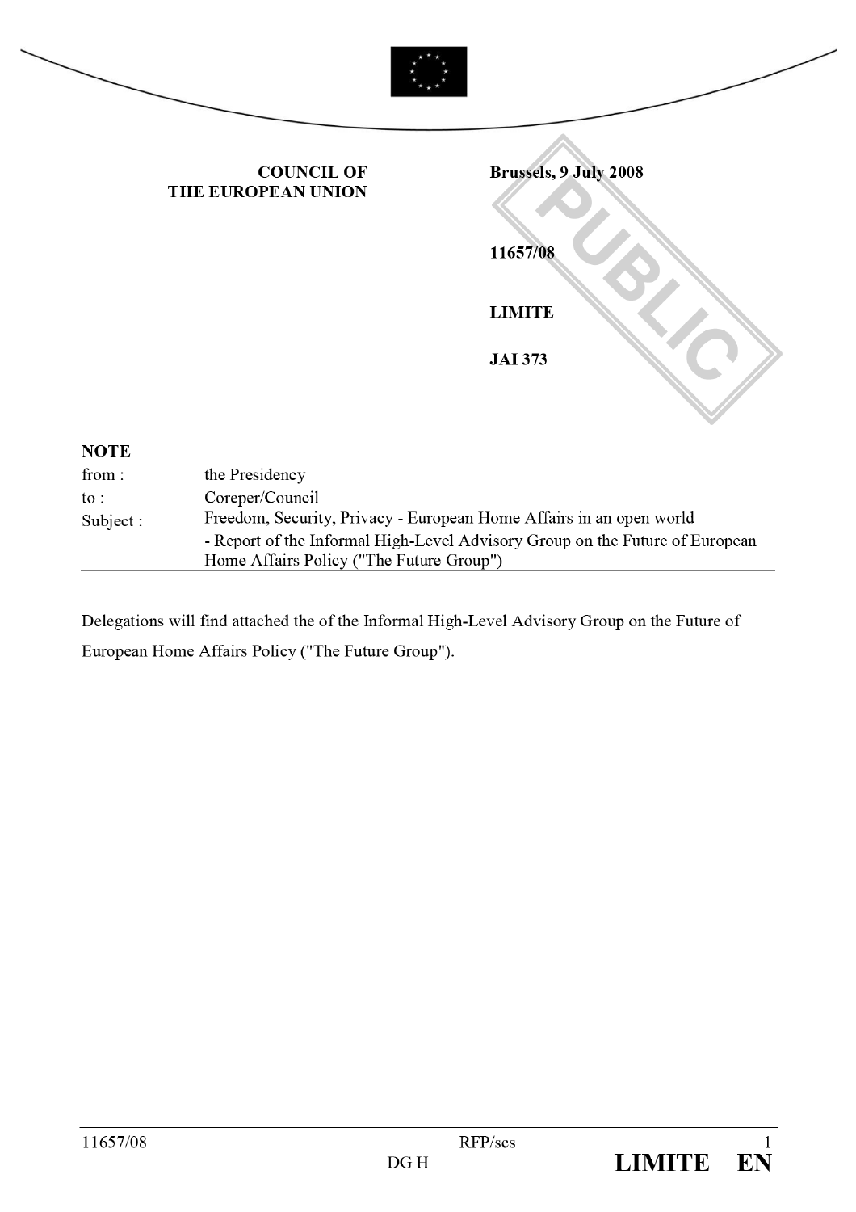**COUNCIL OF THE EUROPEAN UNION**

**Brussels, 9 July 2008**

**11657/08**

**LIMITE**

**JAI 373**

**NOTE**

| | |
|---|---|
| from : | the Presidency |
| to : | Coreper/Council |
| Subject : | Freedom, Security, Privacy - European Home Affairs in an open world<br>- Report of the Informal High-Level Advisory Group on the Future of European Home Affairs Policy ("The Future Group") |

Delegations will find attached the of the Informal High-Level Advisory Group on the Future of European Home Affairs Policy ("The Future Group").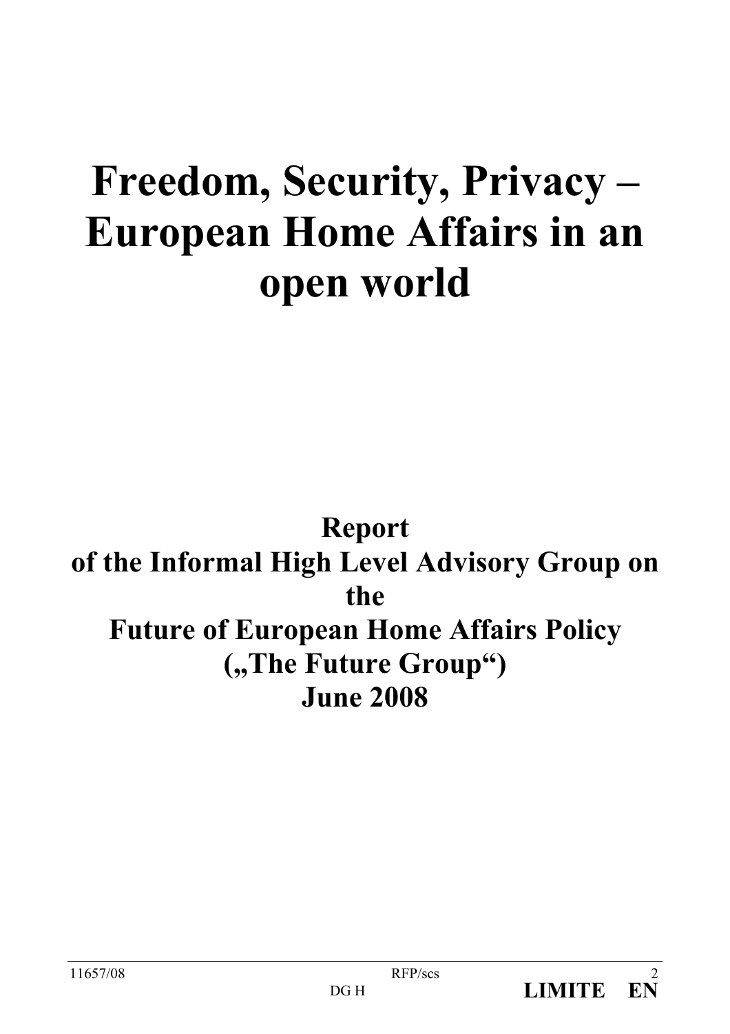# Freedom, Security, Privacy – European Home Affairs in an open world

**Report**
**of the Informal High Level Advisory Group on the**
**Future of European Home Affairs Policy**
**(„The Future Group“)**
**June 2008**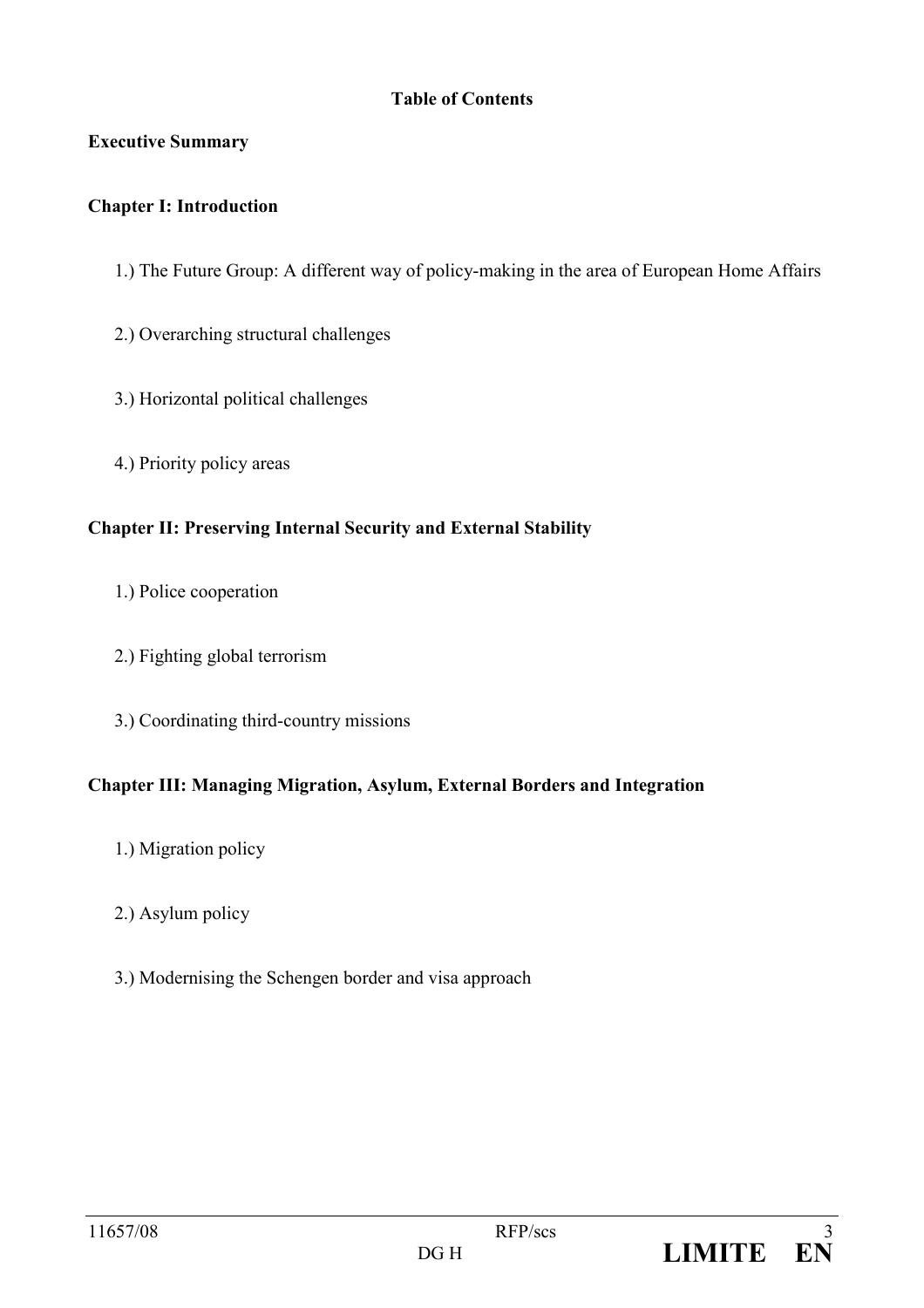## Table of Contents

**Executive Summary**

**Chapter I: Introduction**

1.) The Future Group: A different way of policy-making in the area of European Home Affairs

2.) Overarching structural challenges

3.) Horizontal political challenges

4.) Priority policy areas

**Chapter II: Preserving Internal Security and External Stability**

1.) Police cooperation

2.) Fighting global terrorism

3.) Coordinating third-country missions

**Chapter III: Managing Migration, Asylum, External Borders and Integration**

1.) Migration policy

2.) Asylum policy

3.) Modernising the Schengen border and visa approach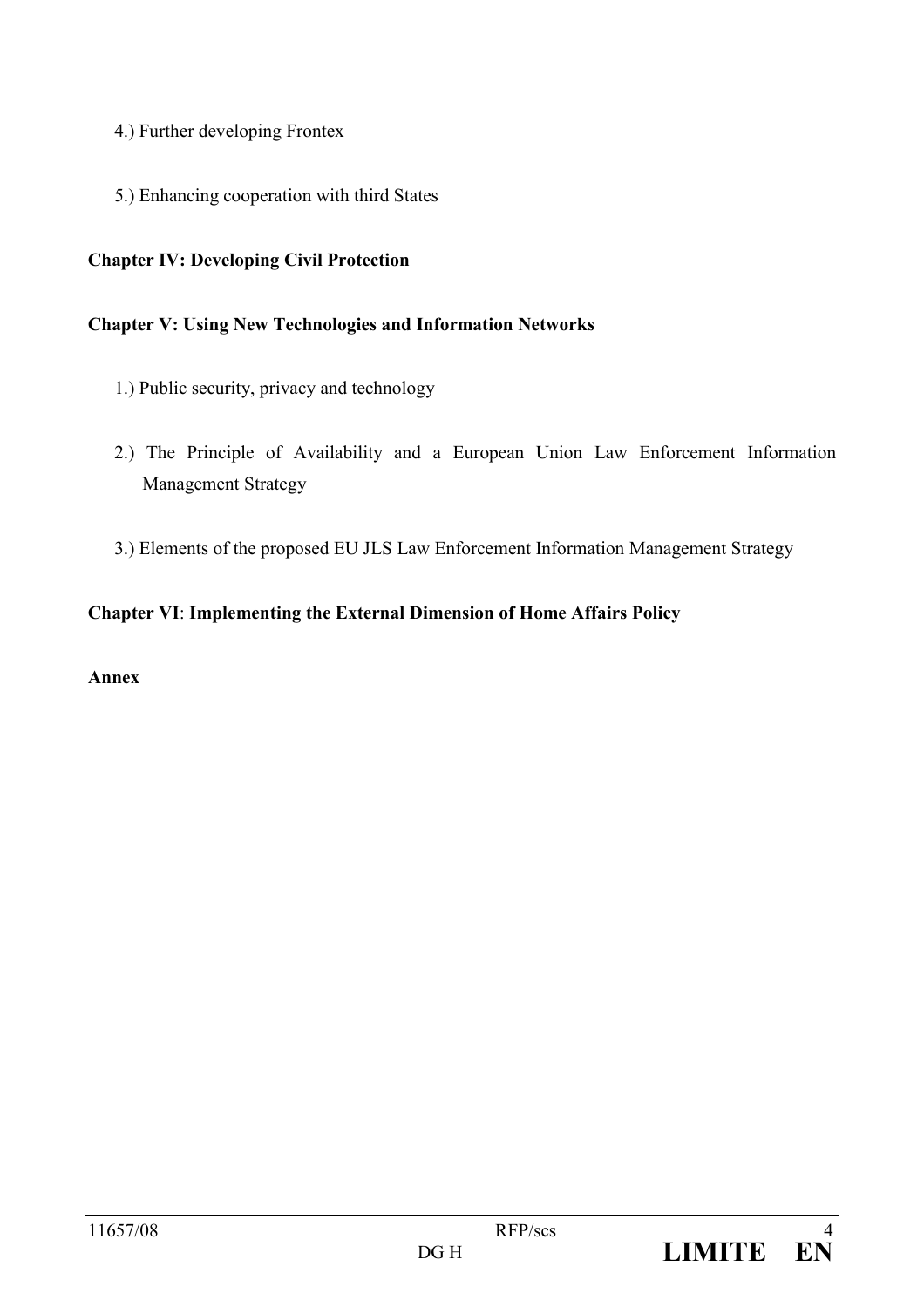4.) Further developing Frontex

5.) Enhancing cooperation with third States

**Chapter IV: Developing Civil Protection**

**Chapter V: Using New Technologies and Information Networks**

1.) Public security, privacy and technology

2.) The Principle of Availability and a European Union Law Enforcement Information Management Strategy

3.) Elements of the proposed EU JLS Law Enforcement Information Management Strategy

**Chapter VI**: **Implementing the External Dimension of Home Affairs Policy**

**Annex**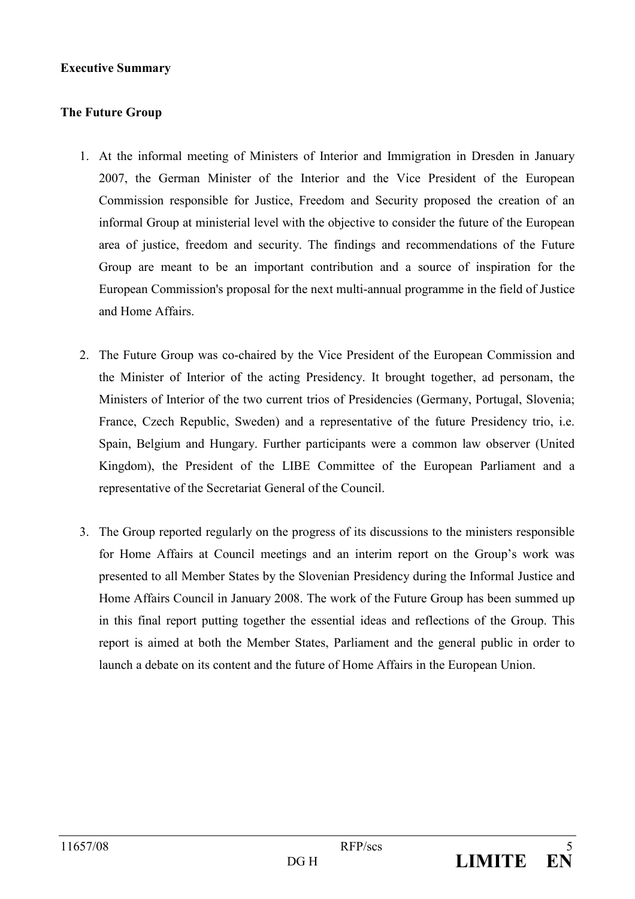**Executive Summary**

**The Future Group**

1. At the informal meeting of Ministers of Interior and Immigration in Dresden in January 2007, the German Minister of the Interior and the Vice President of the European Commission responsible for Justice, Freedom and Security proposed the creation of an informal Group at ministerial level with the objective to consider the future of the European area of justice, freedom and security. The findings and recommendations of the Future Group are meant to be an important contribution and a source of inspiration for the European Commission's proposal for the next multi-annual programme in the field of Justice and Home Affairs.

2. The Future Group was co-chaired by the Vice President of the European Commission and the Minister of Interior of the acting Presidency. It brought together, ad personam, the Ministers of Interior of the two current trios of Presidencies (Germany, Portugal, Slovenia; France, Czech Republic, Sweden) and a representative of the future Presidency trio, i.e. Spain, Belgium and Hungary. Further participants were a common law observer (United Kingdom), the President of the LIBE Committee of the European Parliament and a representative of the Secretariat General of the Council.

3. The Group reported regularly on the progress of its discussions to the ministers responsible for Home Affairs at Council meetings and an interim report on the Group's work was presented to all Member States by the Slovenian Presidency during the Informal Justice and Home Affairs Council in January 2008. The work of the Future Group has been summed up in this final report putting together the essential ideas and reflections of the Group. This report is aimed at both the Member States, Parliament and the general public in order to launch a debate on its content and the future of Home Affairs in the European Union.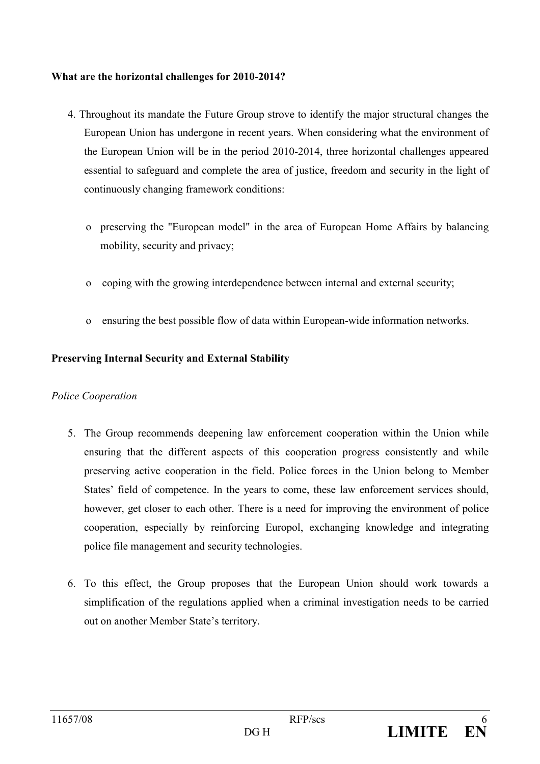**What are the horizontal challenges for 2010-2014?**

4. Throughout its mandate the Future Group strove to identify the major structural changes the European Union has undergone in recent years. When considering what the environment of the European Union will be in the period 2010-2014, three horizontal challenges appeared essential to safeguard and complete the area of justice, freedom and security in the light of continuously changing framework conditions:

   - preserving the "European model" in the area of European Home Affairs by balancing mobility, security and privacy;
   - coping with the growing interdependence between internal and external security;
   - ensuring the best possible flow of data within European-wide information networks.

**Preserving Internal Security and External Stability**

*Police Cooperation*

5. The Group recommends deepening law enforcement cooperation within the Union while ensuring that the different aspects of this cooperation progress consistently and while preserving active cooperation in the field. Police forces in the Union belong to Member States' field of competence. In the years to come, these law enforcement services should, however, get closer to each other. There is a need for improving the environment of police cooperation, especially by reinforcing Europol, exchanging knowledge and integrating police file management and security technologies.

6. To this effect, the Group proposes that the European Union should work towards a simplification of the regulations applied when a criminal investigation needs to be carried out on another Member State's territory.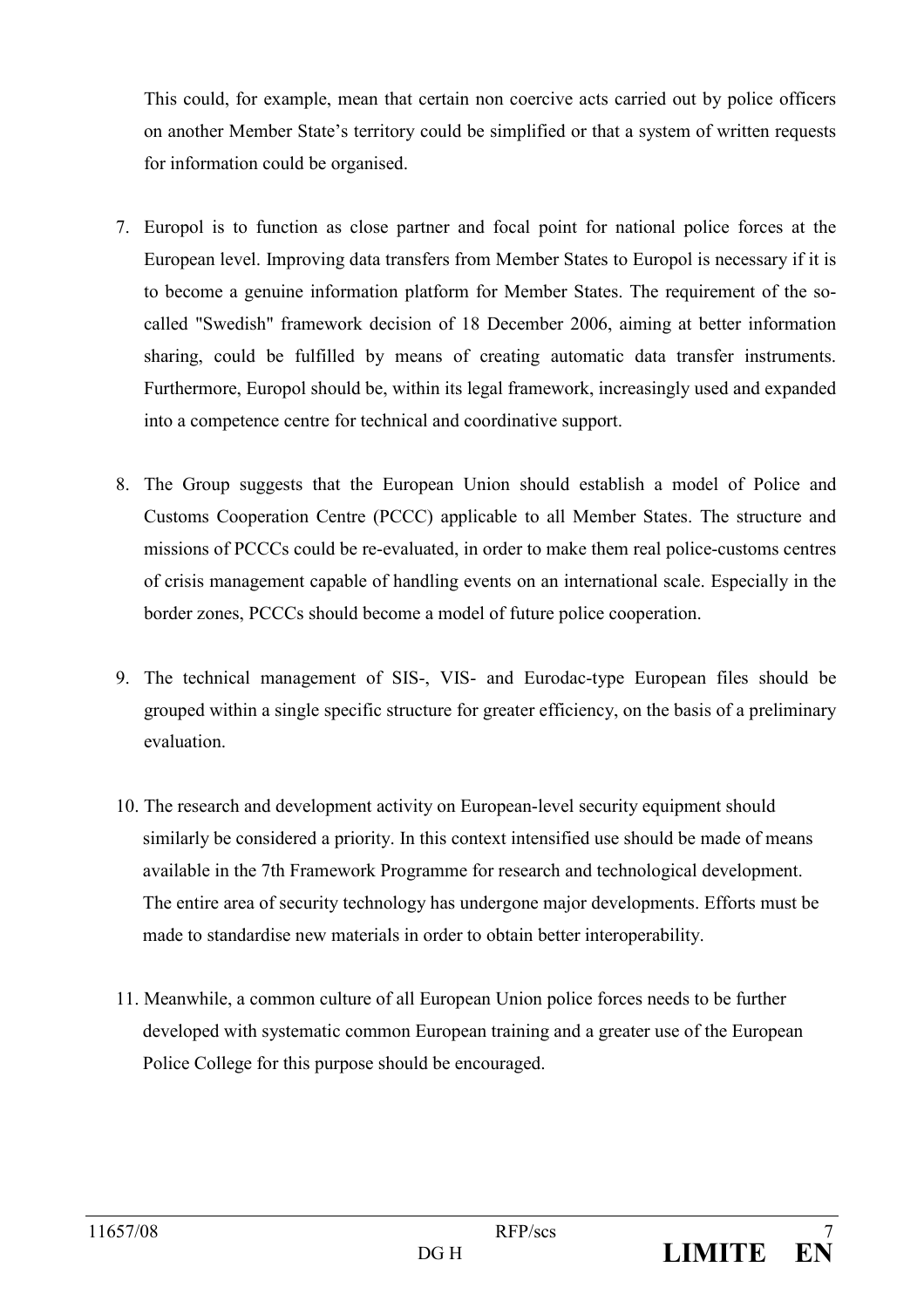This could, for example, mean that certain non coercive acts carried out by police officers on another Member State's territory could be simplified or that a system of written requests for information could be organised.

7. Europol is to function as close partner and focal point for national police forces at the European level. Improving data transfers from Member States to Europol is necessary if it is to become a genuine information platform for Member States. The requirement of the so-called "Swedish" framework decision of 18 December 2006, aiming at better information sharing, could be fulfilled by means of creating automatic data transfer instruments. Furthermore, Europol should be, within its legal framework, increasingly used and expanded into a competence centre for technical and coordinative support.

8. The Group suggests that the European Union should establish a model of Police and Customs Cooperation Centre (PCCC) applicable to all Member States. The structure and missions of PCCCs could be re-evaluated, in order to make them real police-customs centres of crisis management capable of handling events on an international scale. Especially in the border zones, PCCCs should become a model of future police cooperation.

9. The technical management of SIS-, VIS- and Eurodac-type European files should be grouped within a single specific structure for greater efficiency, on the basis of a preliminary evaluation.

10. The research and development activity on European-level security equipment should similarly be considered a priority. In this context intensified use should be made of means available in the 7th Framework Programme for research and technological development. The entire area of security technology has undergone major developments. Efforts must be made to standardise new materials in order to obtain better interoperability.

11. Meanwhile, a common culture of all European Union police forces needs to be further developed with systematic common European training and a greater use of the European Police College for this purpose should be encouraged.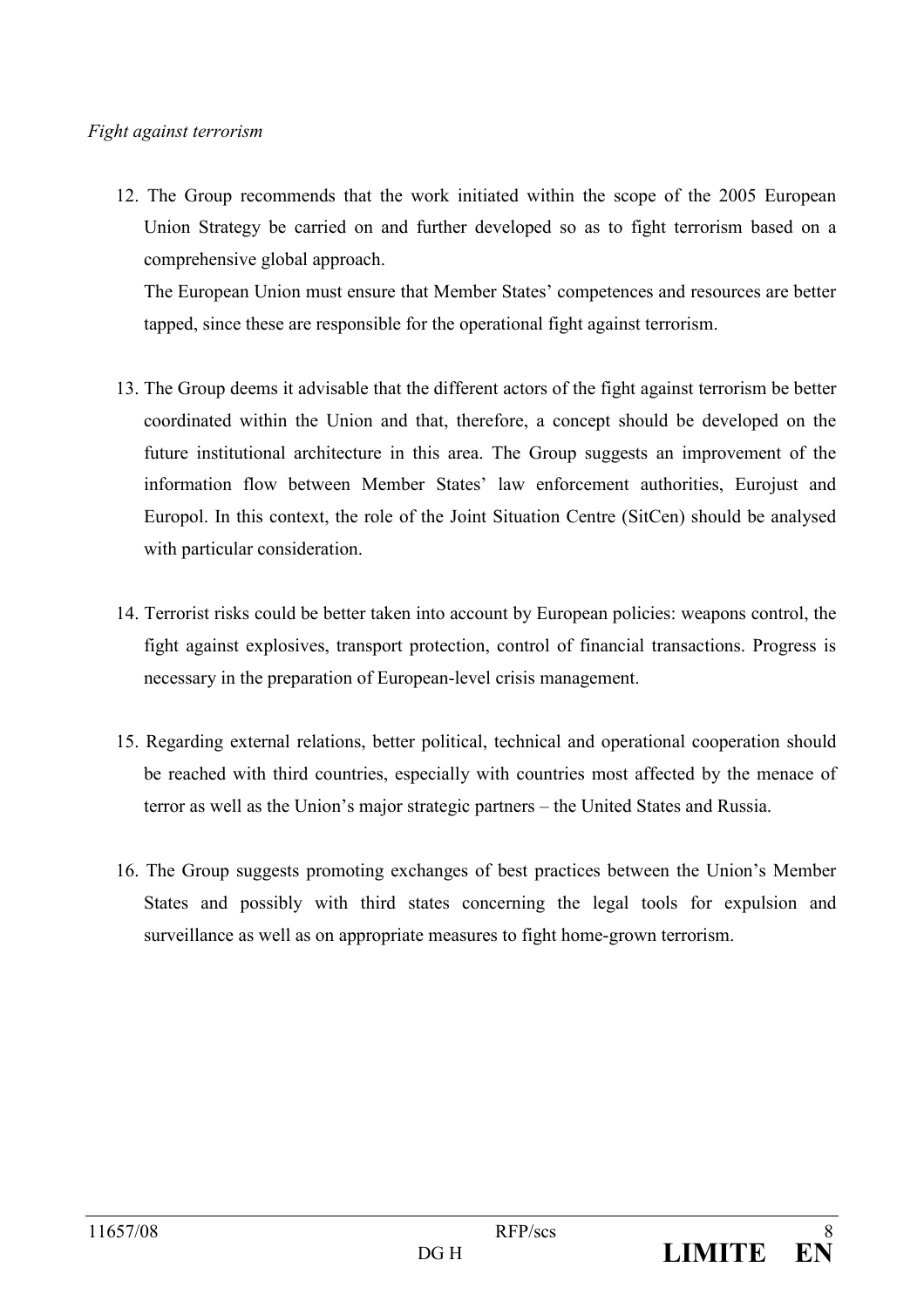*Fight against terrorism*

12. The Group recommends that the work initiated within the scope of the 2005 European Union Strategy be carried on and further developed so as to fight terrorism based on a comprehensive global approach.
    The European Union must ensure that Member States' competences and resources are better tapped, since these are responsible for the operational fight against terrorism.

13. The Group deems it advisable that the different actors of the fight against terrorism be better coordinated within the Union and that, therefore, a concept should be developed on the future institutional architecture in this area. The Group suggests an improvement of the information flow between Member States' law enforcement authorities, Eurojust and Europol. In this context, the role of the Joint Situation Centre (SitCen) should be analysed with particular consideration.

14. Terrorist risks could be better taken into account by European policies: weapons control, the fight against explosives, transport protection, control of financial transactions. Progress is necessary in the preparation of European-level crisis management.

15. Regarding external relations, better political, technical and operational cooperation should be reached with third countries, especially with countries most affected by the menace of terror as well as the Union's major strategic partners – the United States and Russia.

16. The Group suggests promoting exchanges of best practices between the Union's Member States and possibly with third states concerning the legal tools for expulsion and surveillance as well as on appropriate measures to fight home-grown terrorism.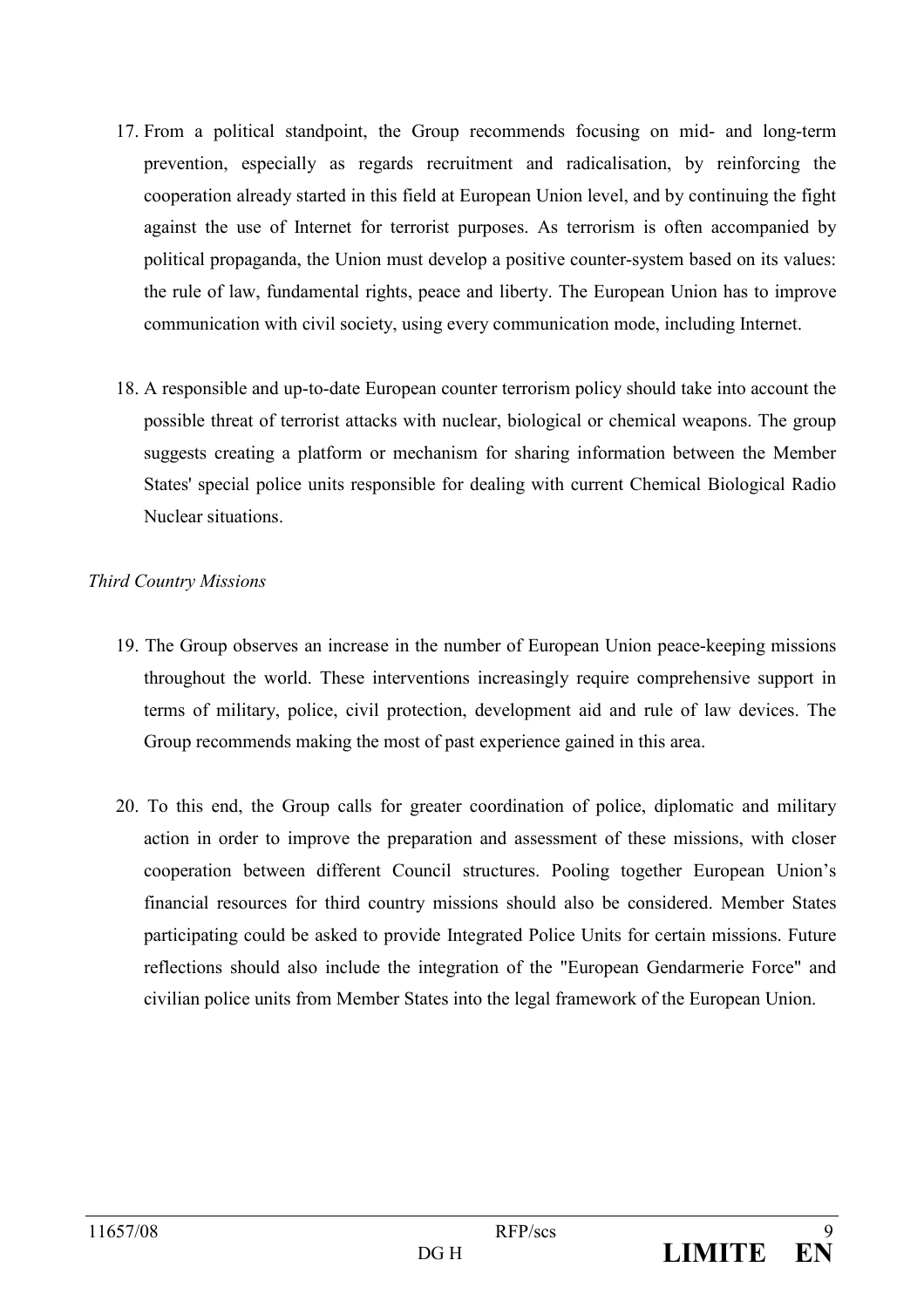17. From a political standpoint, the Group recommends focusing on mid- and long-term prevention, especially as regards recruitment and radicalisation, by reinforcing the cooperation already started in this field at European Union level, and by continuing the fight against the use of Internet for terrorist purposes. As terrorism is often accompanied by political propaganda, the Union must develop a positive counter-system based on its values: the rule of law, fundamental rights, peace and liberty. The European Union has to improve communication with civil society, using every communication mode, including Internet.

18. A responsible and up-to-date European counter terrorism policy should take into account the possible threat of terrorist attacks with nuclear, biological or chemical weapons. The group suggests creating a platform or mechanism for sharing information between the Member States' special police units responsible for dealing with current Chemical Biological Radio Nuclear situations.

*Third Country Missions*

19. The Group observes an increase in the number of European Union peace-keeping missions throughout the world. These interventions increasingly require comprehensive support in terms of military, police, civil protection, development aid and rule of law devices. The Group recommends making the most of past experience gained in this area.

20. To this end, the Group calls for greater coordination of police, diplomatic and military action in order to improve the preparation and assessment of these missions, with closer cooperation between different Council structures. Pooling together European Union's financial resources for third country missions should also be considered. Member States participating could be asked to provide Integrated Police Units for certain missions. Future reflections should also include the integration of the "European Gendarmerie Force" and civilian police units from Member States into the legal framework of the European Union.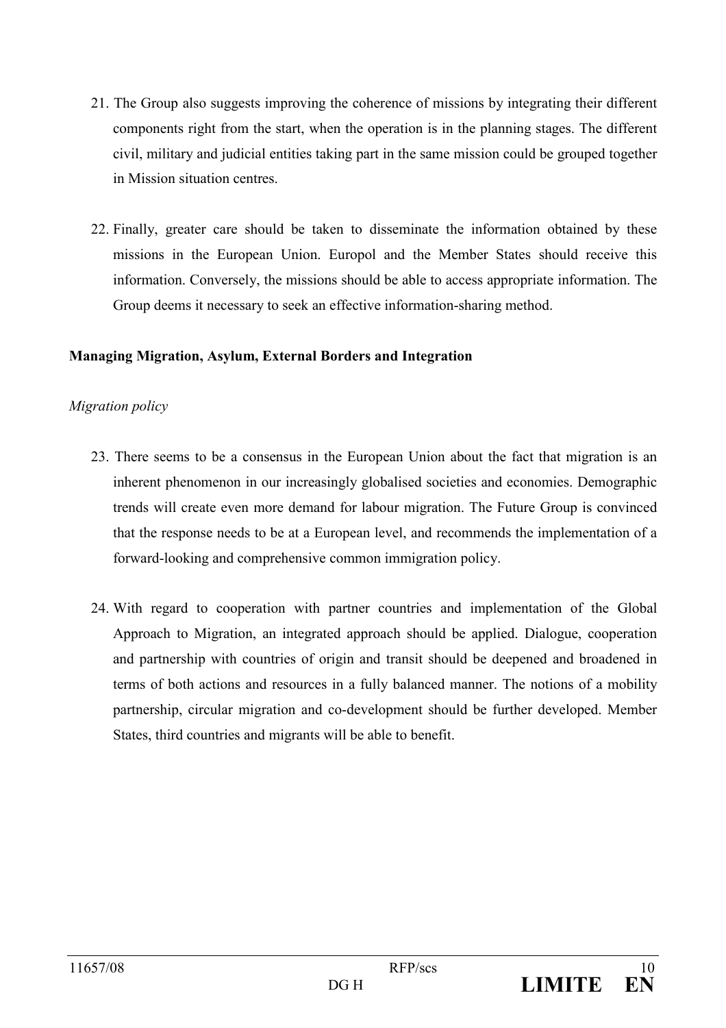21. The Group also suggests improving the coherence of missions by integrating their different components right from the start, when the operation is in the planning stages. The different civil, military and judicial entities taking part in the same mission could be grouped together in Mission situation centres.

22. Finally, greater care should be taken to disseminate the information obtained by these missions in the European Union. Europol and the Member States should receive this information. Conversely, the missions should be able to access appropriate information. The Group deems it necessary to seek an effective information-sharing method.

**Managing Migration, Asylum, External Borders and Integration**

*Migration policy*

23. There seems to be a consensus in the European Union about the fact that migration is an inherent phenomenon in our increasingly globalised societies and economies. Demographic trends will create even more demand for labour migration. The Future Group is convinced that the response needs to be at a European level, and recommends the implementation of a forward-looking and comprehensive common immigration policy.

24. With regard to cooperation with partner countries and implementation of the Global Approach to Migration, an integrated approach should be applied. Dialogue, cooperation and partnership with countries of origin and transit should be deepened and broadened in terms of both actions and resources in a fully balanced manner. The notions of a mobility partnership, circular migration and co-development should be further developed. Member States, third countries and migrants will be able to benefit.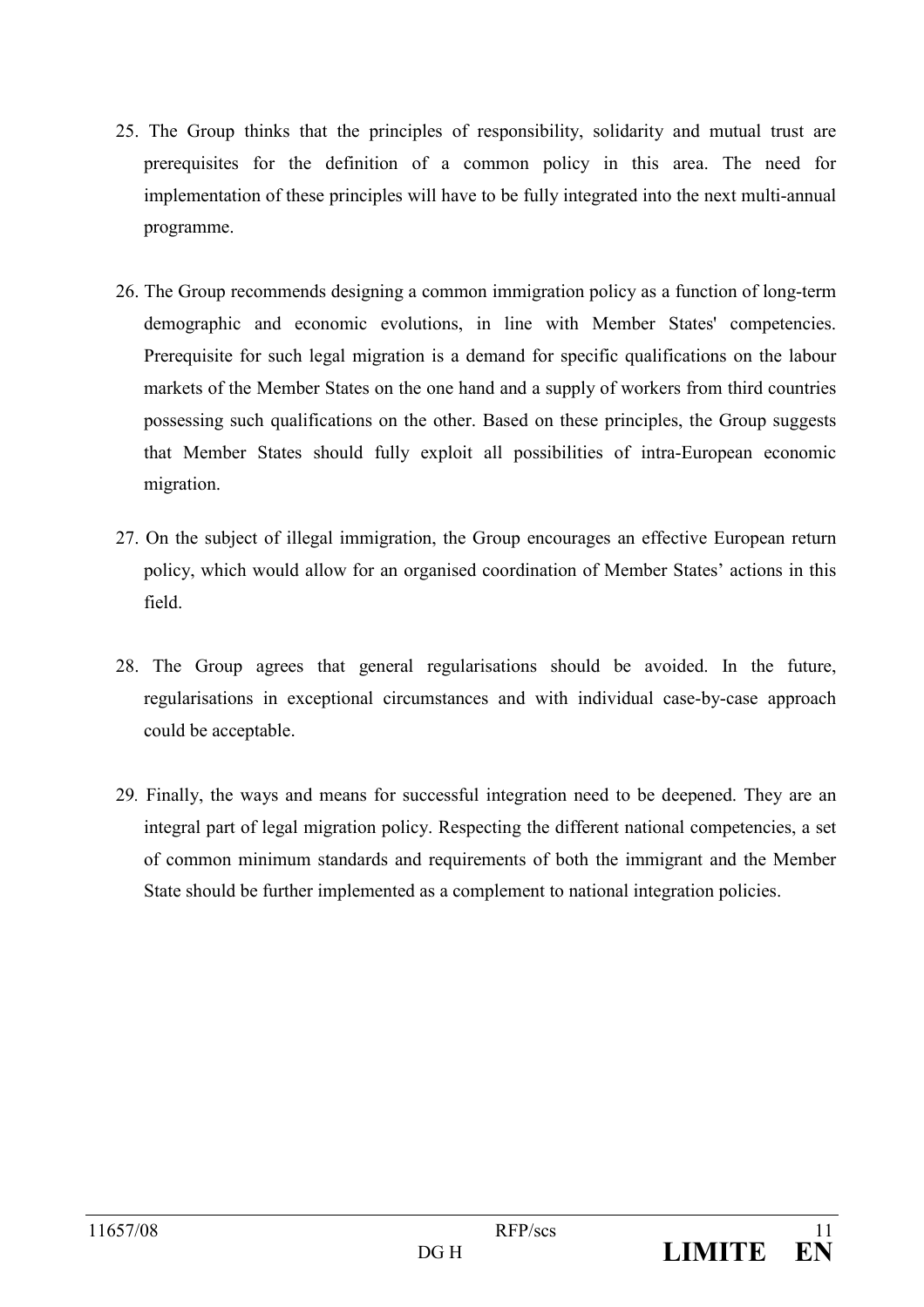25. The Group thinks that the principles of responsibility, solidarity and mutual trust are prerequisites for the definition of a common policy in this area. The need for implementation of these principles will have to be fully integrated into the next multi-annual programme.

26. The Group recommends designing a common immigration policy as a function of long-term demographic and economic evolutions, in line with Member States' competencies. Prerequisite for such legal migration is a demand for specific qualifications on the labour markets of the Member States on the one hand and a supply of workers from third countries possessing such qualifications on the other. Based on these principles, the Group suggests that Member States should fully exploit all possibilities of intra-European economic migration.

27. On the subject of illegal immigration, the Group encourages an effective European return policy, which would allow for an organised coordination of Member States' actions in this field.

28. The Group agrees that general regularisations should be avoided. In the future, regularisations in exceptional circumstances and with individual case-by-case approach could be acceptable.

29. Finally, the ways and means for successful integration need to be deepened. They are an integral part of legal migration policy. Respecting the different national competencies, a set of common minimum standards and requirements of both the immigrant and the Member State should be further implemented as a complement to national integration policies.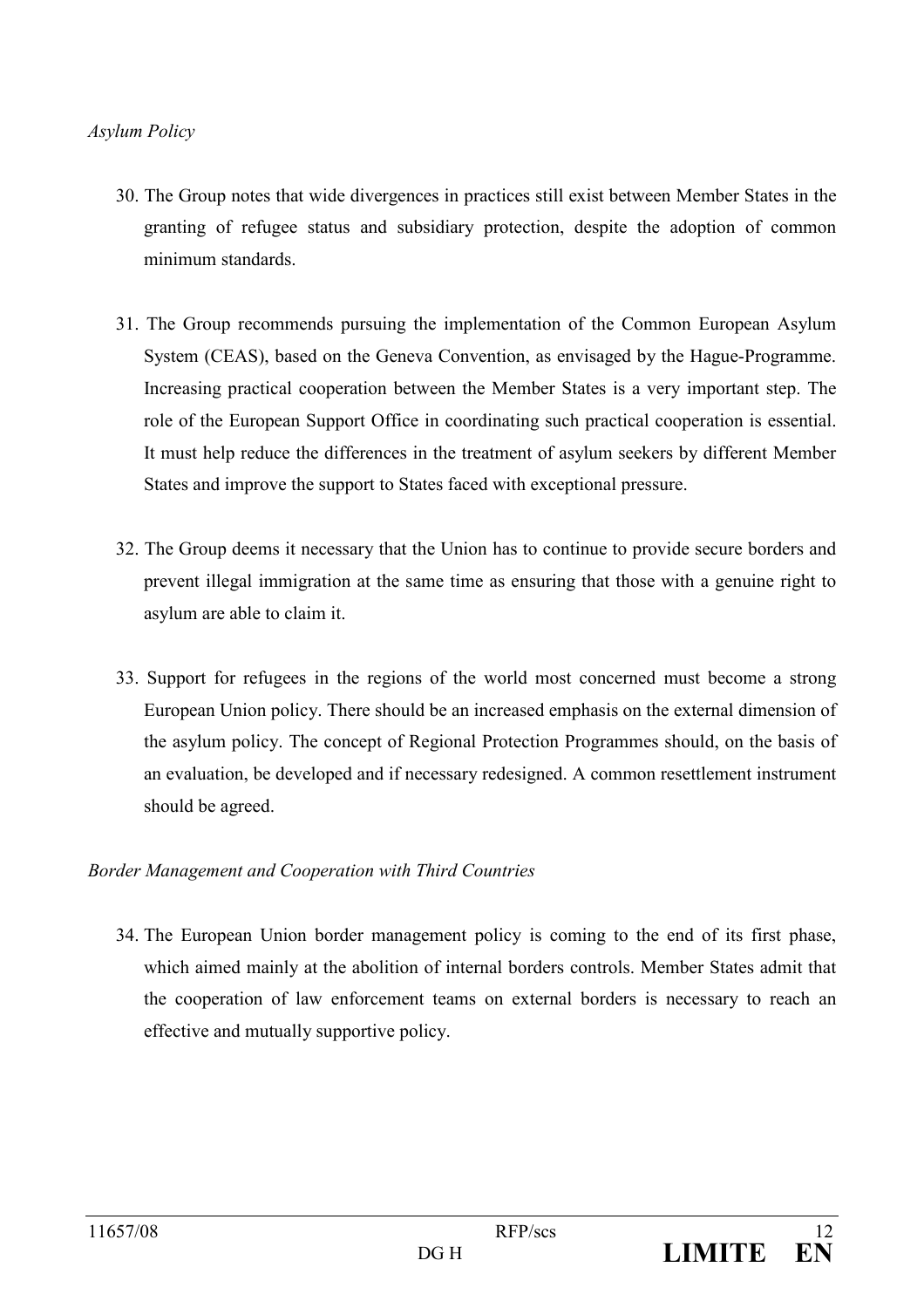*Asylum Policy*

30. The Group notes that wide divergences in practices still exist between Member States in the granting of refugee status and subsidiary protection, despite the adoption of common minimum standards.

31. The Group recommends pursuing the implementation of the Common European Asylum System (CEAS), based on the Geneva Convention, as envisaged by the Hague-Programme. Increasing practical cooperation between the Member States is a very important step. The role of the European Support Office in coordinating such practical cooperation is essential. It must help reduce the differences in the treatment of asylum seekers by different Member States and improve the support to States faced with exceptional pressure.

32. The Group deems it necessary that the Union has to continue to provide secure borders and prevent illegal immigration at the same time as ensuring that those with a genuine right to asylum are able to claim it.

33. Support for refugees in the regions of the world most concerned must become a strong European Union policy. There should be an increased emphasis on the external dimension of the asylum policy. The concept of Regional Protection Programmes should, on the basis of an evaluation, be developed and if necessary redesigned. A common resettlement instrument should be agreed.

*Border Management and Cooperation with Third Countries*

34. The European Union border management policy is coming to the end of its first phase, which aimed mainly at the abolition of internal borders controls. Member States admit that the cooperation of law enforcement teams on external borders is necessary to reach an effective and mutually supportive policy.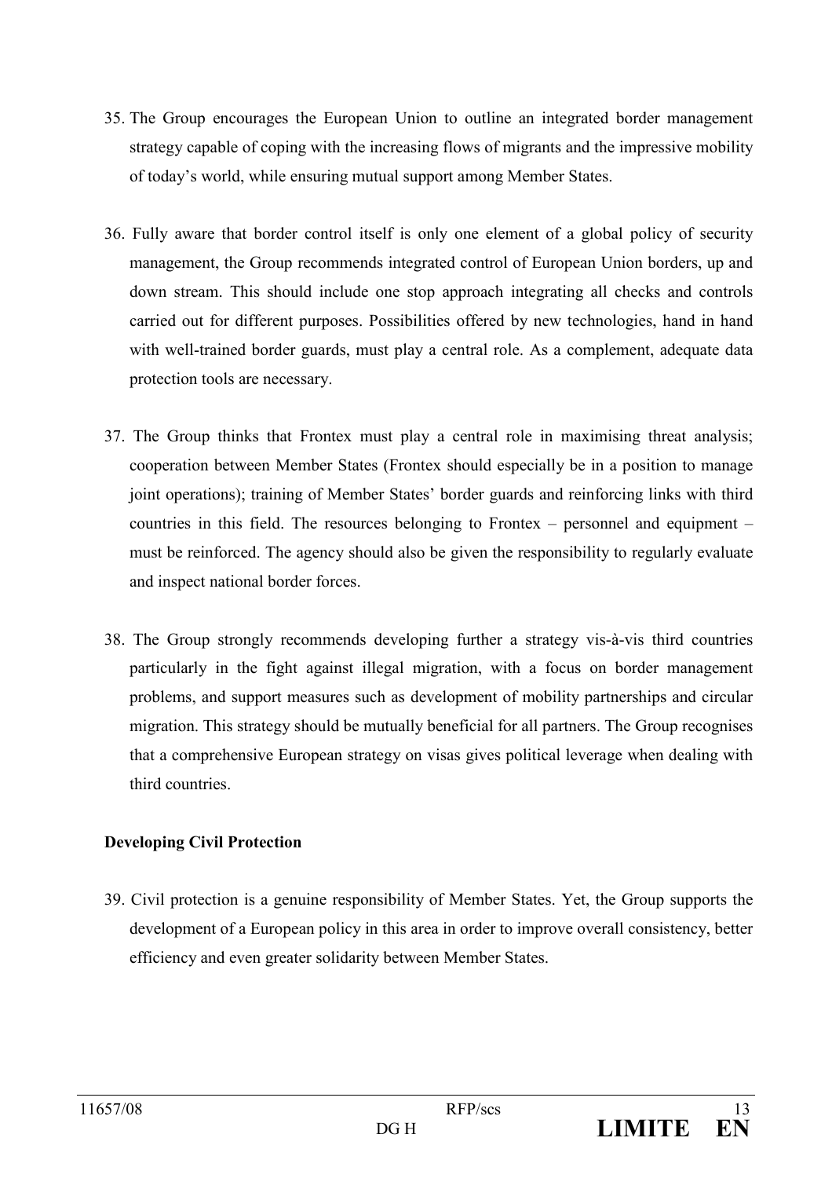35. The Group encourages the European Union to outline an integrated border management strategy capable of coping with the increasing flows of migrants and the impressive mobility of today's world, while ensuring mutual support among Member States.

36. Fully aware that border control itself is only one element of a global policy of security management, the Group recommends integrated control of European Union borders, up and down stream. This should include one stop approach integrating all checks and controls carried out for different purposes. Possibilities offered by new technologies, hand in hand with well-trained border guards, must play a central role. As a complement, adequate data protection tools are necessary.

37. The Group thinks that Frontex must play a central role in maximising threat analysis; cooperation between Member States (Frontex should especially be in a position to manage joint operations); training of Member States' border guards and reinforcing links with third countries in this field. The resources belonging to Frontex – personnel and equipment – must be reinforced. The agency should also be given the responsibility to regularly evaluate and inspect national border forces.

38. The Group strongly recommends developing further a strategy vis-à-vis third countries particularly in the fight against illegal migration, with a focus on border management problems, and support measures such as development of mobility partnerships and circular migration. This strategy should be mutually beneficial for all partners. The Group recognises that a comprehensive European strategy on visas gives political leverage when dealing with third countries.

**Developing Civil Protection**

39. Civil protection is a genuine responsibility of Member States. Yet, the Group supports the development of a European policy in this area in order to improve overall consistency, better efficiency and even greater solidarity between Member States.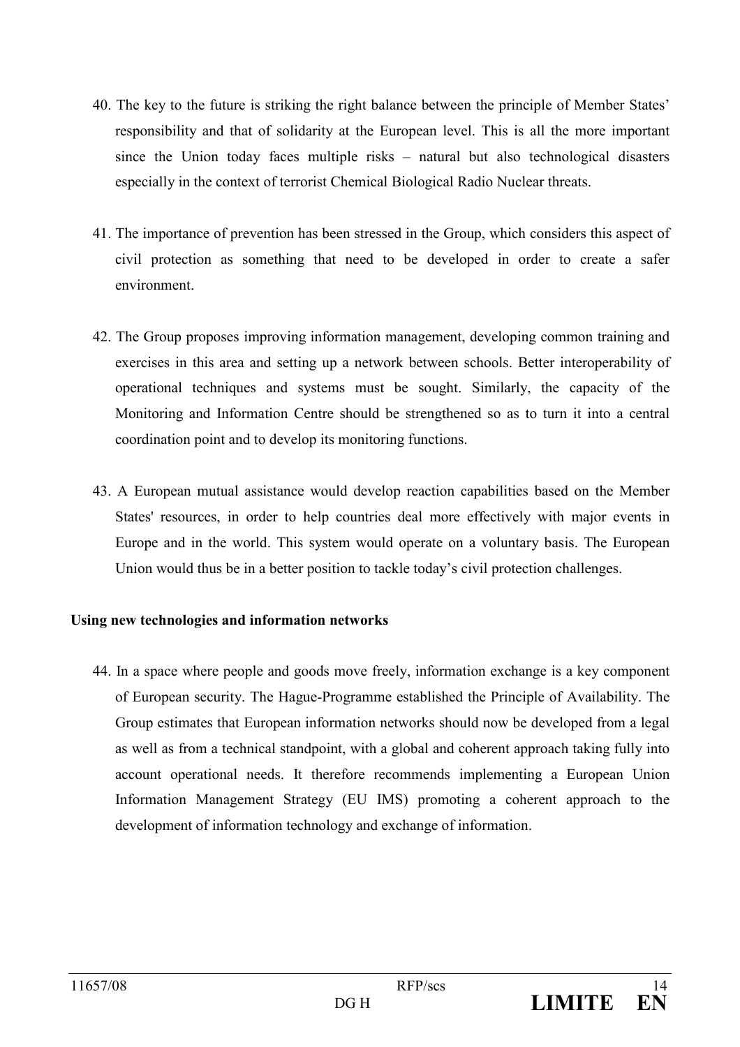40. The key to the future is striking the right balance between the principle of Member States' responsibility and that of solidarity at the European level. This is all the more important since the Union today faces multiple risks – natural but also technological disasters especially in the context of terrorist Chemical Biological Radio Nuclear threats.

41. The importance of prevention has been stressed in the Group, which considers this aspect of civil protection as something that need to be developed in order to create a safer environment.

42. The Group proposes improving information management, developing common training and exercises in this area and setting up a network between schools. Better interoperability of operational techniques and systems must be sought. Similarly, the capacity of the Monitoring and Information Centre should be strengthened so as to turn it into a central coordination point and to develop its monitoring functions.

43. A European mutual assistance would develop reaction capabilities based on the Member States' resources, in order to help countries deal more effectively with major events in Europe and in the world. This system would operate on a voluntary basis. The European Union would thus be in a better position to tackle today's civil protection challenges.

**Using new technologies and information networks**

44. In a space where people and goods move freely, information exchange is a key component of European security. The Hague-Programme established the Principle of Availability. The Group estimates that European information networks should now be developed from a legal as well as from a technical standpoint, with a global and coherent approach taking fully into account operational needs. It therefore recommends implementing a European Union Information Management Strategy (EU IMS) promoting a coherent approach to the development of information technology and exchange of information.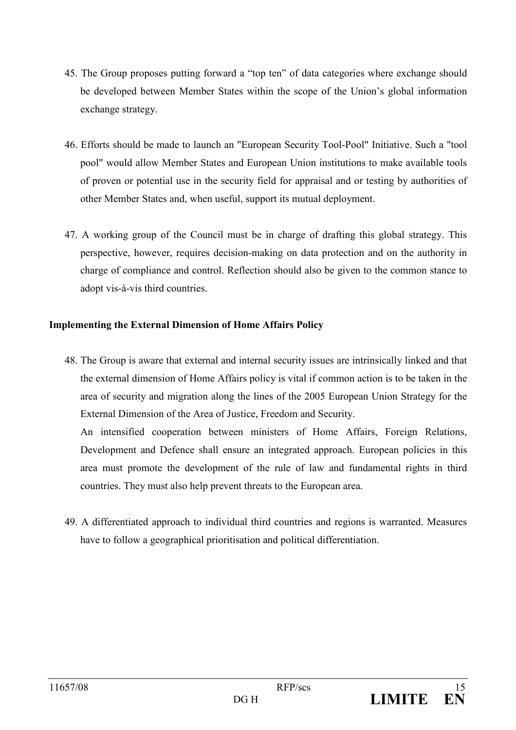45. The Group proposes putting forward a “top ten” of data categories where exchange should be developed between Member States within the scope of the Union’s global information exchange strategy.

46. Efforts should be made to launch an "European Security Tool-Pool" Initiative. Such a "tool pool" would allow Member States and European Union institutions to make available tools of proven or potential use in the security field for appraisal and or testing by authorities of other Member States and, when useful, support its mutual deployment.

47. A working group of the Council must be in charge of drafting this global strategy. This perspective, however, requires decision-making on data protection and on the authority in charge of compliance and control. Reflection should also be given to the common stance to adopt vis-à-vis third countries.

**Implementing the External Dimension of Home Affairs Policy**

48. The Group is aware that external and internal security issues are intrinsically linked and that the external dimension of Home Affairs policy is vital if common action is to be taken in the area of security and migration along the lines of the 2005 European Union Strategy for the External Dimension of the Area of Justice, Freedom and Security.

    An intensified cooperation between ministers of Home Affairs, Foreign Relations, Development and Defence shall ensure an integrated approach. European policies in this area must promote the development of the rule of law and fundamental rights in third countries. They must also help prevent threats to the European area.

49. A differentiated approach to individual third countries and regions is warranted. Measures have to follow a geographical prioritisation and political differentiation.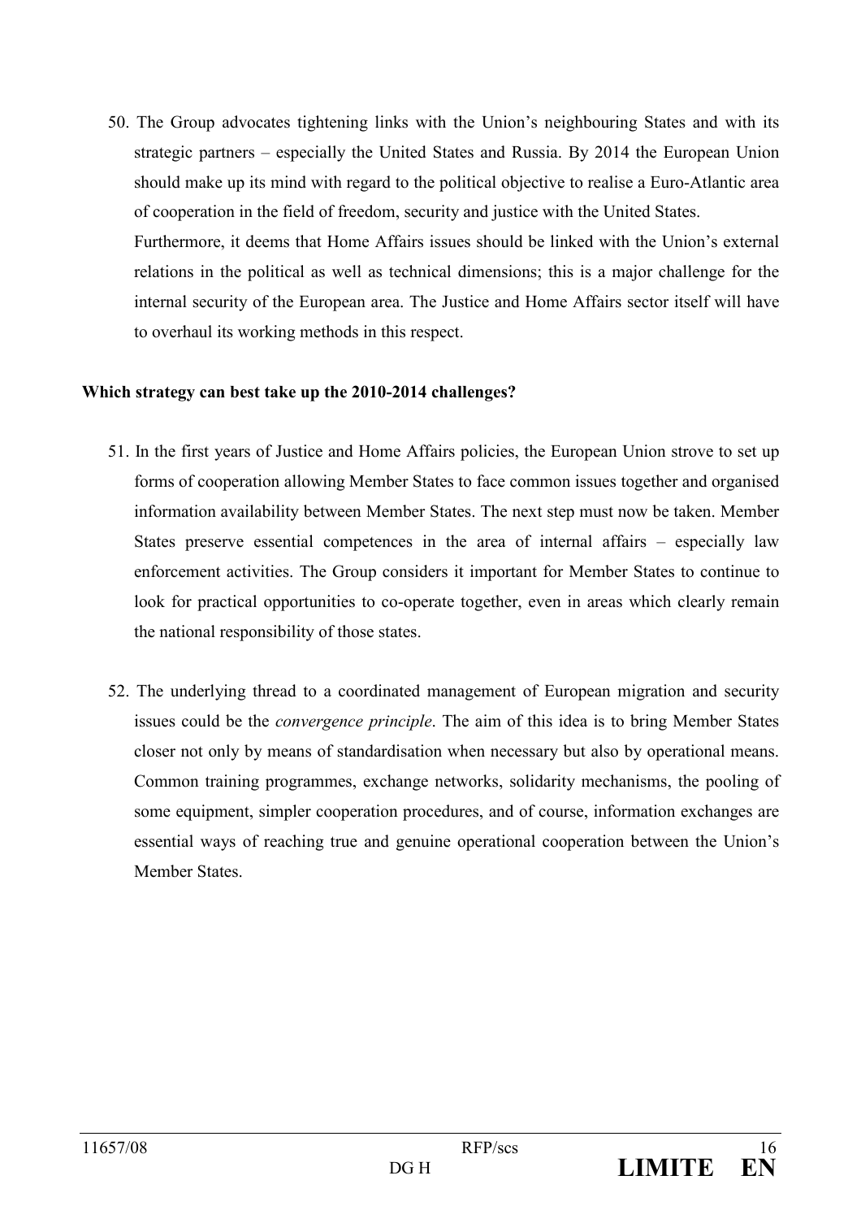50. The Group advocates tightening links with the Union's neighbouring States and with its strategic partners – especially the United States and Russia. By 2014 the European Union should make up its mind with regard to the political objective to realise a Euro-Atlantic area of cooperation in the field of freedom, security and justice with the United States.
Furthermore, it deems that Home Affairs issues should be linked with the Union's external relations in the political as well as technical dimensions; this is a major challenge for the internal security of the European area. The Justice and Home Affairs sector itself will have to overhaul its working methods in this respect.

**Which strategy can best take up the 2010-2014 challenges?**

51. In the first years of Justice and Home Affairs policies, the European Union strove to set up forms of cooperation allowing Member States to face common issues together and organised information availability between Member States. The next step must now be taken. Member States preserve essential competences in the area of internal affairs – especially law enforcement activities. The Group considers it important for Member States to continue to look for practical opportunities to co-operate together, even in areas which clearly remain the national responsibility of those states.

52. The underlying thread to a coordinated management of European migration and security issues could be the *convergence principle*. The aim of this idea is to bring Member States closer not only by means of standardisation when necessary but also by operational means. Common training programmes, exchange networks, solidarity mechanisms, the pooling of some equipment, simpler cooperation procedures, and of course, information exchanges are essential ways of reaching true and genuine operational cooperation between the Union's Member States.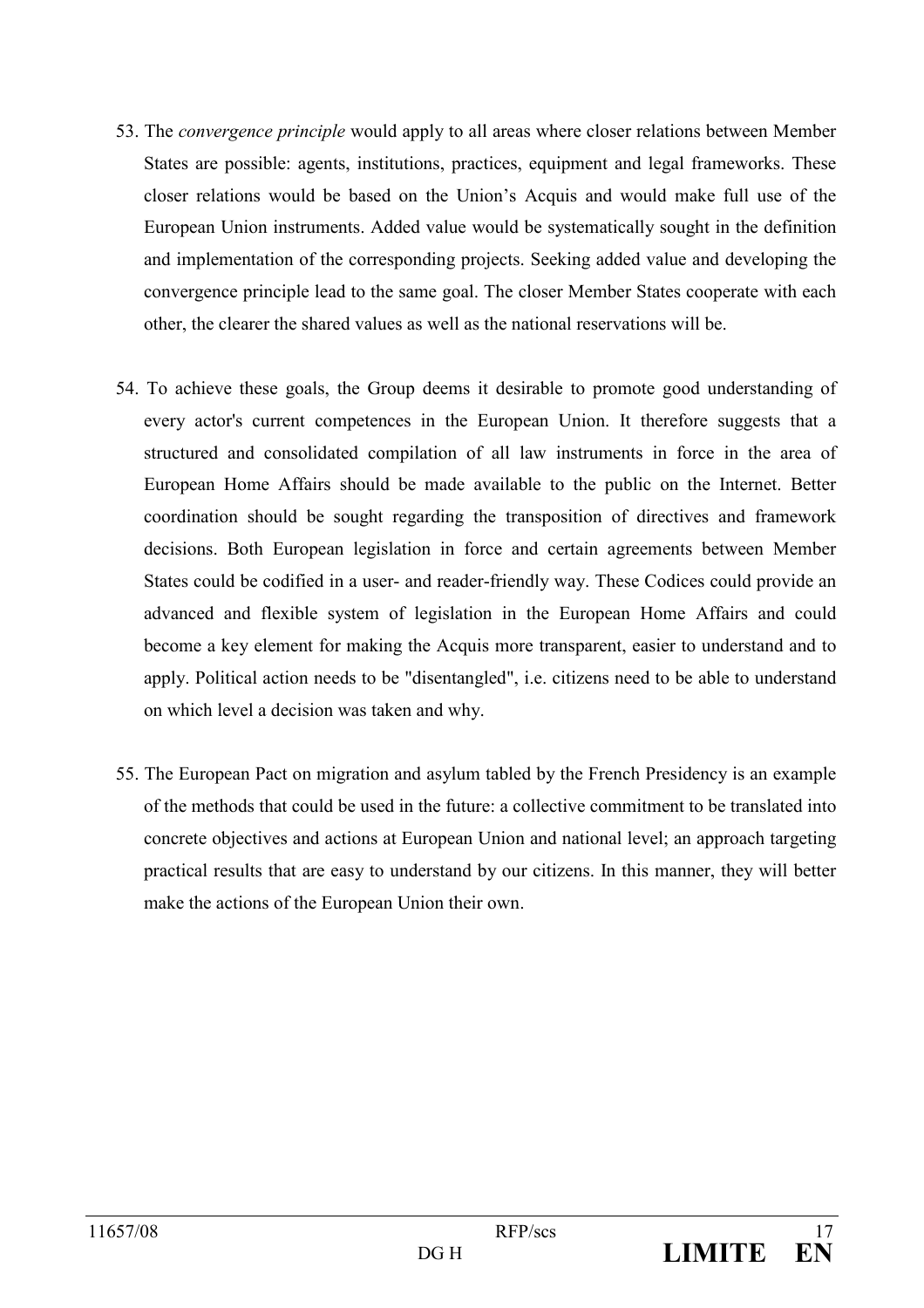53. The *convergence principle* would apply to all areas where closer relations between Member States are possible: agents, institutions, practices, equipment and legal frameworks. These closer relations would be based on the Union's Acquis and would make full use of the European Union instruments. Added value would be systematically sought in the definition and implementation of the corresponding projects. Seeking added value and developing the convergence principle lead to the same goal. The closer Member States cooperate with each other, the clearer the shared values as well as the national reservations will be.

54. To achieve these goals, the Group deems it desirable to promote good understanding of every actor's current competences in the European Union. It therefore suggests that a structured and consolidated compilation of all law instruments in force in the area of European Home Affairs should be made available to the public on the Internet. Better coordination should be sought regarding the transposition of directives and framework decisions. Both European legislation in force and certain agreements between Member States could be codified in a user- and reader-friendly way. These Codices could provide an advanced and flexible system of legislation in the European Home Affairs and could become a key element for making the Acquis more transparent, easier to understand and to apply. Political action needs to be "disentangled", i.e. citizens need to be able to understand on which level a decision was taken and why.

55. The European Pact on migration and asylum tabled by the French Presidency is an example of the methods that could be used in the future: a collective commitment to be translated into concrete objectives and actions at European Union and national level; an approach targeting practical results that are easy to understand by our citizens. In this manner, they will better make the actions of the European Union their own.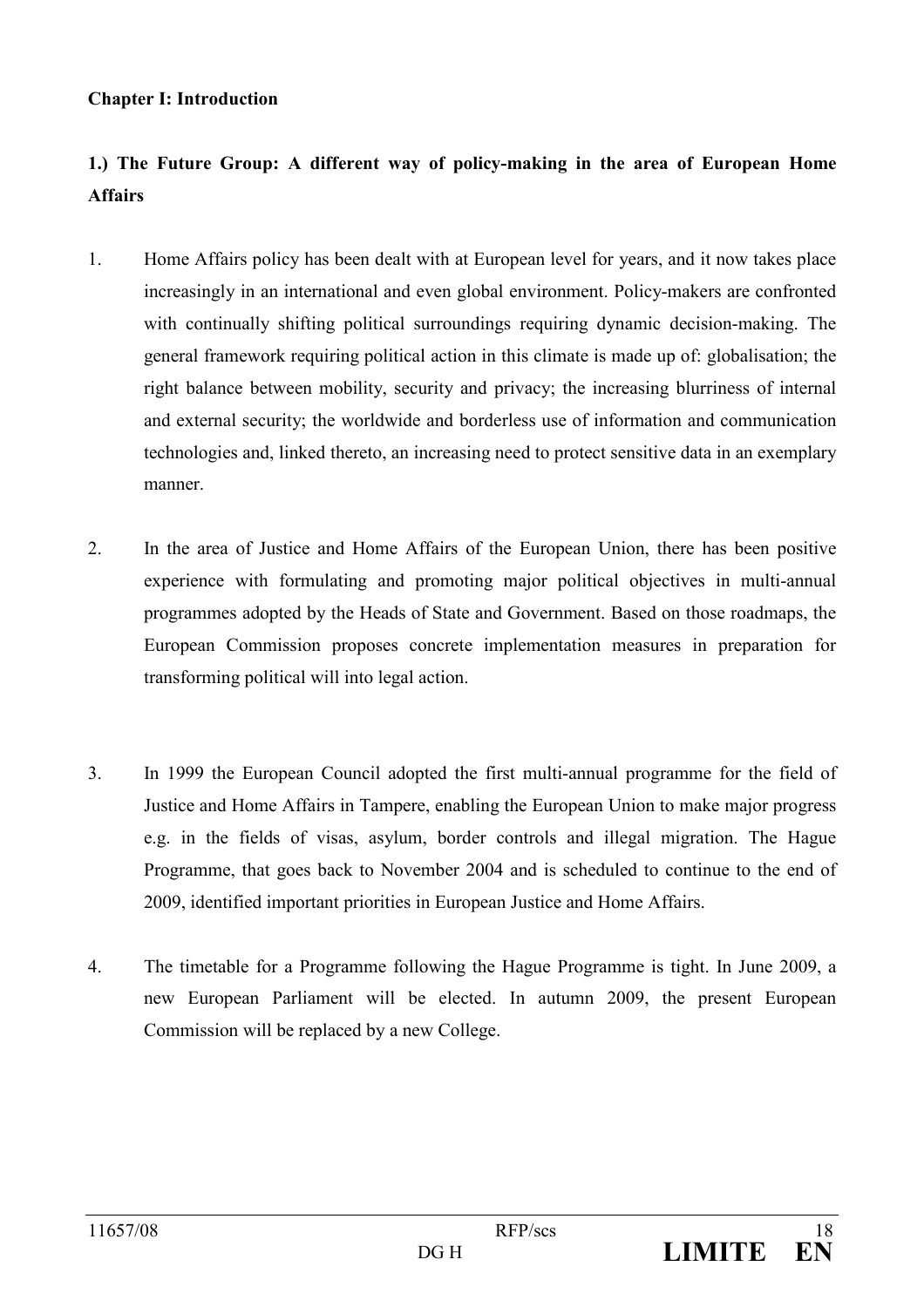## Chapter I: Introduction

### 1.) The Future Group: A different way of policy-making in the area of European Home Affairs

1. Home Affairs policy has been dealt with at European level for years, and it now takes place increasingly in an international and even global environment. Policy-makers are confronted with continually shifting political surroundings requiring dynamic decision-making. The general framework requiring political action in this climate is made up of: globalisation; the right balance between mobility, security and privacy; the increasing blurriness of internal and external security; the worldwide and borderless use of information and communication technologies and, linked thereto, an increasing need to protect sensitive data in an exemplary manner.

2. In the area of Justice and Home Affairs of the European Union, there has been positive experience with formulating and promoting major political objectives in multi-annual programmes adopted by the Heads of State and Government. Based on those roadmaps, the European Commission proposes concrete implementation measures in preparation for transforming political will into legal action.

3. In 1999 the European Council adopted the first multi-annual programme for the field of Justice and Home Affairs in Tampere, enabling the European Union to make major progress e.g. in the fields of visas, asylum, border controls and illegal migration. The Hague Programme, that goes back to November 2004 and is scheduled to continue to the end of 2009, identified important priorities in European Justice and Home Affairs.

4. The timetable for a Programme following the Hague Programme is tight. In June 2009, a new European Parliament will be elected. In autumn 2009, the present European Commission will be replaced by a new College.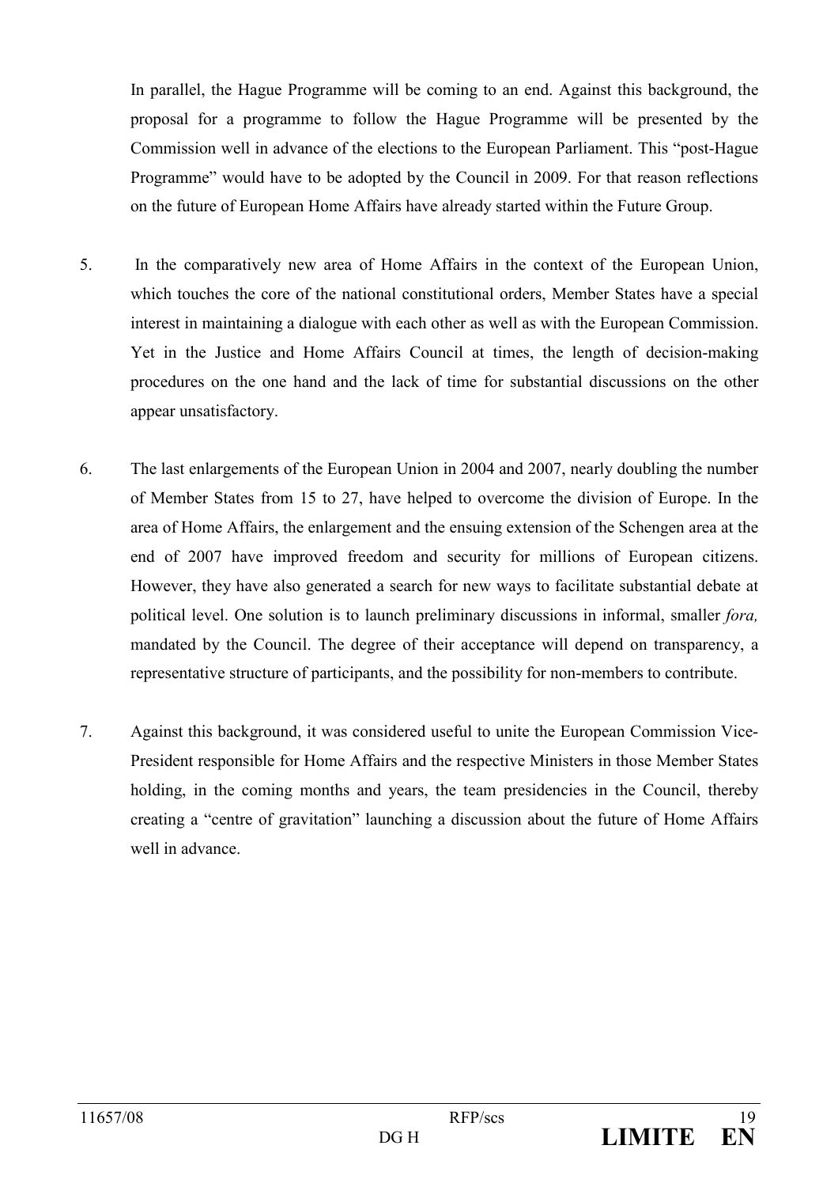In parallel, the Hague Programme will be coming to an end. Against this background, the proposal for a programme to follow the Hague Programme will be presented by the Commission well in advance of the elections to the European Parliament. This "post-Hague Programme" would have to be adopted by the Council in 2009. For that reason reflections on the future of European Home Affairs have already started within the Future Group.

5. In the comparatively new area of Home Affairs in the context of the European Union, which touches the core of the national constitutional orders, Member States have a special interest in maintaining a dialogue with each other as well as with the European Commission. Yet in the Justice and Home Affairs Council at times, the length of decision-making procedures on the one hand and the lack of time for substantial discussions on the other appear unsatisfactory.

6. The last enlargements of the European Union in 2004 and 2007, nearly doubling the number of Member States from 15 to 27, have helped to overcome the division of Europe. In the area of Home Affairs, the enlargement and the ensuing extension of the Schengen area at the end of 2007 have improved freedom and security for millions of European citizens. However, they have also generated a search for new ways to facilitate substantial debate at political level. One solution is to launch preliminary discussions in informal, smaller *fora,* mandated by the Council. The degree of their acceptance will depend on transparency, a representative structure of participants, and the possibility for non-members to contribute.

7. Against this background, it was considered useful to unite the European Commission Vice-President responsible for Home Affairs and the respective Ministers in those Member States holding, in the coming months and years, the team presidencies in the Council, thereby creating a "centre of gravitation" launching a discussion about the future of Home Affairs well in advance.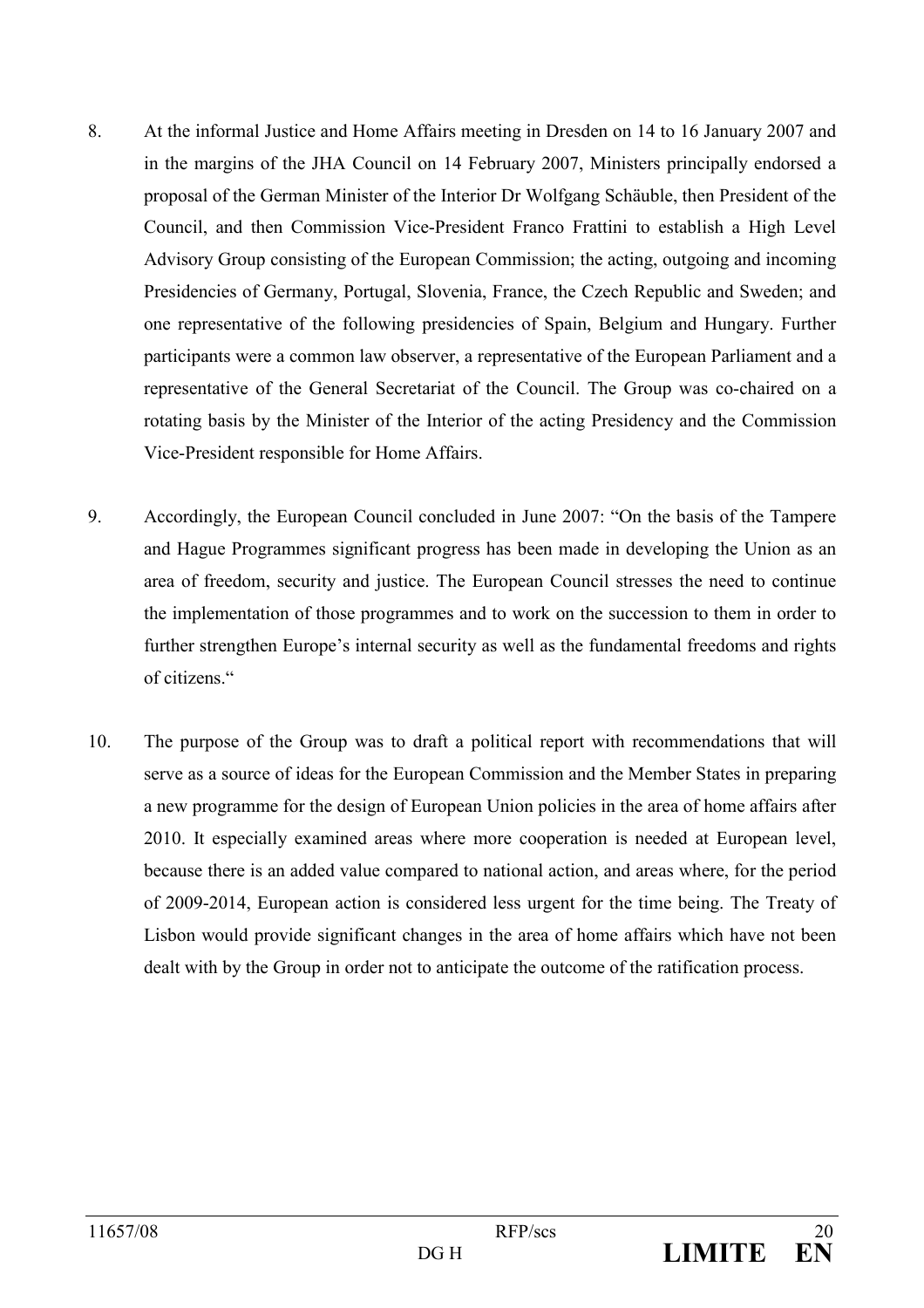8. At the informal Justice and Home Affairs meeting in Dresden on 14 to 16 January 2007 and in the margins of the JHA Council on 14 February 2007, Ministers principally endorsed a proposal of the German Minister of the Interior Dr Wolfgang Schäuble, then President of the Council, and then Commission Vice-President Franco Frattini to establish a High Level Advisory Group consisting of the European Commission; the acting, outgoing and incoming Presidencies of Germany, Portugal, Slovenia, France, the Czech Republic and Sweden; and one representative of the following presidencies of Spain, Belgium and Hungary. Further participants were a common law observer, a representative of the European Parliament and a representative of the General Secretariat of the Council. The Group was co-chaired on a rotating basis by the Minister of the Interior of the acting Presidency and the Commission Vice-President responsible for Home Affairs.

9. Accordingly, the European Council concluded in June 2007: "On the basis of the Tampere and Hague Programmes significant progress has been made in developing the Union as an area of freedom, security and justice. The European Council stresses the need to continue the implementation of those programmes and to work on the succession to them in order to further strengthen Europe's internal security as well as the fundamental freedoms and rights of citizens."

10. The purpose of the Group was to draft a political report with recommendations that will serve as a source of ideas for the European Commission and the Member States in preparing a new programme for the design of European Union policies in the area of home affairs after 2010. It especially examined areas where more cooperation is needed at European level, because there is an added value compared to national action, and areas where, for the period of 2009-2014, European action is considered less urgent for the time being. The Treaty of Lisbon would provide significant changes in the area of home affairs which have not been dealt with by the Group in order not to anticipate the outcome of the ratification process.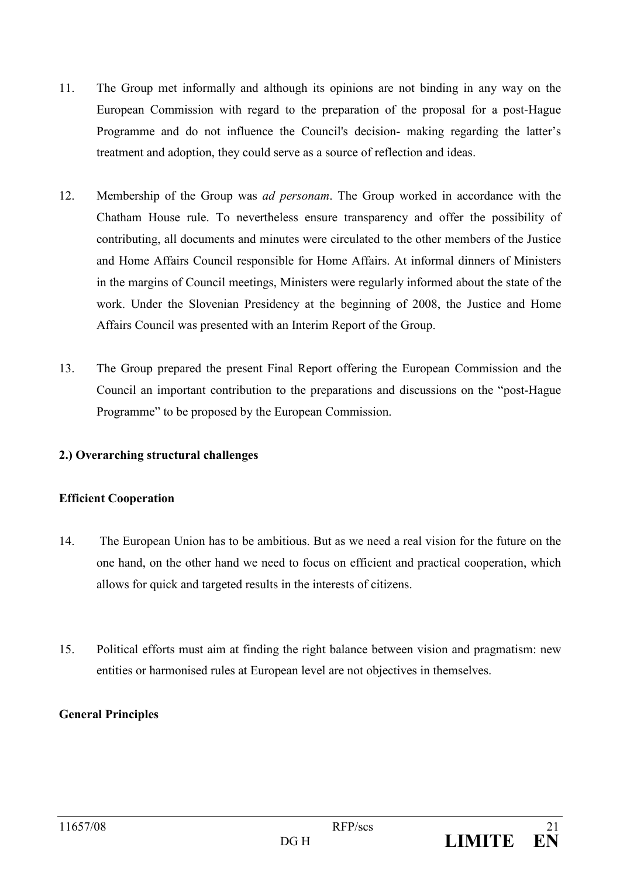11. The Group met informally and although its opinions are not binding in any way on the European Commission with regard to the preparation of the proposal for a post-Hague Programme and do not influence the Council's decision- making regarding the latter's treatment and adoption, they could serve as a source of reflection and ideas.

12. Membership of the Group was *ad personam*. The Group worked in accordance with the Chatham House rule. To nevertheless ensure transparency and offer the possibility of contributing, all documents and minutes were circulated to the other members of the Justice and Home Affairs Council responsible for Home Affairs. At informal dinners of Ministers in the margins of Council meetings, Ministers were regularly informed about the state of the work. Under the Slovenian Presidency at the beginning of 2008, the Justice and Home Affairs Council was presented with an Interim Report of the Group.

13. The Group prepared the present Final Report offering the European Commission and the Council an important contribution to the preparations and discussions on the "post-Hague Programme" to be proposed by the European Commission.

**2.) Overarching structural challenges**

**Efficient Cooperation**

14. The European Union has to be ambitious. But as we need a real vision for the future on the one hand, on the other hand we need to focus on efficient and practical cooperation, which allows for quick and targeted results in the interests of citizens.

15. Political efforts must aim at finding the right balance between vision and pragmatism: new entities or harmonised rules at European level are not objectives in themselves.

**General Principles**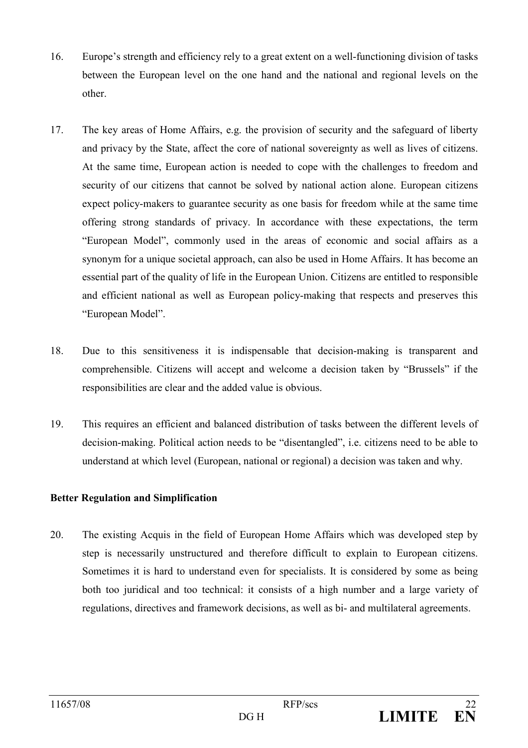16. Europe's strength and efficiency rely to a great extent on a well-functioning division of tasks between the European level on the one hand and the national and regional levels on the other.

17. The key areas of Home Affairs, e.g. the provision of security and the safeguard of liberty and privacy by the State, affect the core of national sovereignty as well as lives of citizens. At the same time, European action is needed to cope with the challenges to freedom and security of our citizens that cannot be solved by national action alone. European citizens expect policy-makers to guarantee security as one basis for freedom while at the same time offering strong standards of privacy. In accordance with these expectations, the term "European Model", commonly used in the areas of economic and social affairs as a synonym for a unique societal approach, can also be used in Home Affairs. It has become an essential part of the quality of life in the European Union. Citizens are entitled to responsible and efficient national as well as European policy-making that respects and preserves this "European Model".

18. Due to this sensitiveness it is indispensable that decision-making is transparent and comprehensible. Citizens will accept and welcome a decision taken by "Brussels" if the responsibilities are clear and the added value is obvious.

19. This requires an efficient and balanced distribution of tasks between the different levels of decision-making. Political action needs to be "disentangled", i.e. citizens need to be able to understand at which level (European, national or regional) a decision was taken and why.

**Better Regulation and Simplification**

20. The existing Acquis in the field of European Home Affairs which was developed step by step is necessarily unstructured and therefore difficult to explain to European citizens. Sometimes it is hard to understand even for specialists. It is considered by some as being both too juridical and too technical: it consists of a high number and a large variety of regulations, directives and framework decisions, as well as bi- and multilateral agreements.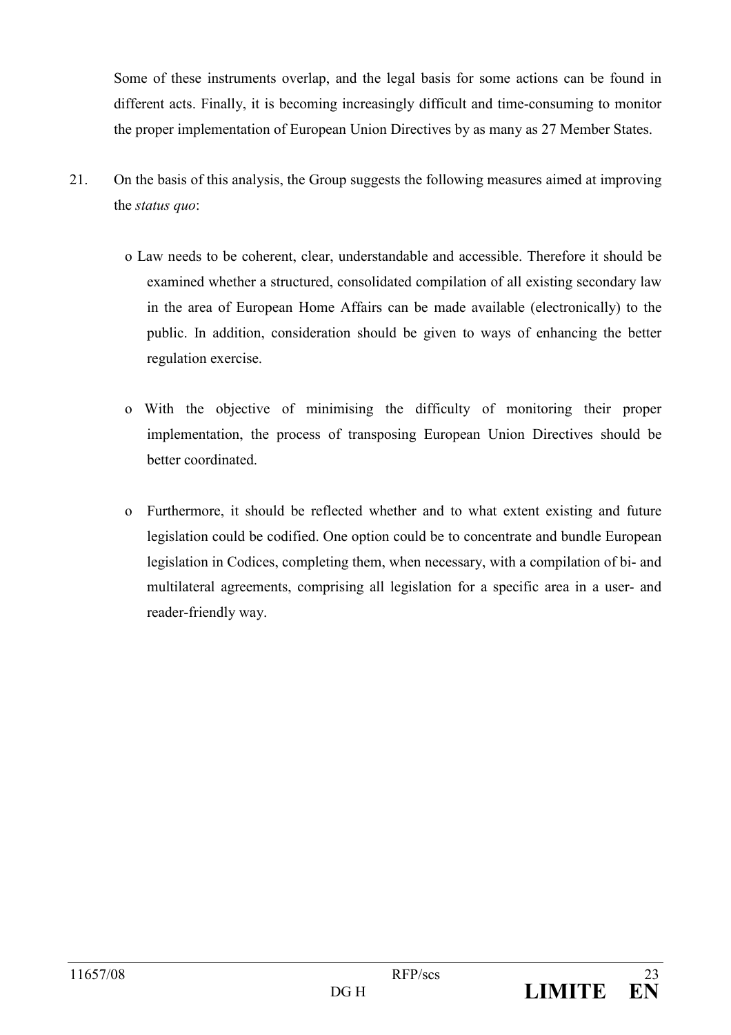Some of these instruments overlap, and the legal basis for some actions can be found in different acts. Finally, it is becoming increasingly difficult and time-consuming to monitor the proper implementation of European Union Directives by as many as 27 Member States.

21. On the basis of this analysis, the Group suggests the following measures aimed at improving the *status quo*:

   - Law needs to be coherent, clear, understandable and accessible. Therefore it should be examined whether a structured, consolidated compilation of all existing secondary law in the area of European Home Affairs can be made available (electronically) to the public. In addition, consideration should be given to ways of enhancing the better regulation exercise.

   - With the objective of minimising the difficulty of monitoring their proper implementation, the process of transposing European Union Directives should be better coordinated.

   - Furthermore, it should be reflected whether and to what extent existing and future legislation could be codified. One option could be to concentrate and bundle European legislation in Codices, completing them, when necessary, with a compilation of bi- and multilateral agreements, comprising all legislation for a specific area in a user- and reader-friendly way.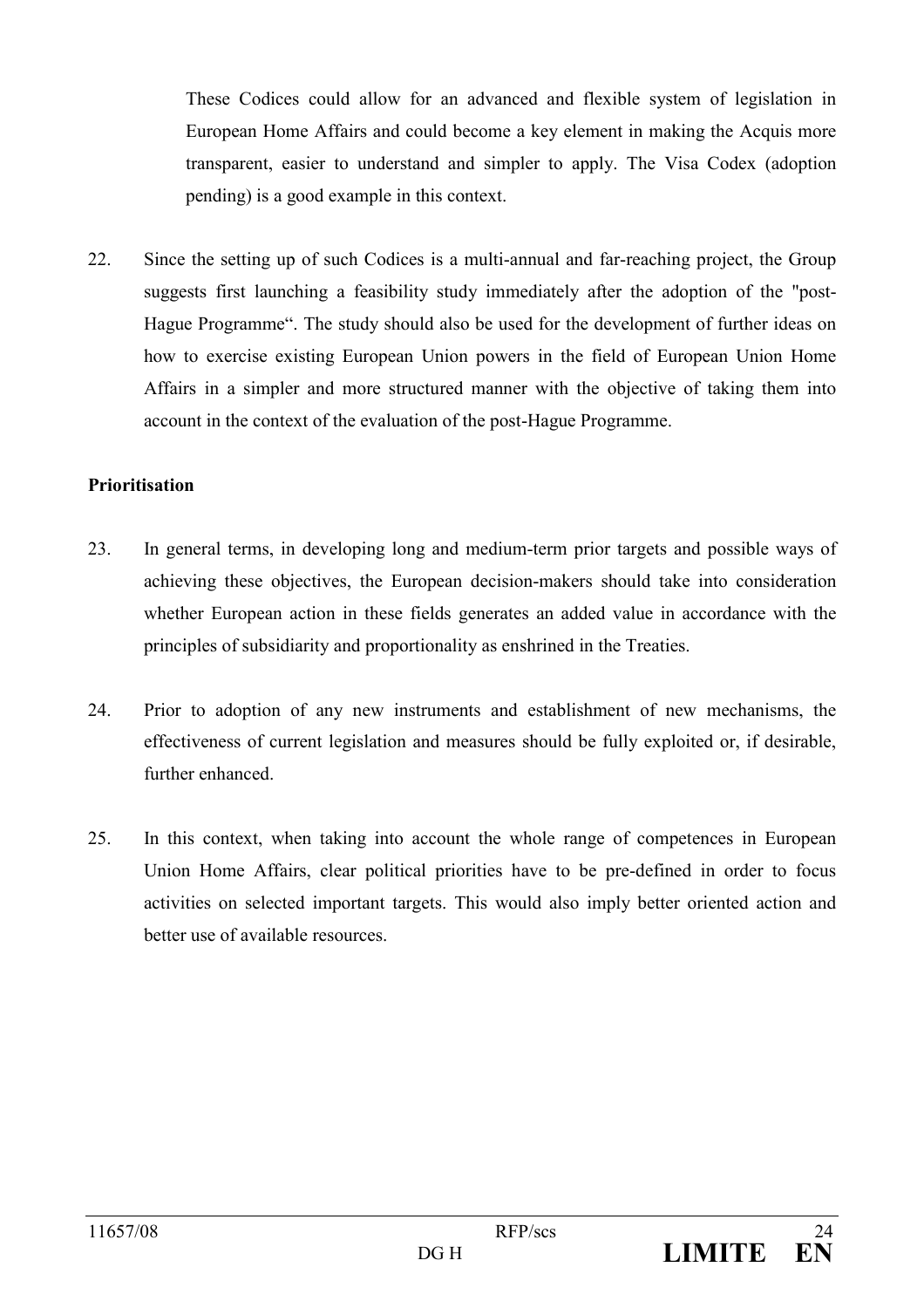These Codices could allow for an advanced and flexible system of legislation in European Home Affairs and could become a key element in making the Acquis more transparent, easier to understand and simpler to apply. The Visa Codex (adoption pending) is a good example in this context.

22. Since the setting up of such Codices is a multi-annual and far-reaching project, the Group suggests first launching a feasibility study immediately after the adoption of the "post-Hague Programme". The study should also be used for the development of further ideas on how to exercise existing European Union powers in the field of European Union Home Affairs in a simpler and more structured manner with the objective of taking them into account in the context of the evaluation of the post-Hague Programme.

**Prioritisation**

23. In general terms, in developing long and medium-term prior targets and possible ways of achieving these objectives, the European decision-makers should take into consideration whether European action in these fields generates an added value in accordance with the principles of subsidiarity and proportionality as enshrined in the Treaties.

24. Prior to adoption of any new instruments and establishment of new mechanisms, the effectiveness of current legislation and measures should be fully exploited or, if desirable, further enhanced.

25. In this context, when taking into account the whole range of competences in European Union Home Affairs, clear political priorities have to be pre-defined in order to focus activities on selected important targets. This would also imply better oriented action and better use of available resources.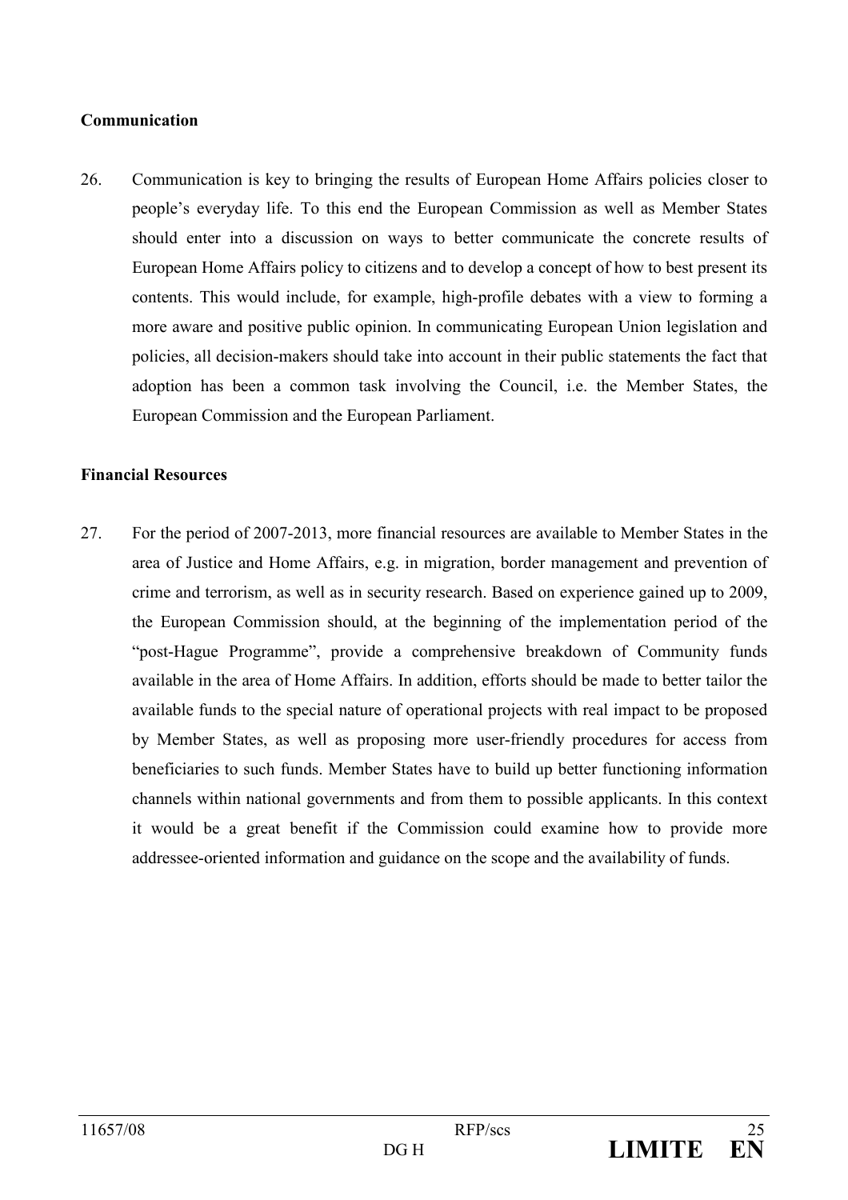**Communication**

26. Communication is key to bringing the results of European Home Affairs policies closer to people's everyday life. To this end the European Commission as well as Member States should enter into a discussion on ways to better communicate the concrete results of European Home Affairs policy to citizens and to develop a concept of how to best present its contents. This would include, for example, high-profile debates with a view to forming a more aware and positive public opinion. In communicating European Union legislation and policies, all decision-makers should take into account in their public statements the fact that adoption has been a common task involving the Council, i.e. the Member States, the European Commission and the European Parliament.

**Financial Resources**

27. For the period of 2007-2013, more financial resources are available to Member States in the area of Justice and Home Affairs, e.g. in migration, border management and prevention of crime and terrorism, as well as in security research. Based on experience gained up to 2009, the European Commission should, at the beginning of the implementation period of the "post-Hague Programme", provide a comprehensive breakdown of Community funds available in the area of Home Affairs. In addition, efforts should be made to better tailor the available funds to the special nature of operational projects with real impact to be proposed by Member States, as well as proposing more user-friendly procedures for access from beneficiaries to such funds. Member States have to build up better functioning information channels within national governments and from them to possible applicants. In this context it would be a great benefit if the Commission could examine how to provide more addressee-oriented information and guidance on the scope and the availability of funds.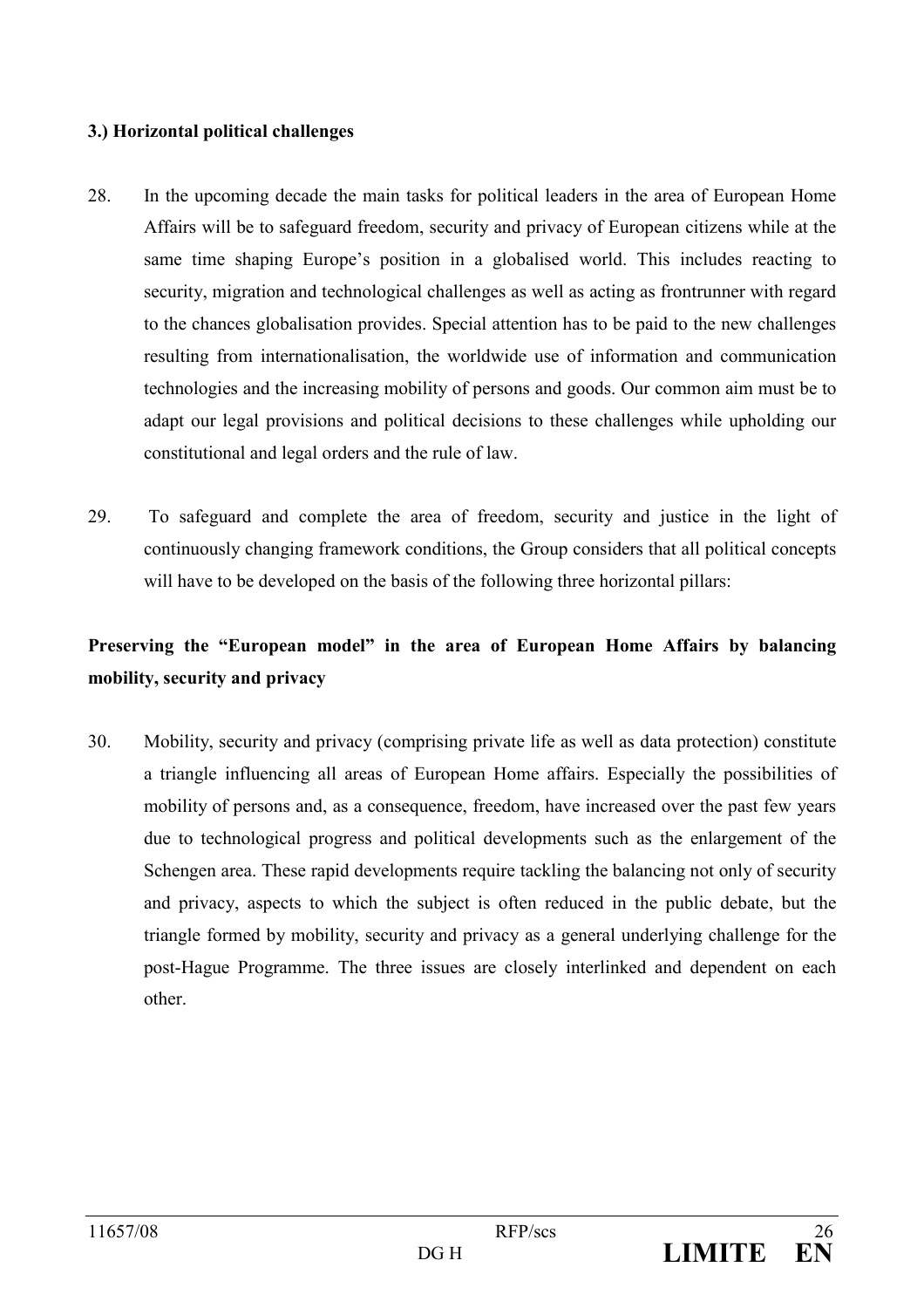### 3.) Horizontal political challenges

28. In the upcoming decade the main tasks for political leaders in the area of European Home Affairs will be to safeguard freedom, security and privacy of European citizens while at the same time shaping Europe's position in a globalised world. This includes reacting to security, migration and technological challenges as well as acting as frontrunner with regard to the chances globalisation provides. Special attention has to be paid to the new challenges resulting from internationalisation, the worldwide use of information and communication technologies and the increasing mobility of persons and goods. Our common aim must be to adapt our legal provisions and political decisions to these challenges while upholding our constitutional and legal orders and the rule of law.

29. To safeguard and complete the area of freedom, security and justice in the light of continuously changing framework conditions, the Group considers that all political concepts will have to be developed on the basis of the following three horizontal pillars:

**Preserving the "European model" in the area of European Home Affairs by balancing mobility, security and privacy**

30. Mobility, security and privacy (comprising private life as well as data protection) constitute a triangle influencing all areas of European Home affairs. Especially the possibilities of mobility of persons and, as a consequence, freedom, have increased over the past few years due to technological progress and political developments such as the enlargement of the Schengen area. These rapid developments require tackling the balancing not only of security and privacy, aspects to which the subject is often reduced in the public debate, but the triangle formed by mobility, security and privacy as a general underlying challenge for the post-Hague Programme. The three issues are closely interlinked and dependent on each other.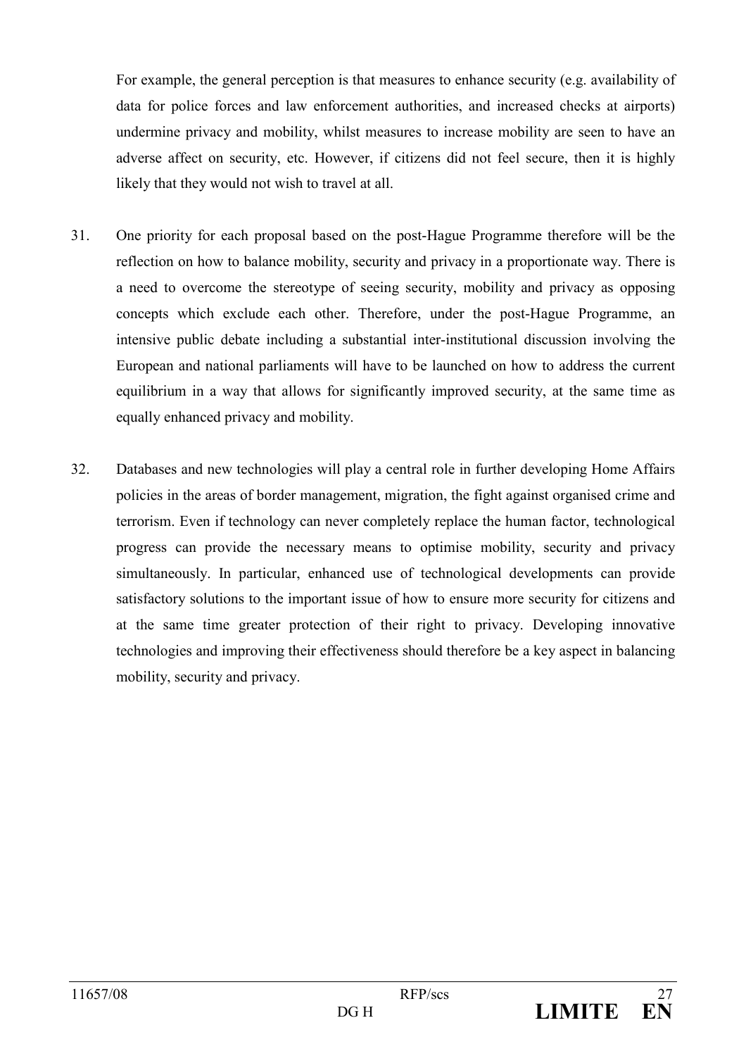For example, the general perception is that measures to enhance security (e.g. availability of data for police forces and law enforcement authorities, and increased checks at airports) undermine privacy and mobility, whilst measures to increase mobility are seen to have an adverse affect on security, etc. However, if citizens did not feel secure, then it is highly likely that they would not wish to travel at all.

31. One priority for each proposal based on the post-Hague Programme therefore will be the reflection on how to balance mobility, security and privacy in a proportionate way. There is a need to overcome the stereotype of seeing security, mobility and privacy as opposing concepts which exclude each other. Therefore, under the post-Hague Programme, an intensive public debate including a substantial inter-institutional discussion involving the European and national parliaments will have to be launched on how to address the current equilibrium in a way that allows for significantly improved security, at the same time as equally enhanced privacy and mobility.

32. Databases and new technologies will play a central role in further developing Home Affairs policies in the areas of border management, migration, the fight against organised crime and terrorism. Even if technology can never completely replace the human factor, technological progress can provide the necessary means to optimise mobility, security and privacy simultaneously. In particular, enhanced use of technological developments can provide satisfactory solutions to the important issue of how to ensure more security for citizens and at the same time greater protection of their right to privacy. Developing innovative technologies and improving their effectiveness should therefore be a key aspect in balancing mobility, security and privacy.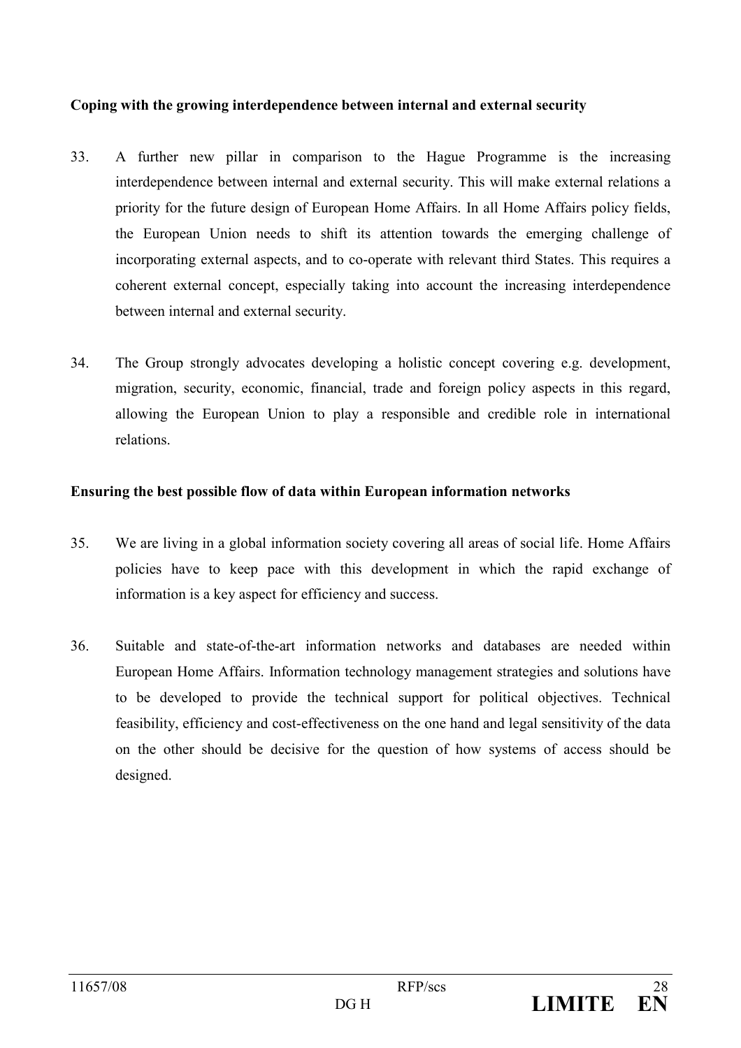**Coping with the growing interdependence between internal and external security**

33. A further new pillar in comparison to the Hague Programme is the increasing interdependence between internal and external security. This will make external relations a priority for the future design of European Home Affairs. In all Home Affairs policy fields, the European Union needs to shift its attention towards the emerging challenge of incorporating external aspects, and to co-operate with relevant third States. This requires a coherent external concept, especially taking into account the increasing interdependence between internal and external security.

34. The Group strongly advocates developing a holistic concept covering e.g. development, migration, security, economic, financial, trade and foreign policy aspects in this regard, allowing the European Union to play a responsible and credible role in international relations.

**Ensuring the best possible flow of data within European information networks**

35. We are living in a global information society covering all areas of social life. Home Affairs policies have to keep pace with this development in which the rapid exchange of information is a key aspect for efficiency and success.

36. Suitable and state-of-the-art information networks and databases are needed within European Home Affairs. Information technology management strategies and solutions have to be developed to provide the technical support for political objectives. Technical feasibility, efficiency and cost-effectiveness on the one hand and legal sensitivity of the data on the other should be decisive for the question of how systems of access should be designed.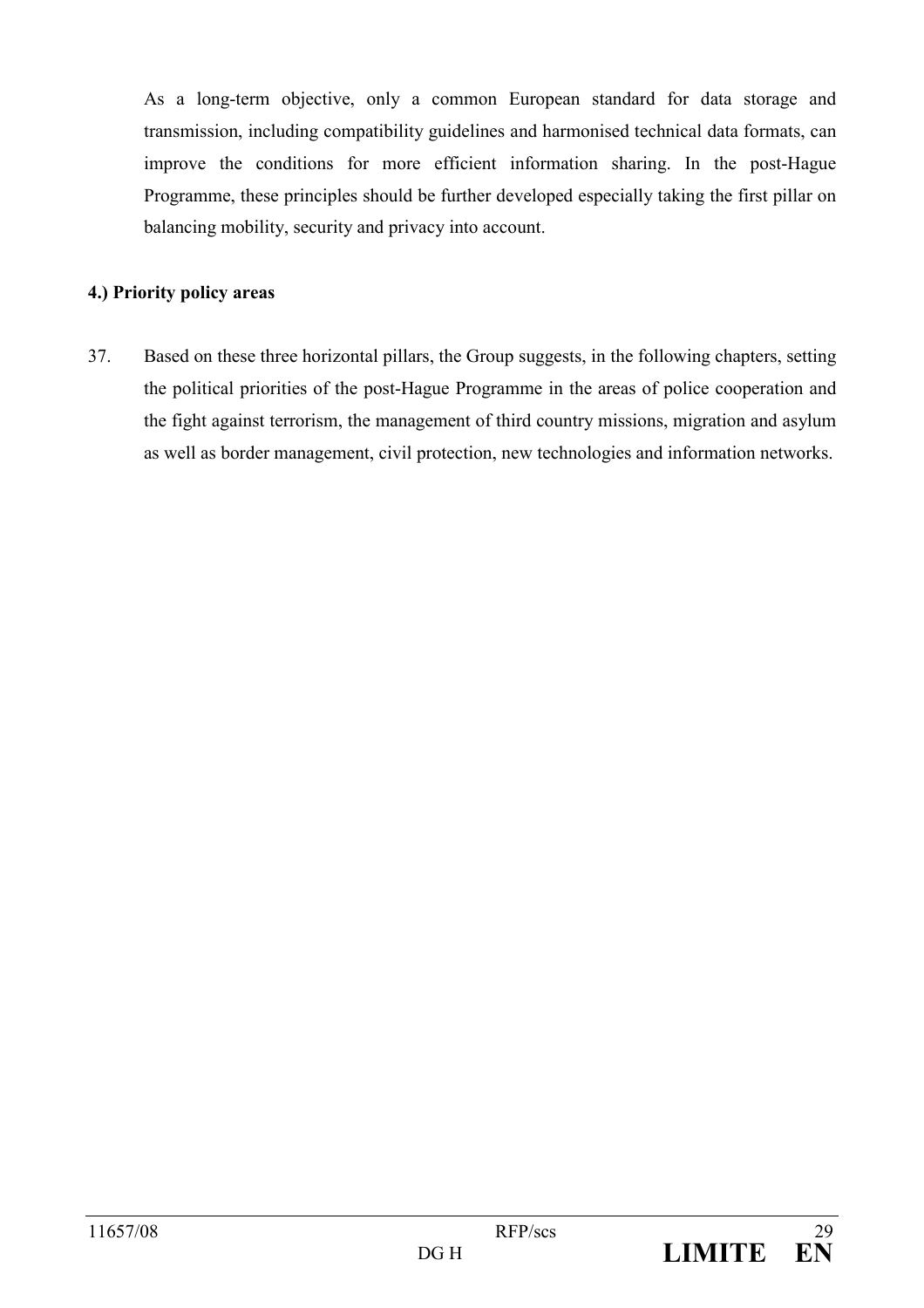As a long-term objective, only a common European standard for data storage and transmission, including compatibility guidelines and harmonised technical data formats, can improve the conditions for more efficient information sharing. In the post-Hague Programme, these principles should be further developed especially taking the first pillar on balancing mobility, security and privacy into account.

**4.) Priority policy areas**

37. Based on these three horizontal pillars, the Group suggests, in the following chapters, setting the political priorities of the post-Hague Programme in the areas of police cooperation and the fight against terrorism, the management of third country missions, migration and asylum as well as border management, civil protection, new technologies and information networks.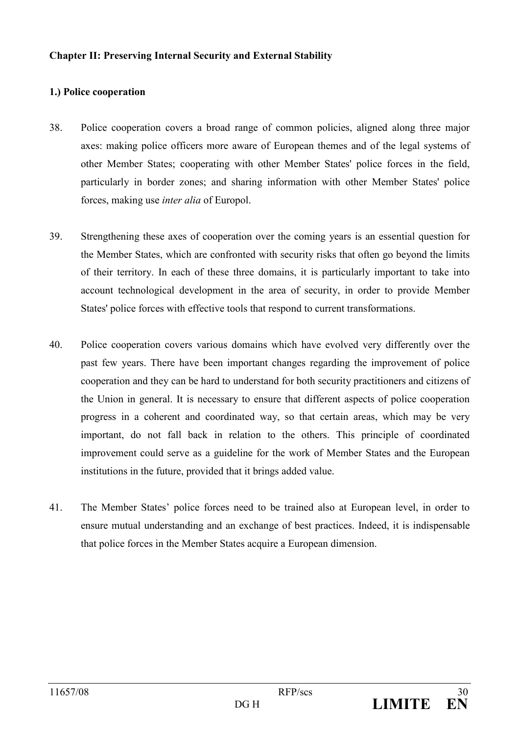**Chapter II: Preserving Internal Security and External Stability**

**1.) Police cooperation**

38. Police cooperation covers a broad range of common policies, aligned along three major axes: making police officers more aware of European themes and of the legal systems of other Member States; cooperating with other Member States' police forces in the field, particularly in border zones; and sharing information with other Member States' police forces, making use *inter alia* of Europol.

39. Strengthening these axes of cooperation over the coming years is an essential question for the Member States, which are confronted with security risks that often go beyond the limits of their territory. In each of these three domains, it is particularly important to take into account technological development in the area of security, in order to provide Member States' police forces with effective tools that respond to current transformations.

40. Police cooperation covers various domains which have evolved very differently over the past few years. There have been important changes regarding the improvement of police cooperation and they can be hard to understand for both security practitioners and citizens of the Union in general. It is necessary to ensure that different aspects of police cooperation progress in a coherent and coordinated way, so that certain areas, which may be very important, do not fall back in relation to the others. This principle of coordinated improvement could serve as a guideline for the work of Member States and the European institutions in the future, provided that it brings added value.

41. The Member States' police forces need to be trained also at European level, in order to ensure mutual understanding and an exchange of best practices. Indeed, it is indispensable that police forces in the Member States acquire a European dimension.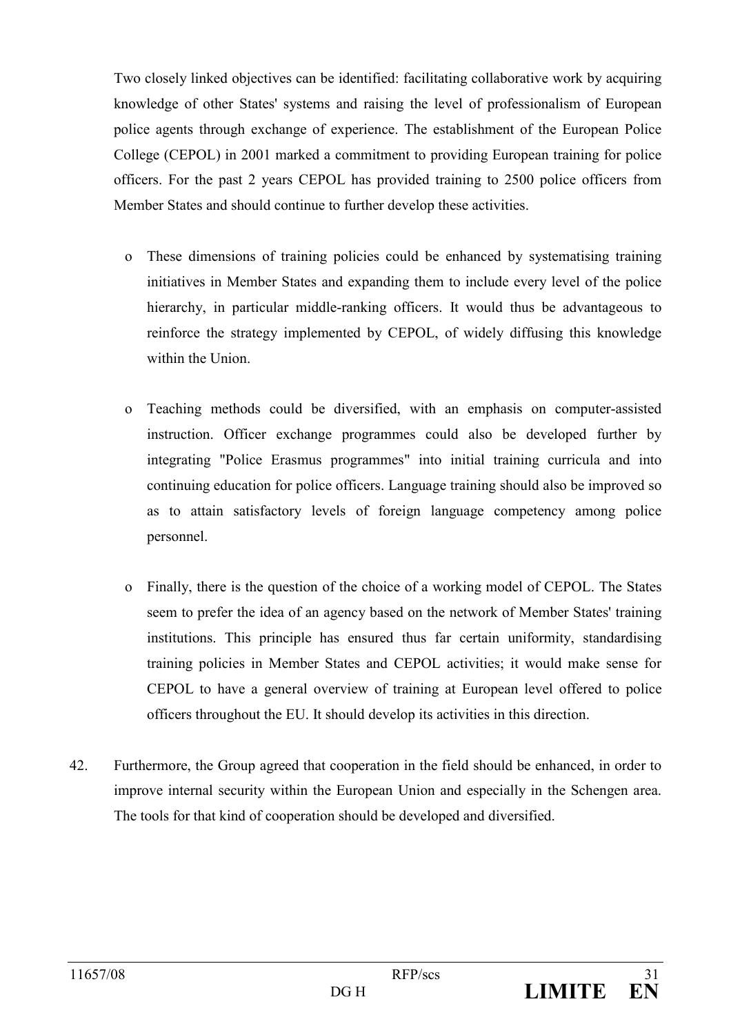Two closely linked objectives can be identified: facilitating collaborative work by acquiring knowledge of other States' systems and raising the level of professionalism of European police agents through exchange of experience. The establishment of the European Police College (CEPOL) in 2001 marked a commitment to providing European training for police officers. For the past 2 years CEPOL has provided training to 2500 police officers from Member States and should continue to further develop these activities.

- These dimensions of training policies could be enhanced by systematising training initiatives in Member States and expanding them to include every level of the police hierarchy, in particular middle-ranking officers. It would thus be advantageous to reinforce the strategy implemented by CEPOL, of widely diffusing this knowledge within the Union.

- Teaching methods could be diversified, with an emphasis on computer-assisted instruction. Officer exchange programmes could also be developed further by integrating "Police Erasmus programmes" into initial training curricula and into continuing education for police officers. Language training should also be improved so as to attain satisfactory levels of foreign language competency among police personnel.

- Finally, there is the question of the choice of a working model of CEPOL. The States seem to prefer the idea of an agency based on the network of Member States' training institutions. This principle has ensured thus far certain uniformity, standardising training policies in Member States and CEPOL activities; it would make sense for CEPOL to have a general overview of training at European level offered to police officers throughout the EU. It should develop its activities in this direction.

42. Furthermore, the Group agreed that cooperation in the field should be enhanced, in order to improve internal security within the European Union and especially in the Schengen area. The tools for that kind of cooperation should be developed and diversified.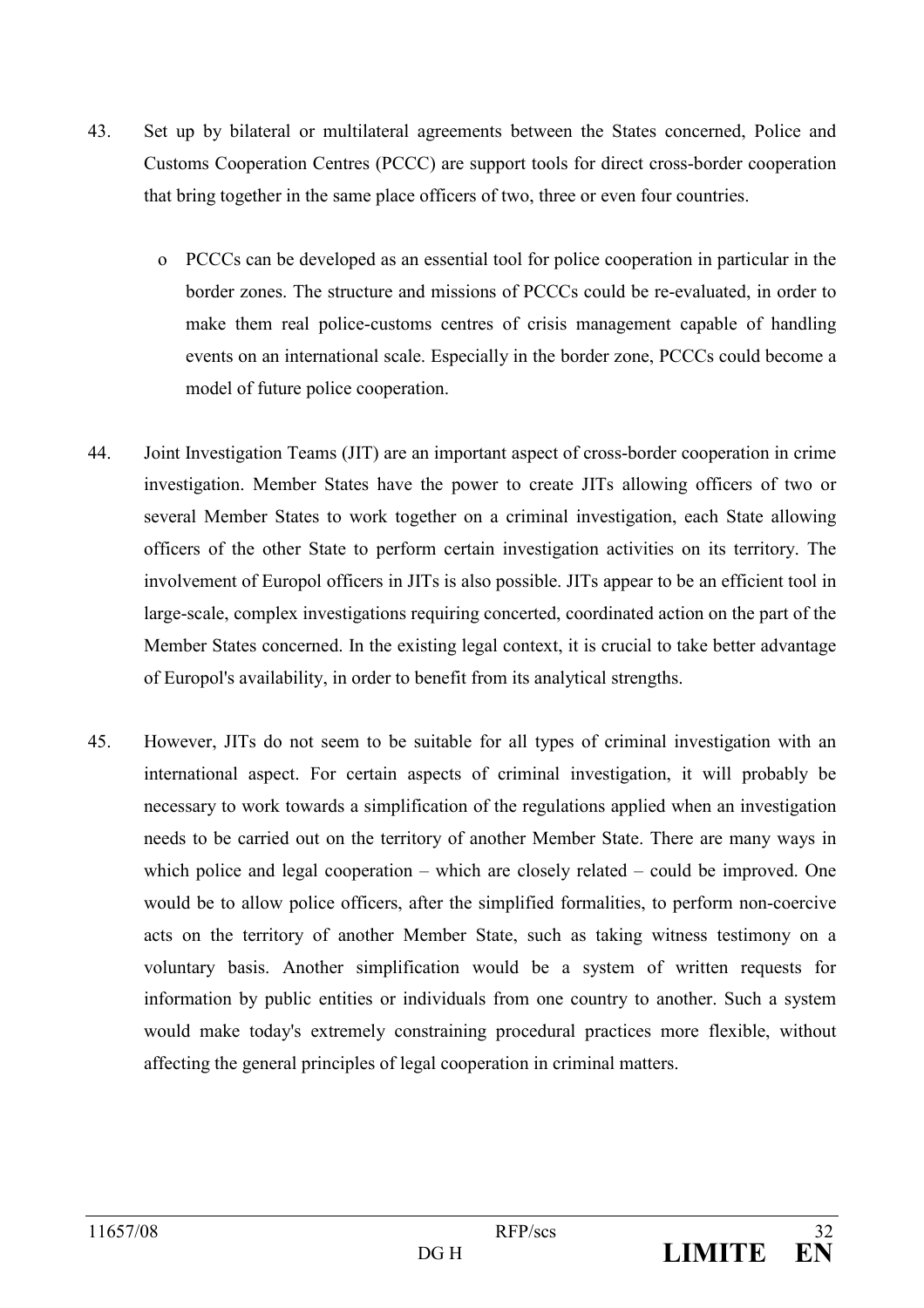43. Set up by bilateral or multilateral agreements between the States concerned, Police and Customs Cooperation Centres (PCCC) are support tools for direct cross-border cooperation that bring together in the same place officers of two, three or even four countries.

    - PCCCs can be developed as an essential tool for police cooperation in particular in the border zones. The structure and missions of PCCCs could be re-evaluated, in order to make them real police-customs centres of crisis management capable of handling events on an international scale. Especially in the border zone, PCCCs could become a model of future police cooperation.

44. Joint Investigation Teams (JIT) are an important aspect of cross-border cooperation in crime investigation. Member States have the power to create JITs allowing officers of two or several Member States to work together on a criminal investigation, each State allowing officers of the other State to perform certain investigation activities on its territory. The involvement of Europol officers in JITs is also possible. JITs appear to be an efficient tool in large-scale, complex investigations requiring concerted, coordinated action on the part of the Member States concerned. In the existing legal context, it is crucial to take better advantage of Europol's availability, in order to benefit from its analytical strengths.

45. However, JITs do not seem to be suitable for all types of criminal investigation with an international aspect. For certain aspects of criminal investigation, it will probably be necessary to work towards a simplification of the regulations applied when an investigation needs to be carried out on the territory of another Member State. There are many ways in which police and legal cooperation – which are closely related – could be improved. One would be to allow police officers, after the simplified formalities, to perform non-coercive acts on the territory of another Member State, such as taking witness testimony on a voluntary basis. Another simplification would be a system of written requests for information by public entities or individuals from one country to another. Such a system would make today's extremely constraining procedural practices more flexible, without affecting the general principles of legal cooperation in criminal matters.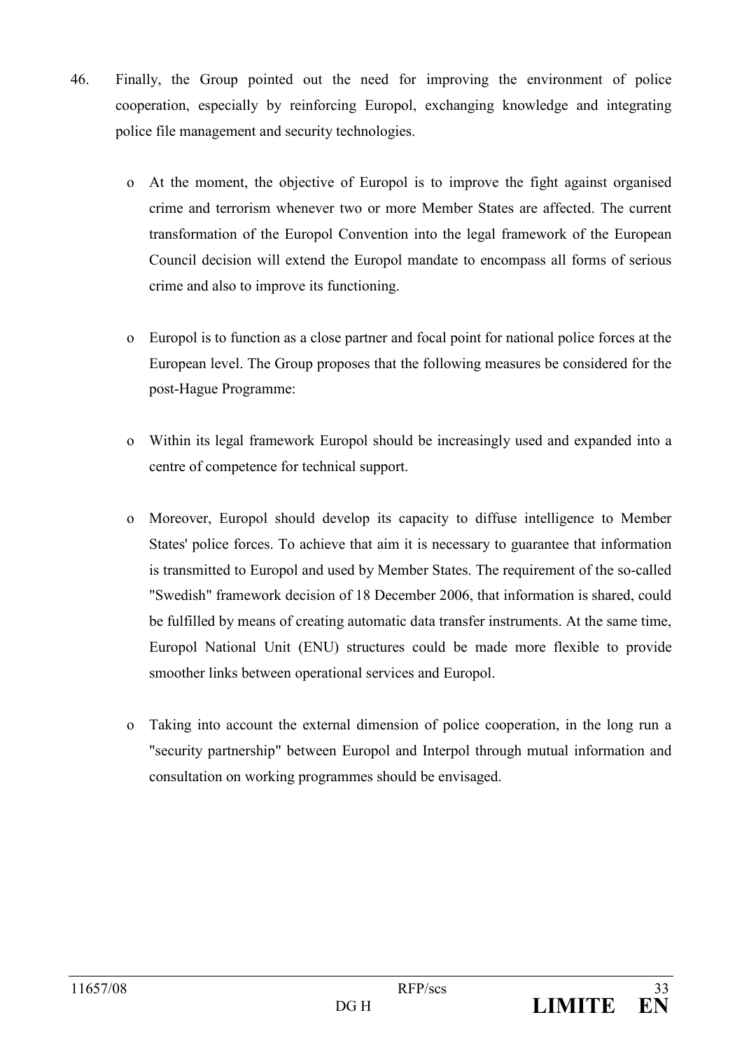46. Finally, the Group pointed out the need for improving the environment of police cooperation, especially by reinforcing Europol, exchanging knowledge and integrating police file management and security technologies.

   - At the moment, the objective of Europol is to improve the fight against organised crime and terrorism whenever two or more Member States are affected. The current transformation of the Europol Convention into the legal framework of the European Council decision will extend the Europol mandate to encompass all forms of serious crime and also to improve its functioning.

   - Europol is to function as a close partner and focal point for national police forces at the European level. The Group proposes that the following measures be considered for the post-Hague Programme:

   - Within its legal framework Europol should be increasingly used and expanded into a centre of competence for technical support.

   - Moreover, Europol should develop its capacity to diffuse intelligence to Member States' police forces. To achieve that aim it is necessary to guarantee that information is transmitted to Europol and used by Member States. The requirement of the so-called "Swedish" framework decision of 18 December 2006, that information is shared, could be fulfilled by means of creating automatic data transfer instruments. At the same time, Europol National Unit (ENU) structures could be made more flexible to provide smoother links between operational services and Europol.

   - Taking into account the external dimension of police cooperation, in the long run a "security partnership" between Europol and Interpol through mutual information and consultation on working programmes should be envisaged.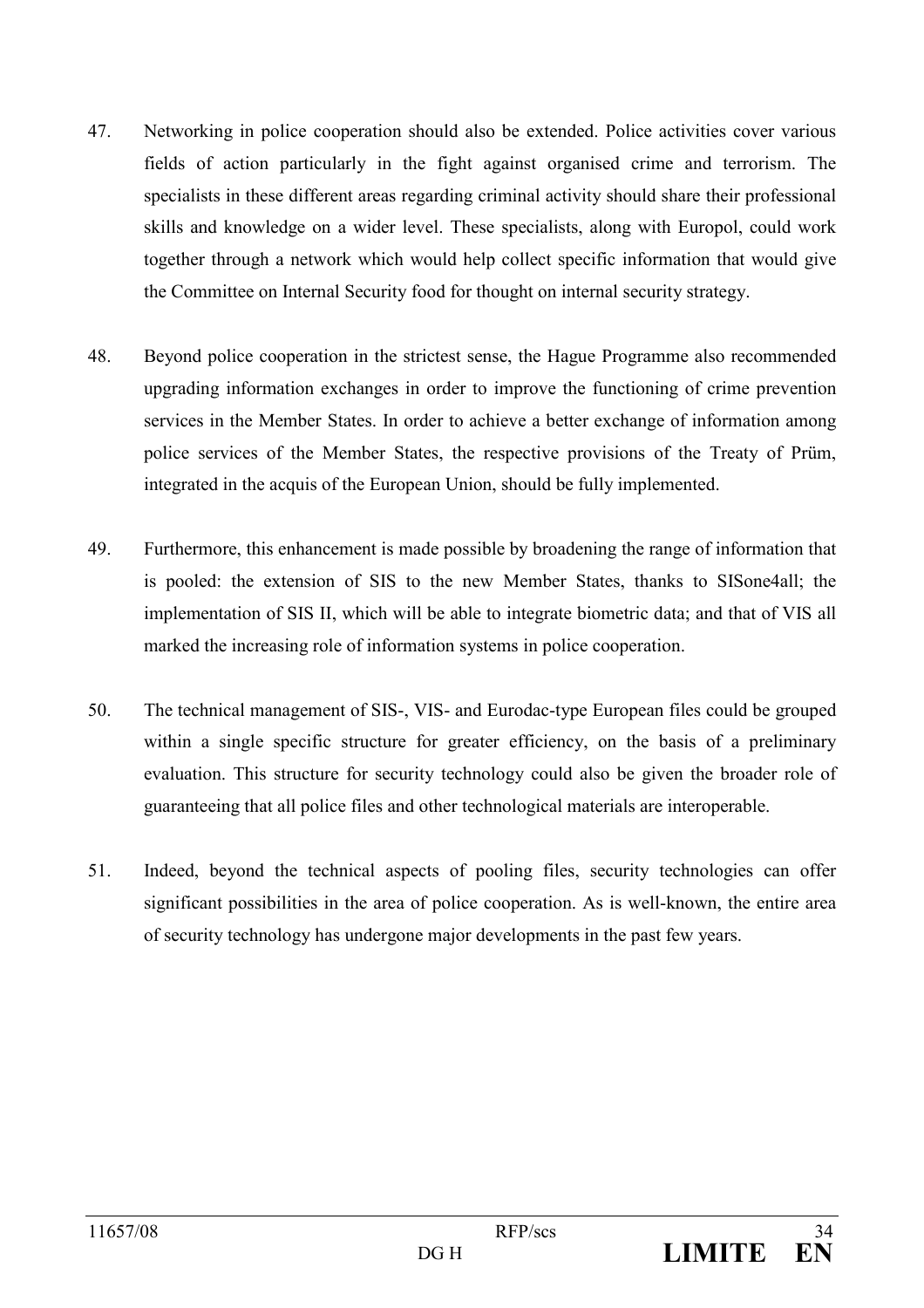47. Networking in police cooperation should also be extended. Police activities cover various fields of action particularly in the fight against organised crime and terrorism. The specialists in these different areas regarding criminal activity should share their professional skills and knowledge on a wider level. These specialists, along with Europol, could work together through a network which would help collect specific information that would give the Committee on Internal Security food for thought on internal security strategy.

48. Beyond police cooperation in the strictest sense, the Hague Programme also recommended upgrading information exchanges in order to improve the functioning of crime prevention services in the Member States. In order to achieve a better exchange of information among police services of the Member States, the respective provisions of the Treaty of Prüm, integrated in the acquis of the European Union, should be fully implemented.

49. Furthermore, this enhancement is made possible by broadening the range of information that is pooled: the extension of SIS to the new Member States, thanks to SISone4all; the implementation of SIS II, which will be able to integrate biometric data; and that of VIS all marked the increasing role of information systems in police cooperation.

50. The technical management of SIS-, VIS- and Eurodac-type European files could be grouped within a single specific structure for greater efficiency, on the basis of a preliminary evaluation. This structure for security technology could also be given the broader role of guaranteeing that all police files and other technological materials are interoperable.

51. Indeed, beyond the technical aspects of pooling files, security technologies can offer significant possibilities in the area of police cooperation. As is well-known, the entire area of security technology has undergone major developments in the past few years.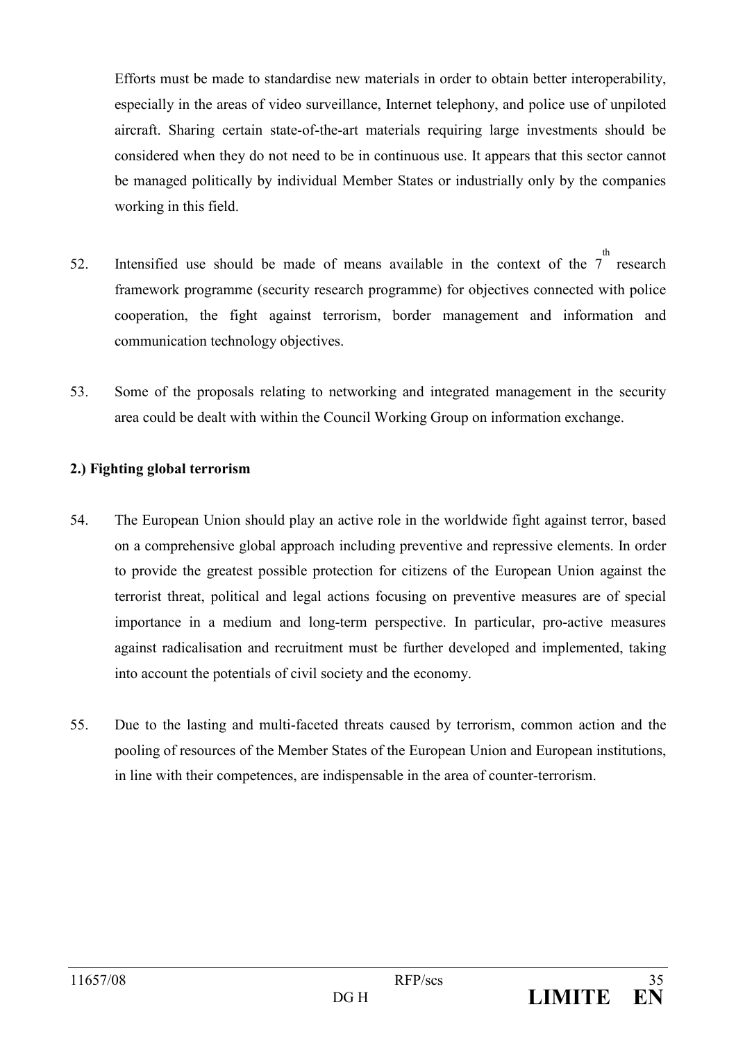Efforts must be made to standardise new materials in order to obtain better interoperability, especially in the areas of video surveillance, Internet telephony, and police use of unpiloted aircraft. Sharing certain state-of-the-art materials requiring large investments should be considered when they do not need to be in continuous use. It appears that this sector cannot be managed politically by individual Member States or industrially only by the companies working in this field.

52. Intensified use should be made of means available in the context of the 7th research framework programme (security research programme) for objectives connected with police cooperation, the fight against terrorism, border management and information and communication technology objectives.

53. Some of the proposals relating to networking and integrated management in the security area could be dealt with within the Council Working Group on information exchange.

**2.) Fighting global terrorism**

54. The European Union should play an active role in the worldwide fight against terror, based on a comprehensive global approach including preventive and repressive elements. In order to provide the greatest possible protection for citizens of the European Union against the terrorist threat, political and legal actions focusing on preventive measures are of special importance in a medium and long-term perspective. In particular, pro-active measures against radicalisation and recruitment must be further developed and implemented, taking into account the potentials of civil society and the economy.

55. Due to the lasting and multi-faceted threats caused by terrorism, common action and the pooling of resources of the Member States of the European Union and European institutions, in line with their competences, are indispensable in the area of counter-terrorism.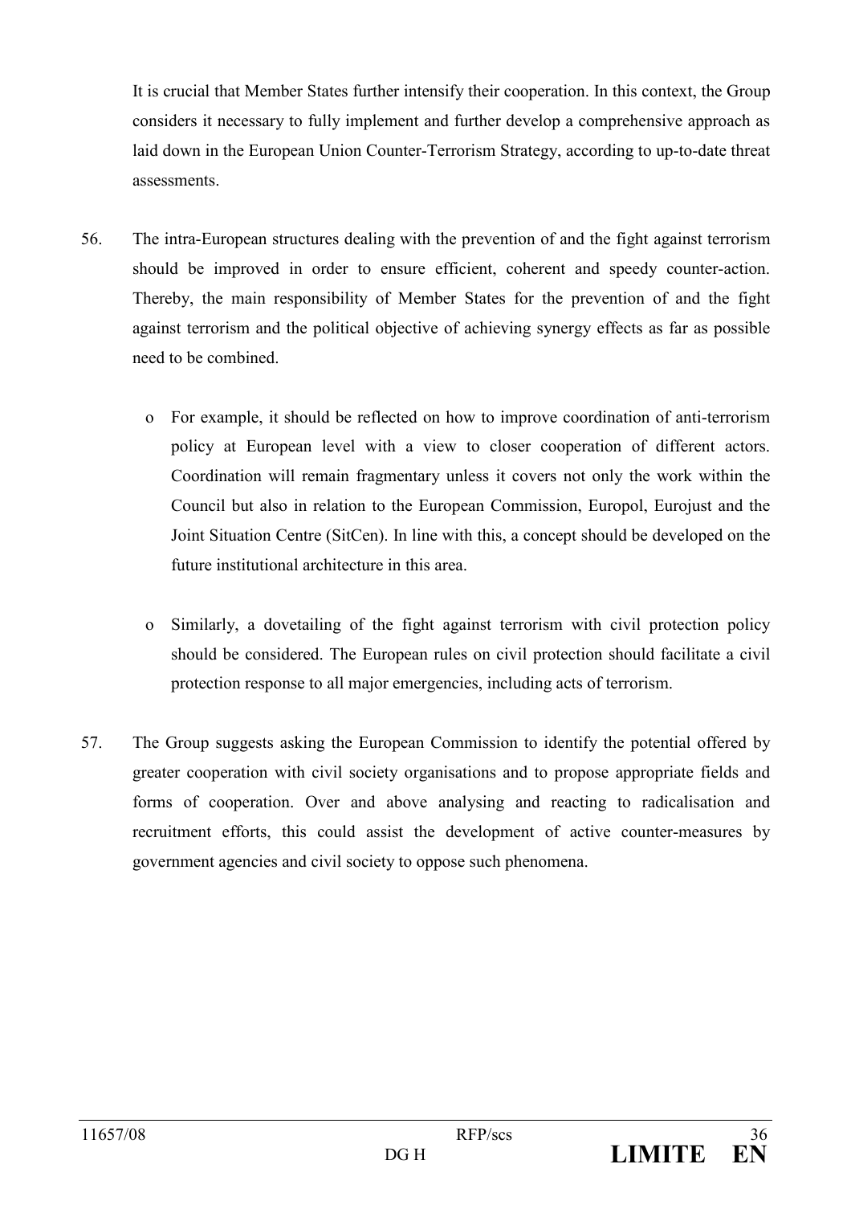It is crucial that Member States further intensify their cooperation. In this context, the Group considers it necessary to fully implement and further develop a comprehensive approach as laid down in the European Union Counter-Terrorism Strategy, according to up-to-date threat assessments.

56. The intra-European structures dealing with the prevention of and the fight against terrorism should be improved in order to ensure efficient, coherent and speedy counter-action. Thereby, the main responsibility of Member States for the prevention of and the fight against terrorism and the political objective of achieving synergy effects as far as possible need to be combined.

   - For example, it should be reflected on how to improve coordination of anti-terrorism policy at European level with a view to closer cooperation of different actors. Coordination will remain fragmentary unless it covers not only the work within the Council but also in relation to the European Commission, Europol, Eurojust and the Joint Situation Centre (SitCen). In line with this, a concept should be developed on the future institutional architecture in this area.

   - Similarly, a dovetailing of the fight against terrorism with civil protection policy should be considered. The European rules on civil protection should facilitate a civil protection response to all major emergencies, including acts of terrorism.

57. The Group suggests asking the European Commission to identify the potential offered by greater cooperation with civil society organisations and to propose appropriate fields and forms of cooperation. Over and above analysing and reacting to radicalisation and recruitment efforts, this could assist the development of active counter-measures by government agencies and civil society to oppose such phenomena.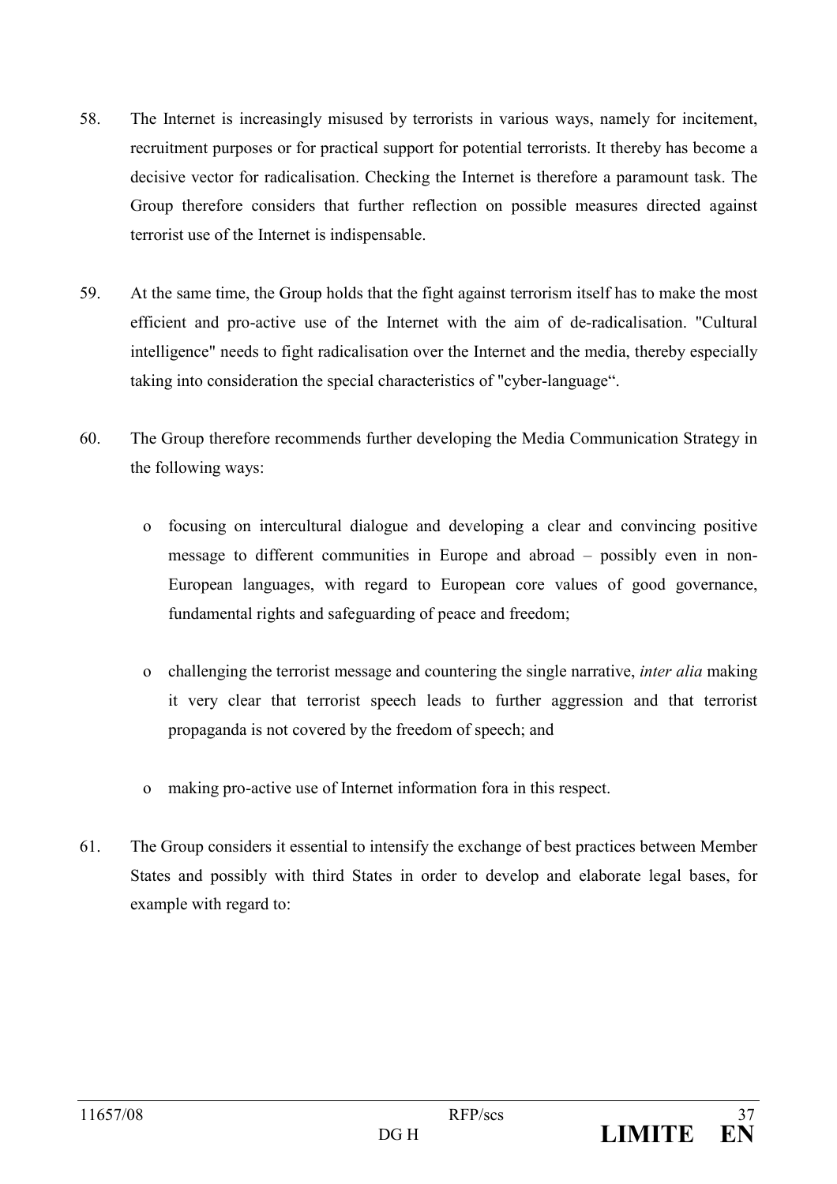58. The Internet is increasingly misused by terrorists in various ways, namely for incitement, recruitment purposes or for practical support for potential terrorists. It thereby has become a decisive vector for radicalisation. Checking the Internet is therefore a paramount task. The Group therefore considers that further reflection on possible measures directed against terrorist use of the Internet is indispensable.

59. At the same time, the Group holds that the fight against terrorism itself has to make the most efficient and pro-active use of the Internet with the aim of de-radicalisation. "Cultural intelligence" needs to fight radicalisation over the Internet and the media, thereby especially taking into consideration the special characteristics of "cyber-language“.

60. The Group therefore recommends further developing the Media Communication Strategy in the following ways:

   - focusing on intercultural dialogue and developing a clear and convincing positive message to different communities in Europe and abroad – possibly even in non-European languages, with regard to European core values of good governance, fundamental rights and safeguarding of peace and freedom;

   - challenging the terrorist message and countering the single narrative, *inter alia* making it very clear that terrorist speech leads to further aggression and that terrorist propaganda is not covered by the freedom of speech; and

   - making pro-active use of Internet information fora in this respect.

61. The Group considers it essential to intensify the exchange of best practices between Member States and possibly with third States in order to develop and elaborate legal bases, for example with regard to: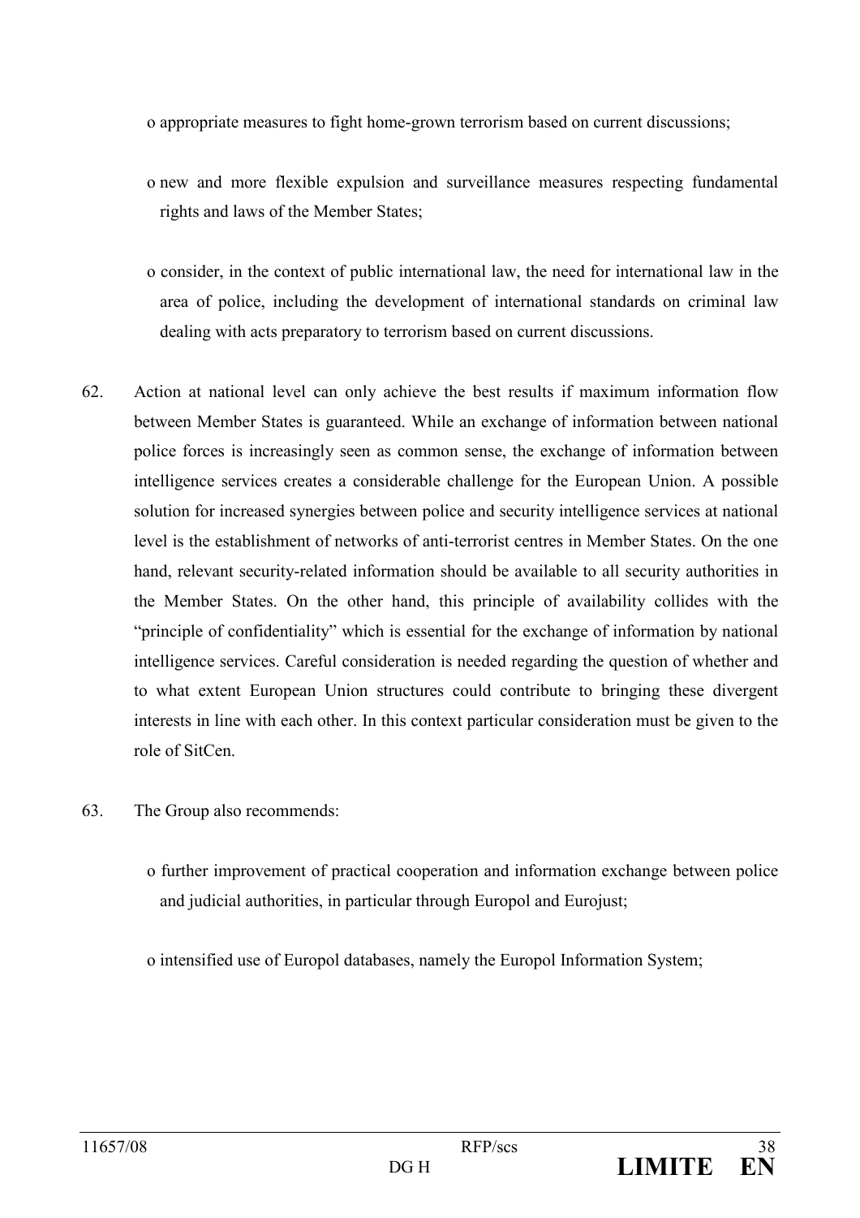- appropriate measures to fight home-grown terrorism based on current discussions;
- new and more flexible expulsion and surveillance measures respecting fundamental rights and laws of the Member States;
- consider, in the context of public international law, the need for international law in the area of police, including the development of international standards on criminal law dealing with acts preparatory to terrorism based on current discussions.

62. Action at national level can only achieve the best results if maximum information flow between Member States is guaranteed. While an exchange of information between national police forces is increasingly seen as common sense, the exchange of information between intelligence services creates a considerable challenge for the European Union. A possible solution for increased synergies between police and security intelligence services at national level is the establishment of networks of anti-terrorist centres in Member States. On the one hand, relevant security-related information should be available to all security authorities in the Member States. On the other hand, this principle of availability collides with the "principle of confidentiality" which is essential for the exchange of information by national intelligence services. Careful consideration is needed regarding the question of whether and to what extent European Union structures could contribute to bringing these divergent interests in line with each other. In this context particular consideration must be given to the role of SitCen.

63. The Group also recommends:

    - further improvement of practical cooperation and information exchange between police and judicial authorities, in particular through Europol and Eurojust;
    - intensified use of Europol databases, namely the Europol Information System;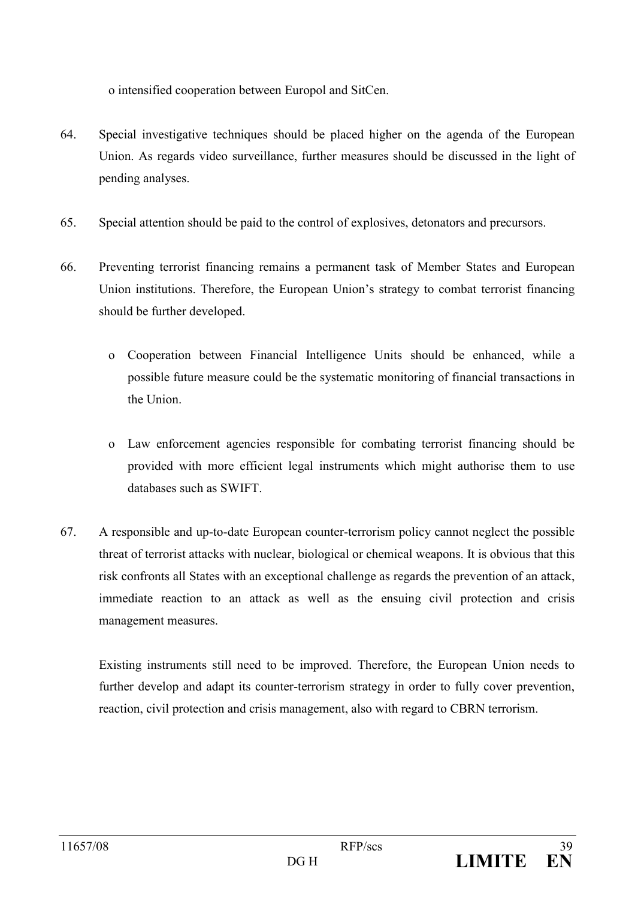- intensified cooperation between Europol and SitCen.

64. Special investigative techniques should be placed higher on the agenda of the European Union. As regards video surveillance, further measures should be discussed in the light of pending analyses.

65. Special attention should be paid to the control of explosives, detonators and precursors.

66. Preventing terrorist financing remains a permanent task of Member States and European Union institutions. Therefore, the European Union's strategy to combat terrorist financing should be further developed.

    - Cooperation between Financial Intelligence Units should be enhanced, while a possible future measure could be the systematic monitoring of financial transactions in the Union.

    - Law enforcement agencies responsible for combating terrorist financing should be provided with more efficient legal instruments which might authorise them to use databases such as SWIFT.

67. A responsible and up-to-date European counter-terrorism policy cannot neglect the possible threat of terrorist attacks with nuclear, biological or chemical weapons. It is obvious that this risk confronts all States with an exceptional challenge as regards the prevention of an attack, immediate reaction to an attack as well as the ensuing civil protection and crisis management measures.

    Existing instruments still need to be improved. Therefore, the European Union needs to further develop and adapt its counter-terrorism strategy in order to fully cover prevention, reaction, civil protection and crisis management, also with regard to CBRN terrorism.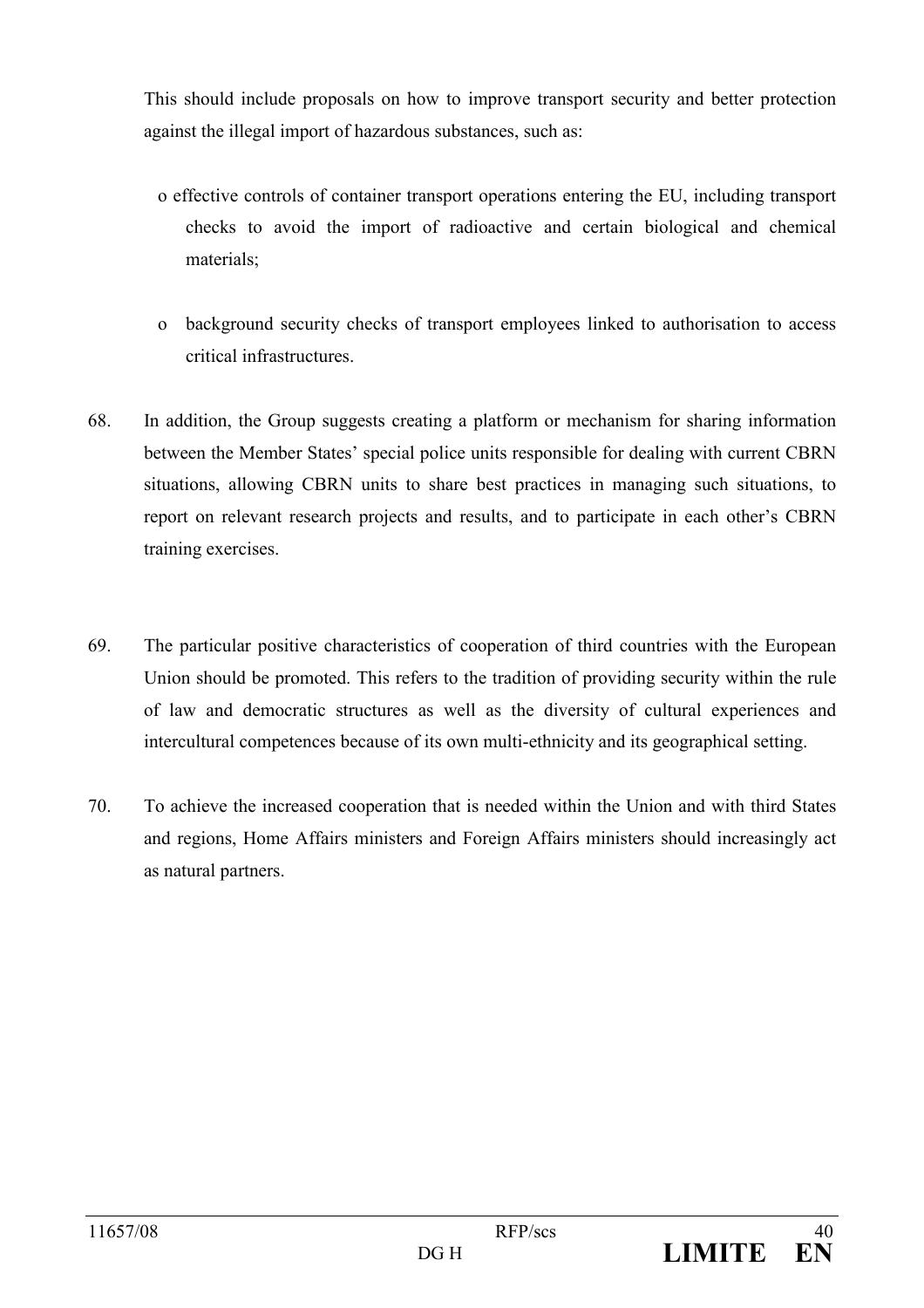This should include proposals on how to improve transport security and better protection against the illegal import of hazardous substances, such as:

- effective controls of container transport operations entering the EU, including transport checks to avoid the import of radioactive and certain biological and chemical materials;
- background security checks of transport employees linked to authorisation to access critical infrastructures.

68. In addition, the Group suggests creating a platform or mechanism for sharing information between the Member States' special police units responsible for dealing with current CBRN situations, allowing CBRN units to share best practices in managing such situations, to report on relevant research projects and results, and to participate in each other's CBRN training exercises.

69. The particular positive characteristics of cooperation of third countries with the European Union should be promoted. This refers to the tradition of providing security within the rule of law and democratic structures as well as the diversity of cultural experiences and intercultural competences because of its own multi-ethnicity and its geographical setting.

70. To achieve the increased cooperation that is needed within the Union and with third States and regions, Home Affairs ministers and Foreign Affairs ministers should increasingly act as natural partners.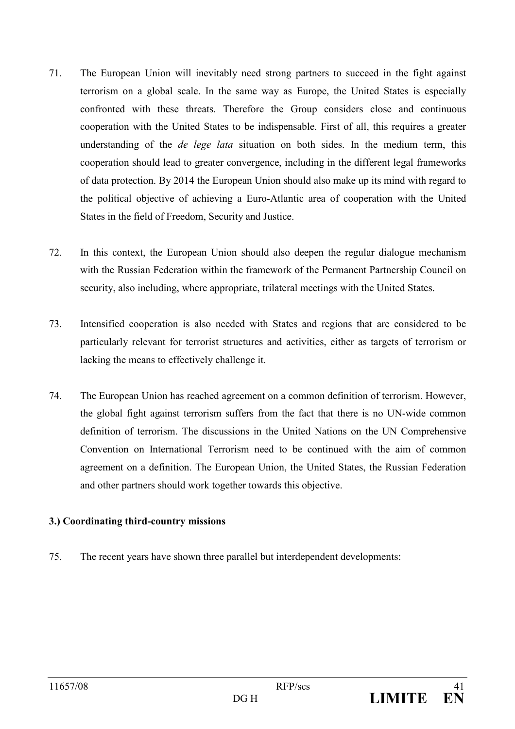71. The European Union will inevitably need strong partners to succeed in the fight against terrorism on a global scale. In the same way as Europe, the United States is especially confronted with these threats. Therefore the Group considers close and continuous cooperation with the United States to be indispensable. First of all, this requires a greater understanding of the *de lege lata* situation on both sides. In the medium term, this cooperation should lead to greater convergence, including in the different legal frameworks of data protection. By 2014 the European Union should also make up its mind with regard to the political objective of achieving a Euro-Atlantic area of cooperation with the United States in the field of Freedom, Security and Justice.

72. In this context, the European Union should also deepen the regular dialogue mechanism with the Russian Federation within the framework of the Permanent Partnership Council on security, also including, where appropriate, trilateral meetings with the United States.

73. Intensified cooperation is also needed with States and regions that are considered to be particularly relevant for terrorist structures and activities, either as targets of terrorism or lacking the means to effectively challenge it.

74. The European Union has reached agreement on a common definition of terrorism. However, the global fight against terrorism suffers from the fact that there is no UN-wide common definition of terrorism. The discussions in the United Nations on the UN Comprehensive Convention on International Terrorism need to be continued with the aim of common agreement on a definition. The European Union, the United States, the Russian Federation and other partners should work together towards this objective.

**3.) Coordinating third-country missions**

75. The recent years have shown three parallel but interdependent developments: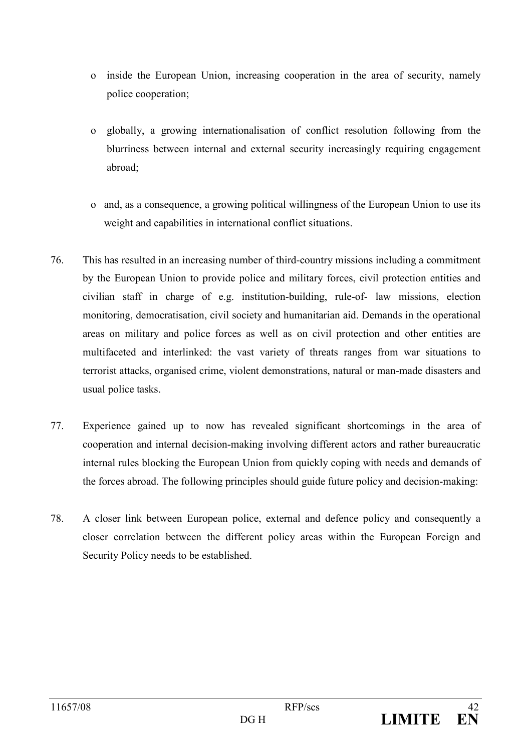- inside the European Union, increasing cooperation in the area of security, namely police cooperation;

- globally, a growing internationalisation of conflict resolution following from the blurriness between internal and external security increasingly requiring engagement abroad;

- and, as a consequence, a growing political willingness of the European Union to use its weight and capabilities in international conflict situations.

76. This has resulted in an increasing number of third-country missions including a commitment by the European Union to provide police and military forces, civil protection entities and civilian staff in charge of e.g. institution-building, rule-of- law missions, election monitoring, democratisation, civil society and humanitarian aid. Demands in the operational areas on military and police forces as well as on civil protection and other entities are multifaceted and interlinked: the vast variety of threats ranges from war situations to terrorist attacks, organised crime, violent demonstrations, natural or man-made disasters and usual police tasks.

77. Experience gained up to now has revealed significant shortcomings in the area of cooperation and internal decision-making involving different actors and rather bureaucratic internal rules blocking the European Union from quickly coping with needs and demands of the forces abroad. The following principles should guide future policy and decision-making:

78. A closer link between European police, external and defence policy and consequently a closer correlation between the different policy areas within the European Foreign and Security Policy needs to be established.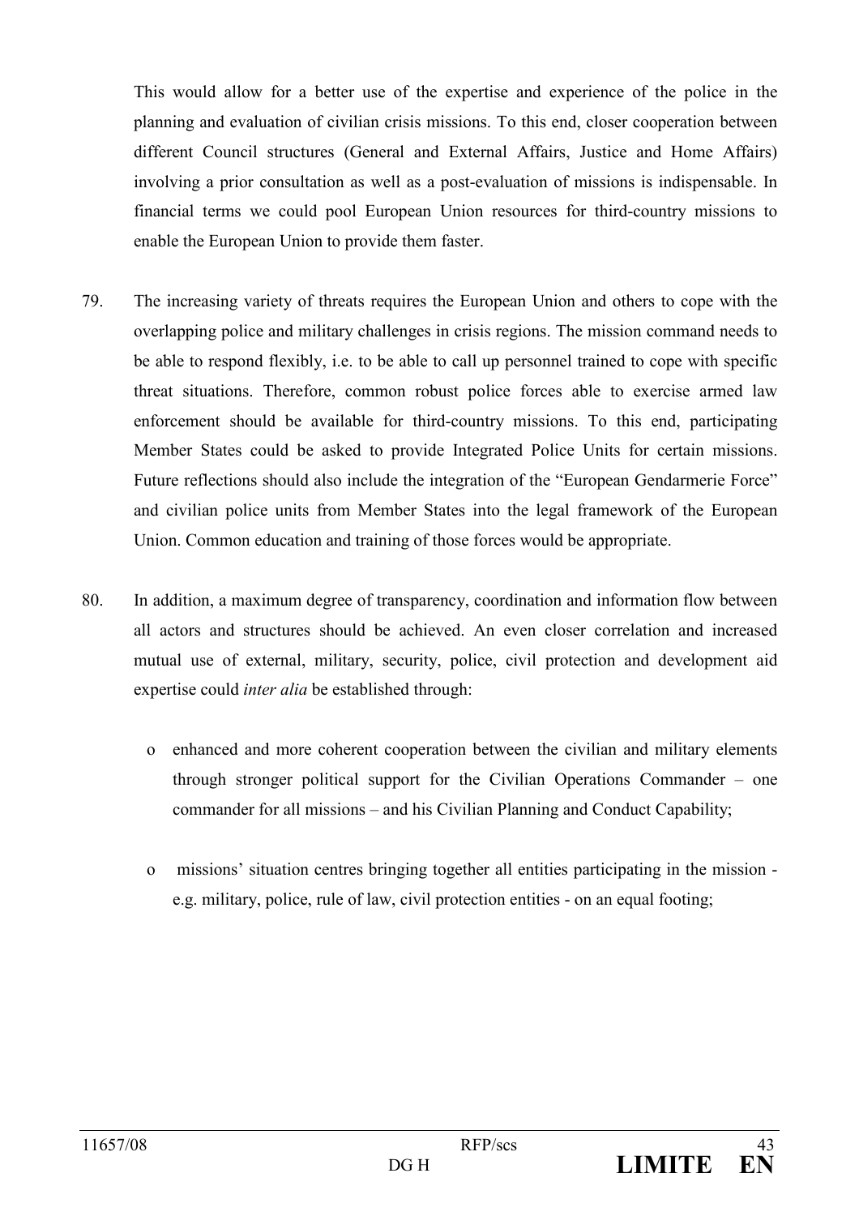This would allow for a better use of the expertise and experience of the police in the planning and evaluation of civilian crisis missions. To this end, closer cooperation between different Council structures (General and External Affairs, Justice and Home Affairs) involving a prior consultation as well as a post-evaluation of missions is indispensable. In financial terms we could pool European Union resources for third-country missions to enable the European Union to provide them faster.

79. The increasing variety of threats requires the European Union and others to cope with the overlapping police and military challenges in crisis regions. The mission command needs to be able to respond flexibly, i.e. to be able to call up personnel trained to cope with specific threat situations. Therefore, common robust police forces able to exercise armed law enforcement should be available for third-country missions. To this end, participating Member States could be asked to provide Integrated Police Units for certain missions. Future reflections should also include the integration of the "European Gendarmerie Force" and civilian police units from Member States into the legal framework of the European Union. Common education and training of those forces would be appropriate.

80. In addition, a maximum degree of transparency, coordination and information flow between all actors and structures should be achieved. An even closer correlation and increased mutual use of external, military, security, police, civil protection and development aid expertise could *inter alia* be established through:

   - enhanced and more coherent cooperation between the civilian and military elements through stronger political support for the Civilian Operations Commander – one commander for all missions – and his Civilian Planning and Conduct Capability;

   - missions' situation centres bringing together all entities participating in the mission - e.g. military, police, rule of law, civil protection entities - on an equal footing;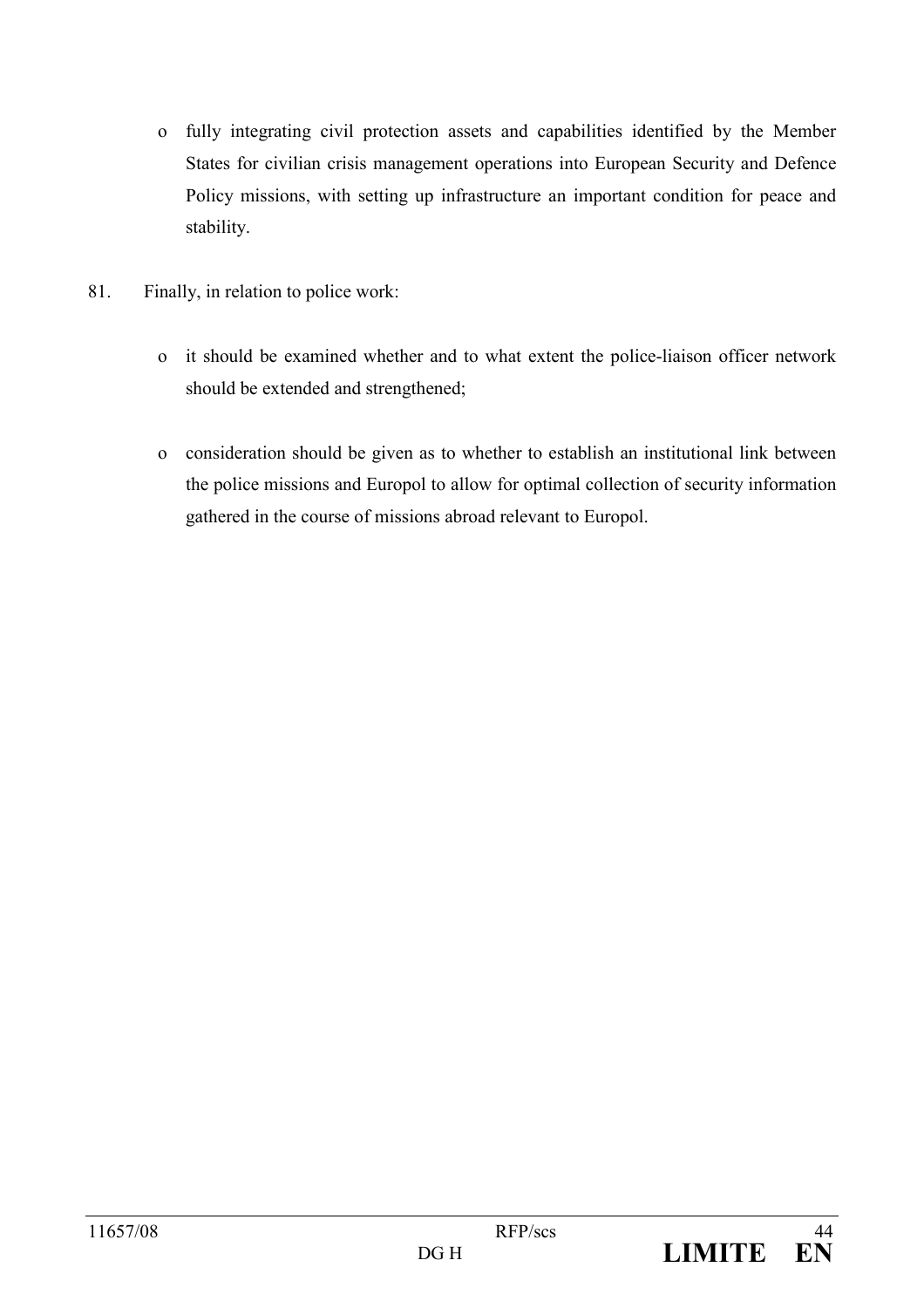- fully integrating civil protection assets and capabilities identified by the Member States for civilian crisis management operations into European Security and Defence Policy missions, with setting up infrastructure an important condition for peace and stability.

81. Finally, in relation to police work:

    - it should be examined whether and to what extent the police-liaison officer network should be extended and strengthened;

    - consideration should be given as to whether to establish an institutional link between the police missions and Europol to allow for optimal collection of security information gathered in the course of missions abroad relevant to Europol.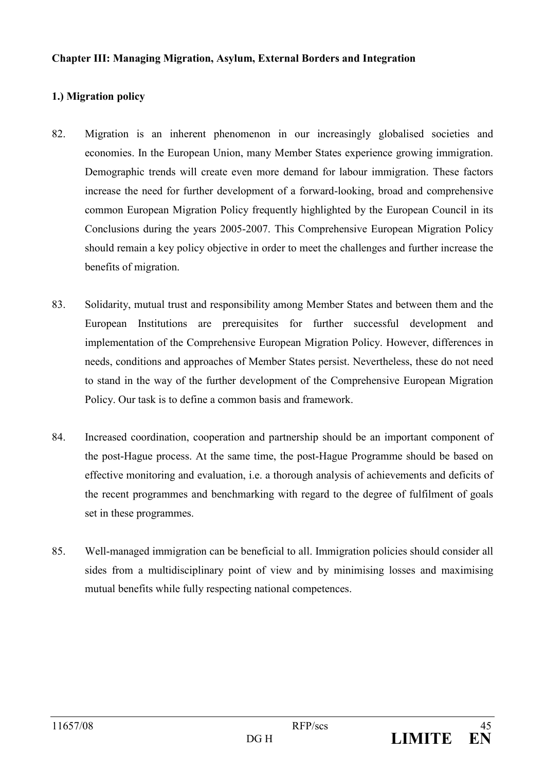## Chapter III: Managing Migration, Asylum, External Borders and Integration

### 1.) Migration policy

82. Migration is an inherent phenomenon in our increasingly globalised societies and economies. In the European Union, many Member States experience growing immigration. Demographic trends will create even more demand for labour immigration. These factors increase the need for further development of a forward-looking, broad and comprehensive common European Migration Policy frequently highlighted by the European Council in its Conclusions during the years 2005-2007. This Comprehensive European Migration Policy should remain a key policy objective in order to meet the challenges and further increase the benefits of migration.

83. Solidarity, mutual trust and responsibility among Member States and between them and the European Institutions are prerequisites for further successful development and implementation of the Comprehensive European Migration Policy. However, differences in needs, conditions and approaches of Member States persist. Nevertheless, these do not need to stand in the way of the further development of the Comprehensive European Migration Policy. Our task is to define a common basis and framework.

84. Increased coordination, cooperation and partnership should be an important component of the post-Hague process. At the same time, the post-Hague Programme should be based on effective monitoring and evaluation, i.e. a thorough analysis of achievements and deficits of the recent programmes and benchmarking with regard to the degree of fulfilment of goals set in these programmes.

85. Well-managed immigration can be beneficial to all. Immigration policies should consider all sides from a multidisciplinary point of view and by minimising losses and maximising mutual benefits while fully respecting national competences.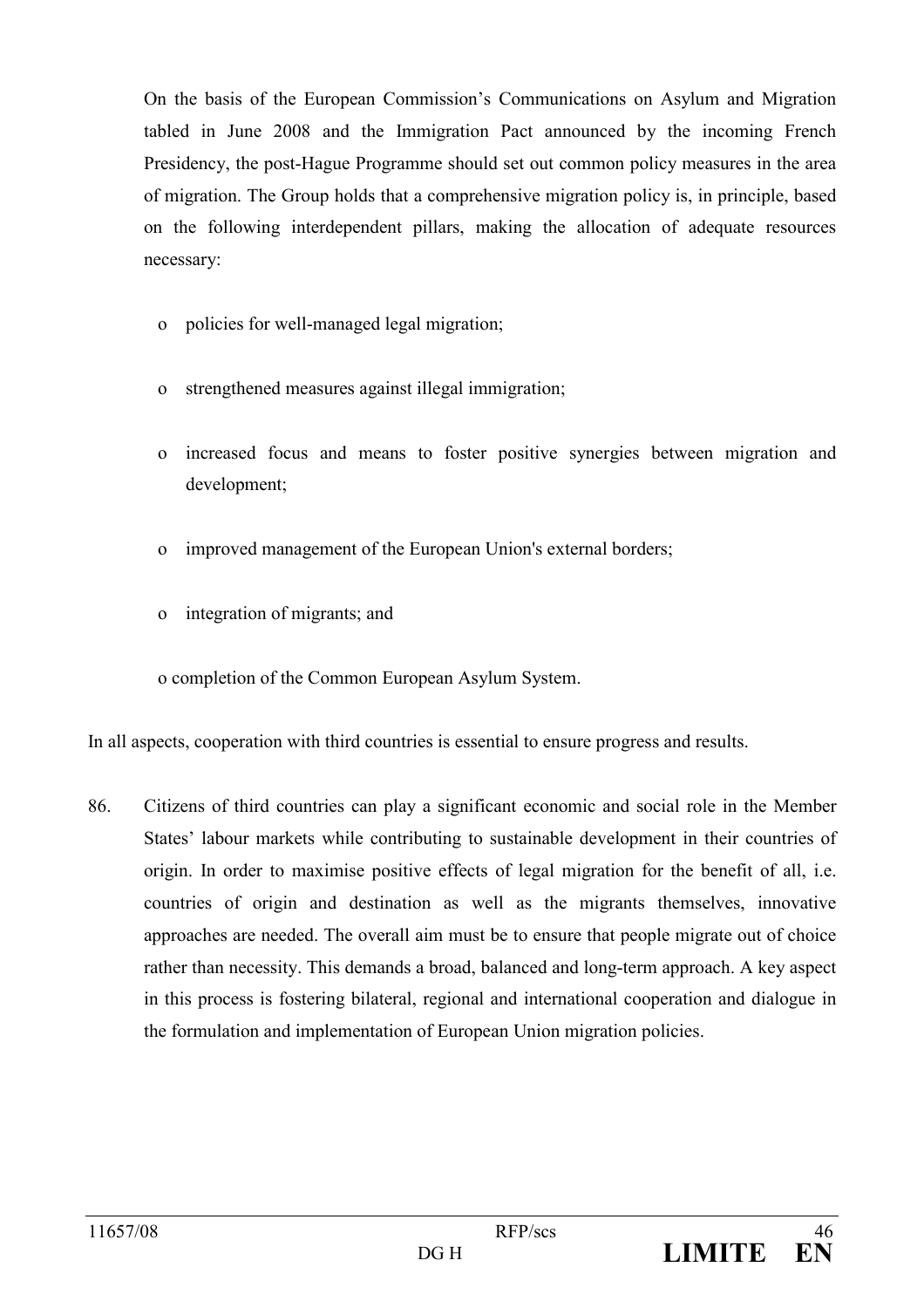On the basis of the European Commission's Communications on Asylum and Migration tabled in June 2008 and the Immigration Pact announced by the incoming French Presidency, the post-Hague Programme should set out common policy measures in the area of migration. The Group holds that a comprehensive migration policy is, in principle, based on the following interdependent pillars, making the allocation of adequate resources necessary:

- policies for well-managed legal migration;
- strengthened measures against illegal immigration;
- increased focus and means to foster positive synergies between migration and development;
- improved management of the European Union's external borders;
- integration of migrants; and
- completion of the Common European Asylum System.

In all aspects, cooperation with third countries is essential to ensure progress and results.

86. Citizens of third countries can play a significant economic and social role in the Member States' labour markets while contributing to sustainable development in their countries of origin. In order to maximise positive effects of legal migration for the benefit of all, i.e. countries of origin and destination as well as the migrants themselves, innovative approaches are needed. The overall aim must be to ensure that people migrate out of choice rather than necessity. This demands a broad, balanced and long-term approach. A key aspect in this process is fostering bilateral, regional and international cooperation and dialogue in the formulation and implementation of European Union migration policies.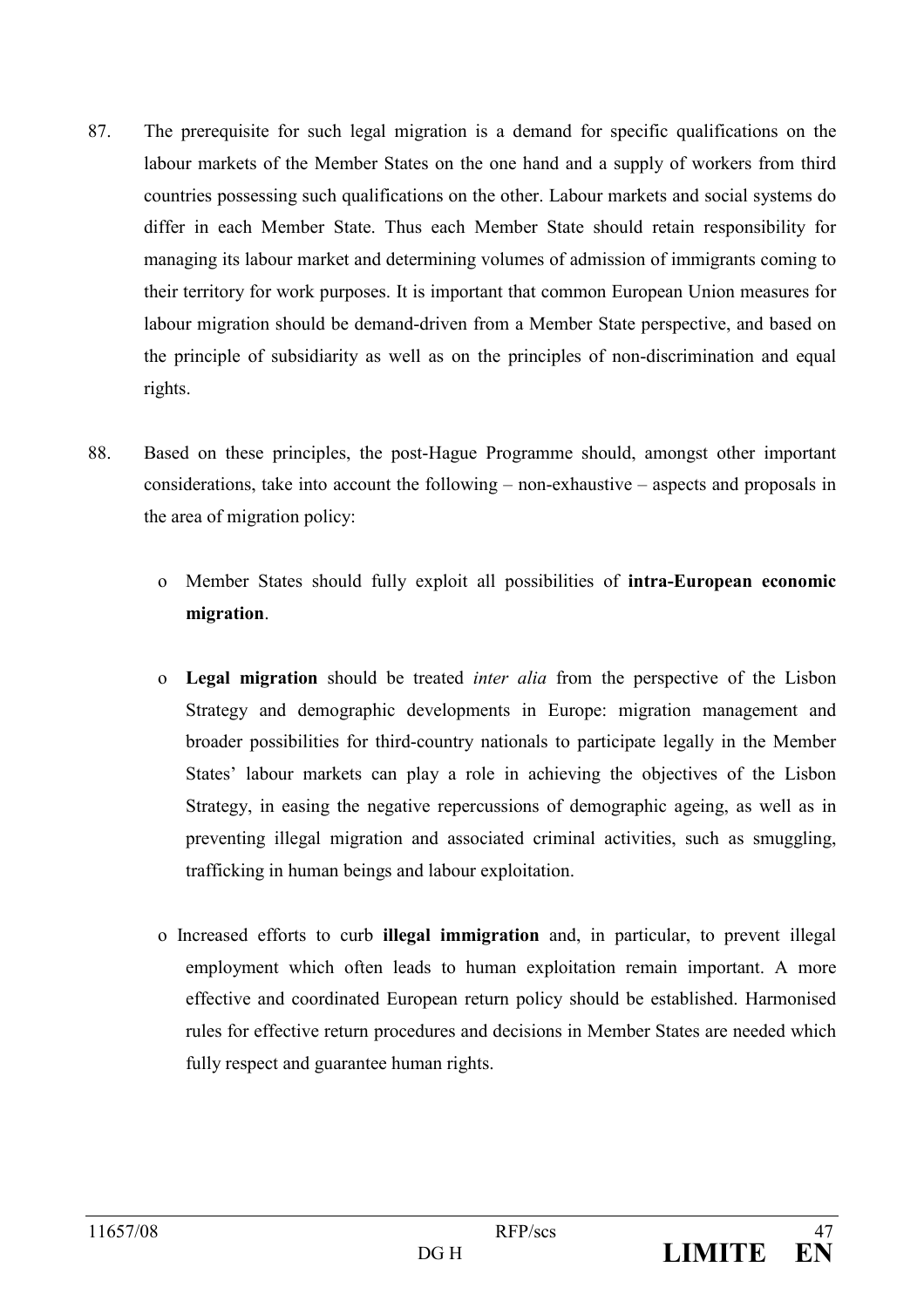87. The prerequisite for such legal migration is a demand for specific qualifications on the labour markets of the Member States on the one hand and a supply of workers from third countries possessing such qualifications on the other. Labour markets and social systems do differ in each Member State. Thus each Member State should retain responsibility for managing its labour market and determining volumes of admission of immigrants coming to their territory for work purposes. It is important that common European Union measures for labour migration should be demand-driven from a Member State perspective, and based on the principle of subsidiarity as well as on the principles of non-discrimination and equal rights.

88. Based on these principles, the post-Hague Programme should, amongst other important considerations, take into account the following – non-exhaustive – aspects and proposals in the area of migration policy:

- Member States should fully exploit all possibilities of **intra-European economic migration**.

- **Legal migration** should be treated *inter alia* from the perspective of the Lisbon Strategy and demographic developments in Europe: migration management and broader possibilities for third-country nationals to participate legally in the Member States' labour markets can play a role in achieving the objectives of the Lisbon Strategy, in easing the negative repercussions of demographic ageing, as well as in preventing illegal migration and associated criminal activities, such as smuggling, trafficking in human beings and labour exploitation.

- Increased efforts to curb **illegal immigration** and, in particular, to prevent illegal employment which often leads to human exploitation remain important. A more effective and coordinated European return policy should be established. Harmonised rules for effective return procedures and decisions in Member States are needed which fully respect and guarantee human rights.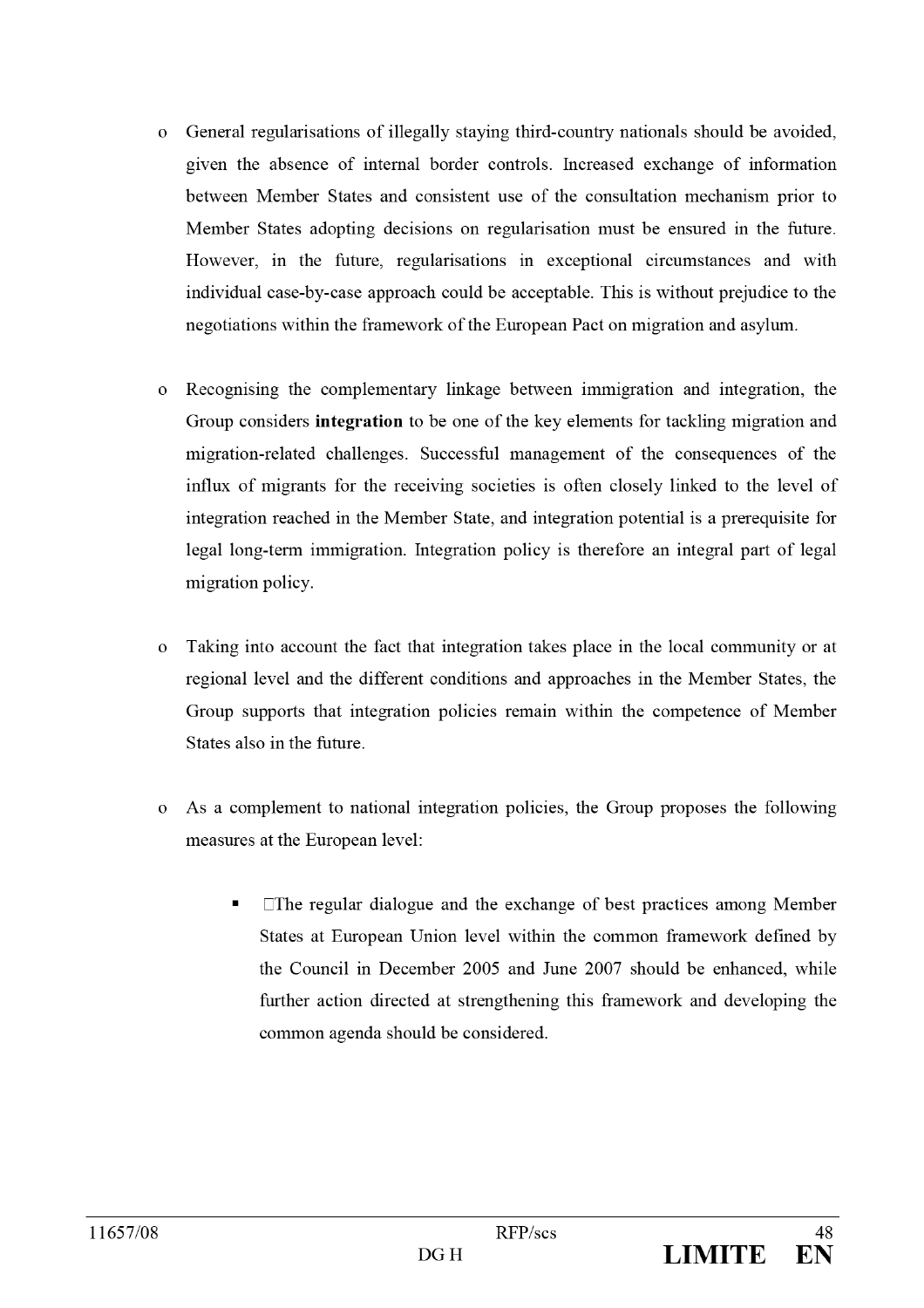- General regularisations of illegally staying third-country nationals should be avoided, given the absence of internal border controls. Increased exchange of information between Member States and consistent use of the consultation mechanism prior to Member States adopting decisions on regularisation must be ensured in the future. However, in the future, regularisations in exceptional circumstances and with individual case-by-case approach could be acceptable. This is without prejudice to the negotiations within the framework of the European Pact on migration and asylum.

- Recognising the complementary linkage between immigration and integration, the Group considers **integration** to be one of the key elements for tackling migration and migration-related challenges. Successful management of the consequences of the influx of migrants for the receiving societies is often closely linked to the level of integration reached in the Member State, and integration potential is a prerequisite for legal long-term immigration. Integration policy is therefore an integral part of legal migration policy.

- Taking into account the fact that integration takes place in the local community or at regional level and the different conditions and approaches in the Member States, the Group supports that integration policies remain within the competence of Member States also in the future.

- As a complement to national integration policies, the Group proposes the following measures at the European level:

  - The regular dialogue and the exchange of best practices among Member States at European Union level within the common framework defined by the Council in December 2005 and June 2007 should be enhanced, while further action directed at strengthening this framework and developing the common agenda should be considered.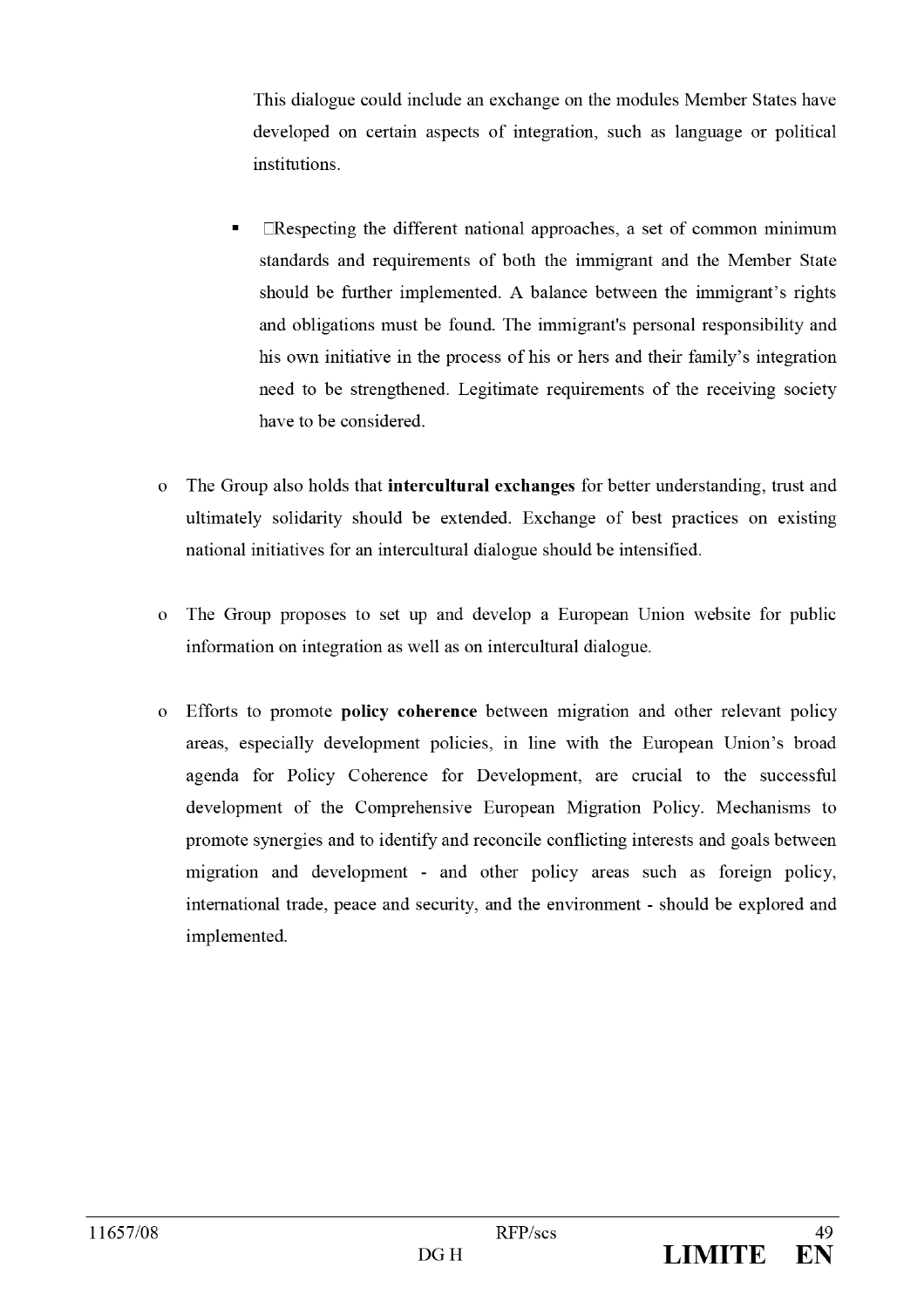This dialogue could include an exchange on the modules Member States have developed on certain aspects of integration, such as language or political institutions.

- Respecting the different national approaches, a set of common minimum standards and requirements of both the immigrant and the Member State should be further implemented. A balance between the immigrant's rights and obligations must be found. The immigrant's personal responsibility and his own initiative in the process of his or hers and their family's integration need to be strengthened. Legitimate requirements of the receiving society have to be considered.

- The Group also holds that **intercultural exchanges** for better understanding, trust and ultimately solidarity should be extended. Exchange of best practices on existing national initiatives for an intercultural dialogue should be intensified.

- The Group proposes to set up and develop a European Union website for public information on integration as well as on intercultural dialogue.

- Efforts to promote **policy coherence** between migration and other relevant policy areas, especially development policies, in line with the European Union's broad agenda for Policy Coherence for Development, are crucial to the successful development of the Comprehensive European Migration Policy. Mechanisms to promote synergies and to identify and reconcile conflicting interests and goals between migration and development - and other policy areas such as foreign policy, international trade, peace and security, and the environment - should be explored and implemented.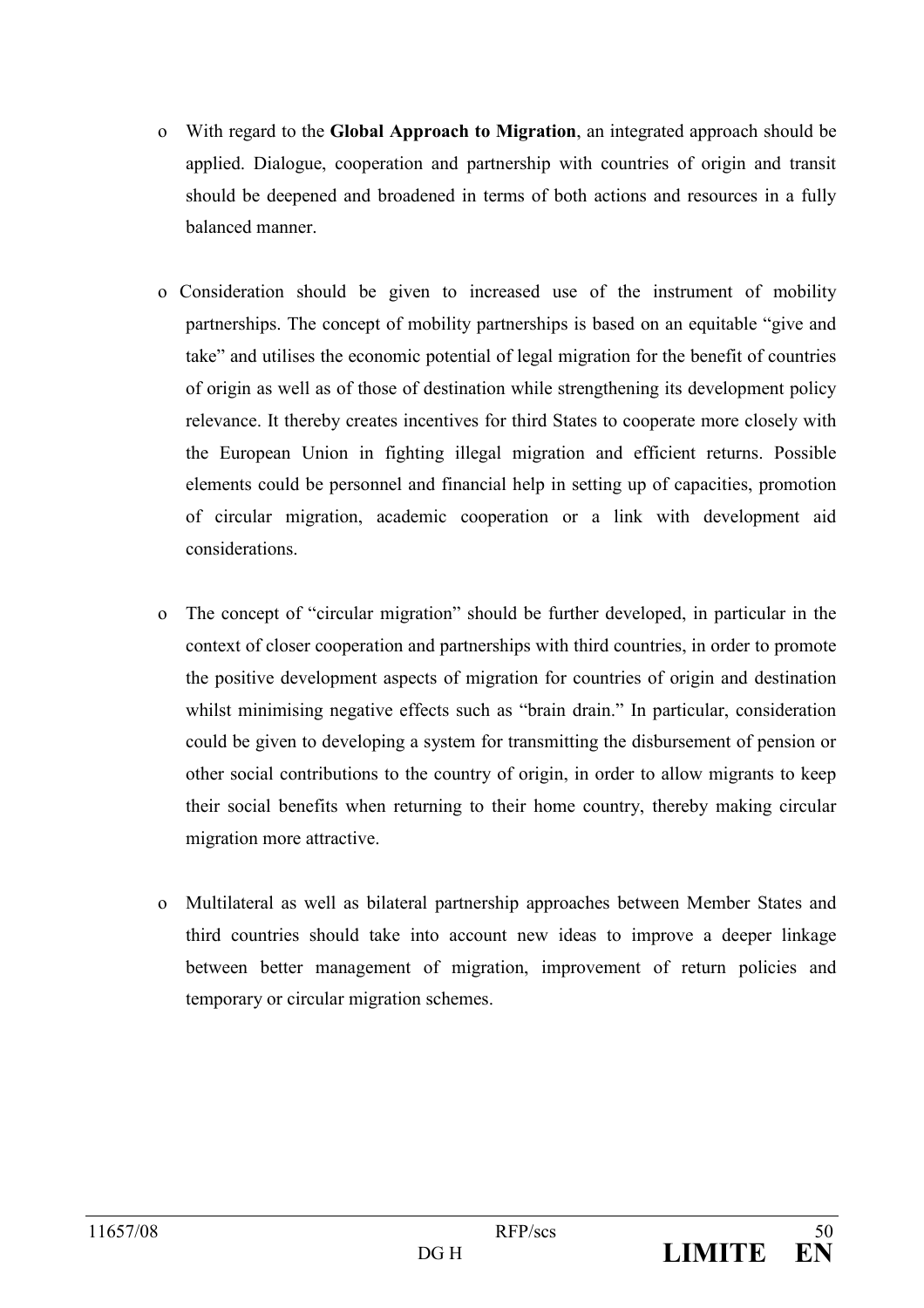- With regard to the **Global Approach to Migration**, an integrated approach should be applied. Dialogue, cooperation and partnership with countries of origin and transit should be deepened and broadened in terms of both actions and resources in a fully balanced manner.

- Consideration should be given to increased use of the instrument of mobility partnerships. The concept of mobility partnerships is based on an equitable "give and take" and utilises the economic potential of legal migration for the benefit of countries of origin as well as of those of destination while strengthening its development policy relevance. It thereby creates incentives for third States to cooperate more closely with the European Union in fighting illegal migration and efficient returns. Possible elements could be personnel and financial help in setting up of capacities, promotion of circular migration, academic cooperation or a link with development aid considerations.

- The concept of "circular migration" should be further developed, in particular in the context of closer cooperation and partnerships with third countries, in order to promote the positive development aspects of migration for countries of origin and destination whilst minimising negative effects such as "brain drain." In particular, consideration could be given to developing a system for transmitting the disbursement of pension or other social contributions to the country of origin, in order to allow migrants to keep their social benefits when returning to their home country, thereby making circular migration more attractive.

- Multilateral as well as bilateral partnership approaches between Member States and third countries should take into account new ideas to improve a deeper linkage between better management of migration, improvement of return policies and temporary or circular migration schemes.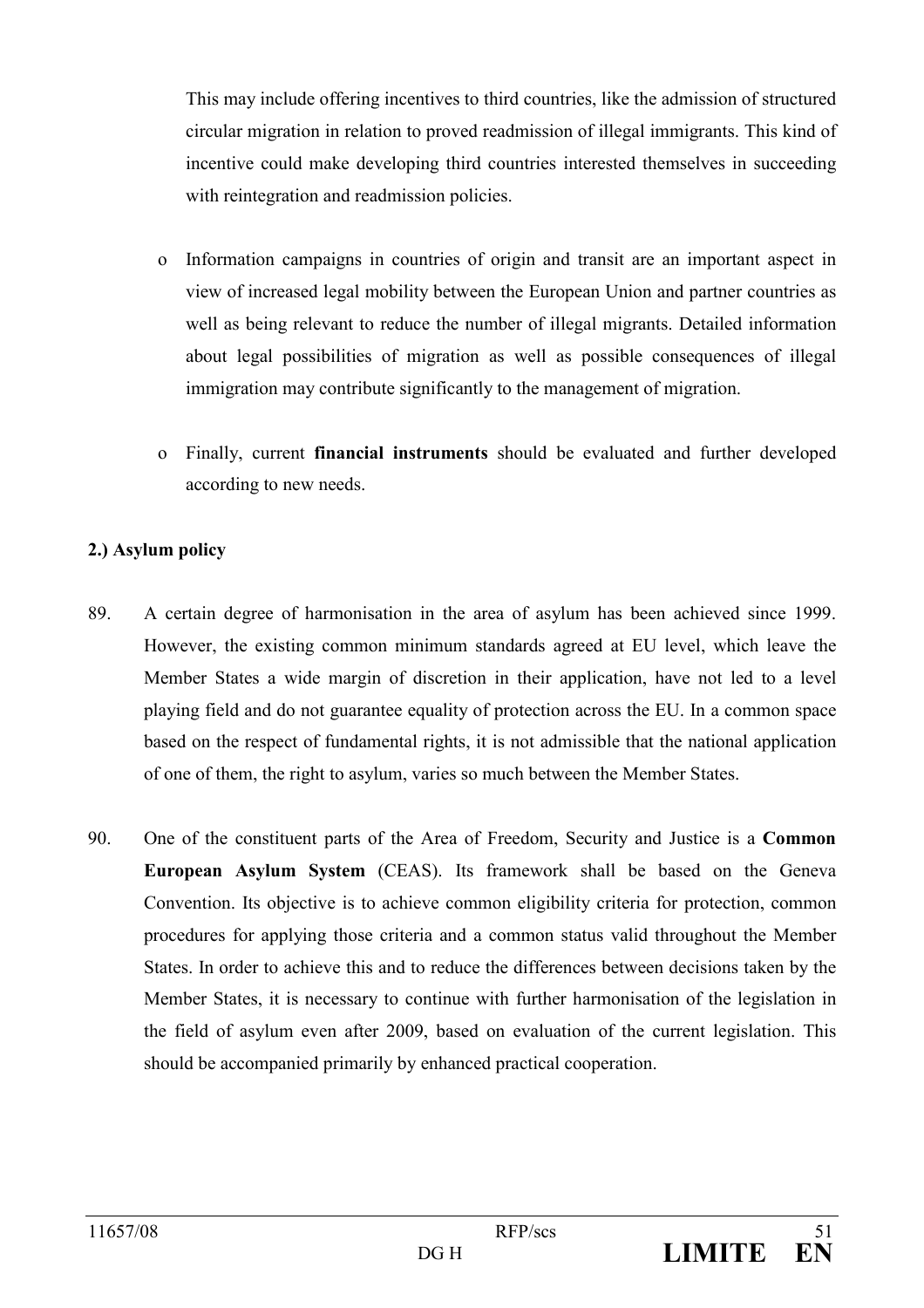This may include offering incentives to third countries, like the admission of structured circular migration in relation to proved readmission of illegal immigrants. This kind of incentive could make developing third countries interested themselves in succeeding with reintegration and readmission policies.

- Information campaigns in countries of origin and transit are an important aspect in view of increased legal mobility between the European Union and partner countries as well as being relevant to reduce the number of illegal migrants. Detailed information about legal possibilities of migration as well as possible consequences of illegal immigration may contribute significantly to the management of migration.

- Finally, current **financial instruments** should be evaluated and further developed according to new needs.

**2.) Asylum policy**

89. A certain degree of harmonisation in the area of asylum has been achieved since 1999. However, the existing common minimum standards agreed at EU level, which leave the Member States a wide margin of discretion in their application, have not led to a level playing field and do not guarantee equality of protection across the EU. In a common space based on the respect of fundamental rights, it is not admissible that the national application of one of them, the right to asylum, varies so much between the Member States.

90. One of the constituent parts of the Area of Freedom, Security and Justice is a **Common European Asylum System** (CEAS). Its framework shall be based on the Geneva Convention. Its objective is to achieve common eligibility criteria for protection, common procedures for applying those criteria and a common status valid throughout the Member States. In order to achieve this and to reduce the differences between decisions taken by the Member States, it is necessary to continue with further harmonisation of the legislation in the field of asylum even after 2009, based on evaluation of the current legislation. This should be accompanied primarily by enhanced practical cooperation.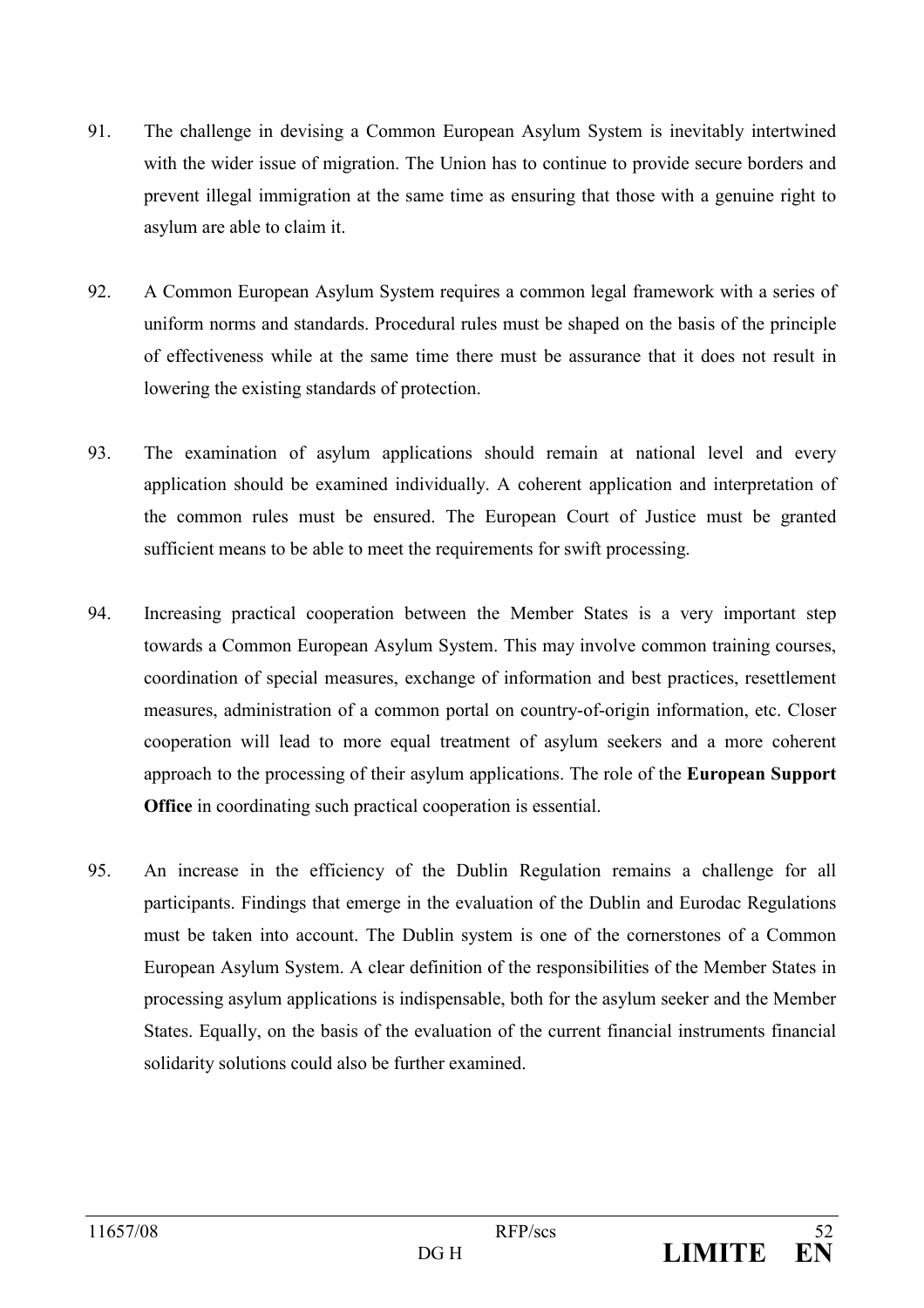91. The challenge in devising a Common European Asylum System is inevitably intertwined with the wider issue of migration. The Union has to continue to provide secure borders and prevent illegal immigration at the same time as ensuring that those with a genuine right to asylum are able to claim it.

92. A Common European Asylum System requires a common legal framework with a series of uniform norms and standards. Procedural rules must be shaped on the basis of the principle of effectiveness while at the same time there must be assurance that it does not result in lowering the existing standards of protection.

93. The examination of asylum applications should remain at national level and every application should be examined individually. A coherent application and interpretation of the common rules must be ensured. The European Court of Justice must be granted sufficient means to be able to meet the requirements for swift processing.

94. Increasing practical cooperation between the Member States is a very important step towards a Common European Asylum System. This may involve common training courses, coordination of special measures, exchange of information and best practices, resettlement measures, administration of a common portal on country-of-origin information, etc. Closer cooperation will lead to more equal treatment of asylum seekers and a more coherent approach to the processing of their asylum applications. The role of the **European Support Office** in coordinating such practical cooperation is essential.

95. An increase in the efficiency of the Dublin Regulation remains a challenge for all participants. Findings that emerge in the evaluation of the Dublin and Eurodac Regulations must be taken into account. The Dublin system is one of the cornerstones of a Common European Asylum System. A clear definition of the responsibilities of the Member States in processing asylum applications is indispensable, both for the asylum seeker and the Member States. Equally, on the basis of the evaluation of the current financial instruments financial solidarity solutions could also be further examined.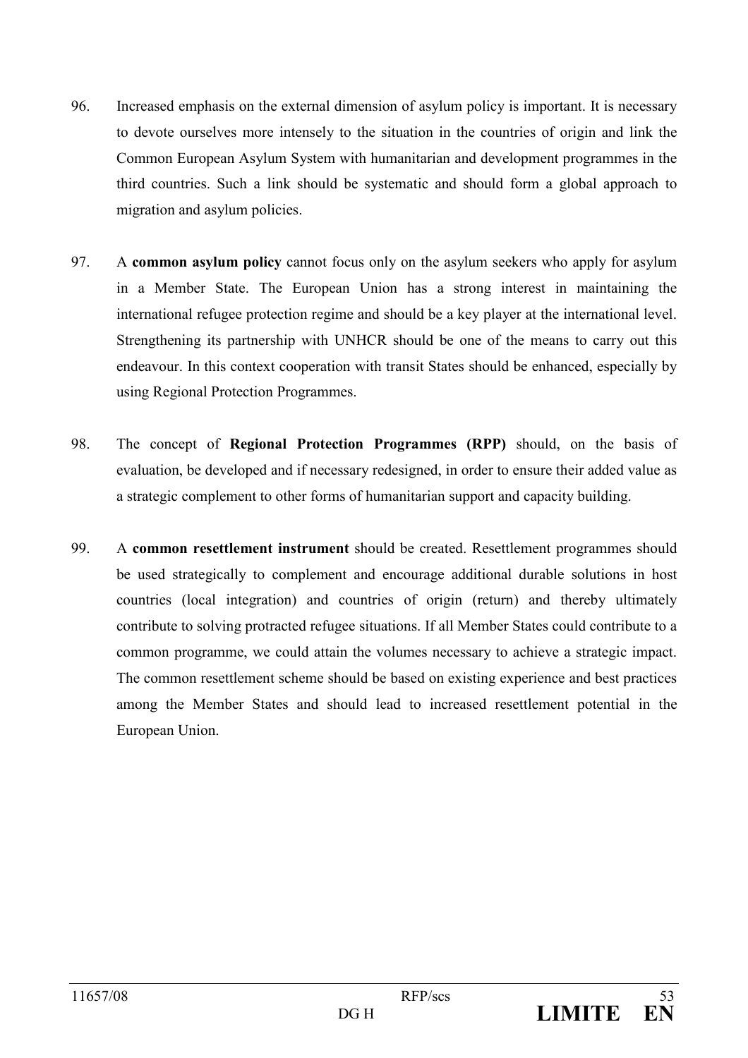96. Increased emphasis on the external dimension of asylum policy is important. It is necessary to devote ourselves more intensely to the situation in the countries of origin and link the Common European Asylum System with humanitarian and development programmes in the third countries. Such a link should be systematic and should form a global approach to migration and asylum policies.

97. A **common asylum policy** cannot focus only on the asylum seekers who apply for asylum in a Member State. The European Union has a strong interest in maintaining the international refugee protection regime and should be a key player at the international level. Strengthening its partnership with UNHCR should be one of the means to carry out this endeavour. In this context cooperation with transit States should be enhanced, especially by using Regional Protection Programmes.

98. The concept of **Regional Protection Programmes (RPP)** should, on the basis of evaluation, be developed and if necessary redesigned, in order to ensure their added value as a strategic complement to other forms of humanitarian support and capacity building.

99. A **common resettlement instrument** should be created. Resettlement programmes should be used strategically to complement and encourage additional durable solutions in host countries (local integration) and countries of origin (return) and thereby ultimately contribute to solving protracted refugee situations. If all Member States could contribute to a common programme, we could attain the volumes necessary to achieve a strategic impact. The common resettlement scheme should be based on existing experience and best practices among the Member States and should lead to increased resettlement potential in the European Union.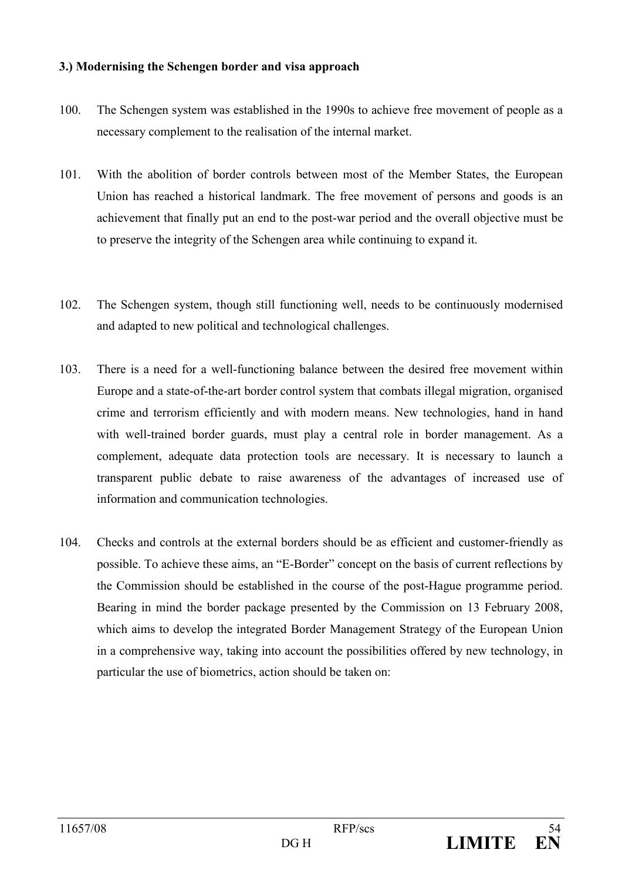### 3.) Modernising the Schengen border and visa approach

100. The Schengen system was established in the 1990s to achieve free movement of people as a necessary complement to the realisation of the internal market.

101. With the abolition of border controls between most of the Member States, the European Union has reached a historical landmark. The free movement of persons and goods is an achievement that finally put an end to the post-war period and the overall objective must be to preserve the integrity of the Schengen area while continuing to expand it.

102. The Schengen system, though still functioning well, needs to be continuously modernised and adapted to new political and technological challenges.

103. There is a need for a well-functioning balance between the desired free movement within Europe and a state-of-the-art border control system that combats illegal migration, organised crime and terrorism efficiently and with modern means. New technologies, hand in hand with well-trained border guards, must play a central role in border management. As a complement, adequate data protection tools are necessary. It is necessary to launch a transparent public debate to raise awareness of the advantages of increased use of information and communication technologies.

104. Checks and controls at the external borders should be as efficient and customer-friendly as possible. To achieve these aims, an "E-Border" concept on the basis of current reflections by the Commission should be established in the course of the post-Hague programme period. Bearing in mind the border package presented by the Commission on 13 February 2008, which aims to develop the integrated Border Management Strategy of the European Union in a comprehensive way, taking into account the possibilities offered by new technology, in particular the use of biometrics, action should be taken on: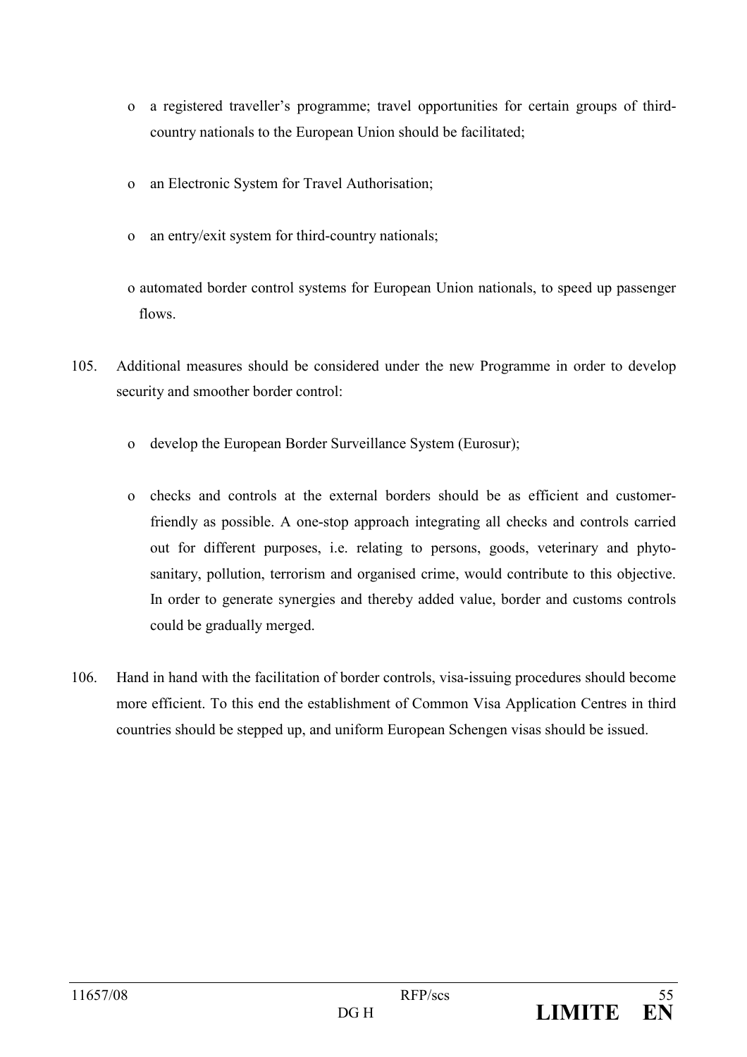- a registered traveller's programme; travel opportunities for certain groups of third-country nationals to the European Union should be facilitated;
- an Electronic System for Travel Authorisation;
- an entry/exit system for third-country nationals;
- automated border control systems for European Union nationals, to speed up passenger flows.

105. Additional measures should be considered under the new Programme in order to develop security and smoother border control:

  - develop the European Border Surveillance System (Eurosur);
  - checks and controls at the external borders should be as efficient and customer-friendly as possible. A one-stop approach integrating all checks and controls carried out for different purposes, i.e. relating to persons, goods, veterinary and phyto-sanitary, pollution, terrorism and organised crime, would contribute to this objective. In order to generate synergies and thereby added value, border and customs controls could be gradually merged.

106. Hand in hand with the facilitation of border controls, visa-issuing procedures should become more efficient. To this end the establishment of Common Visa Application Centres in third countries should be stepped up, and uniform European Schengen visas should be issued.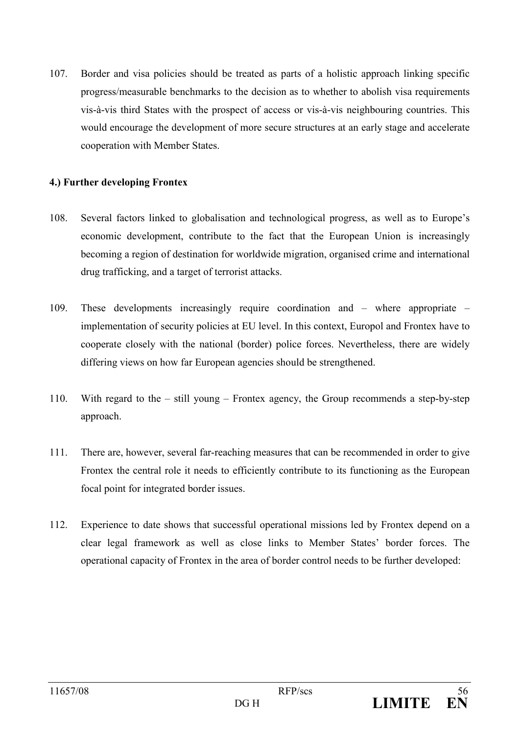107. Border and visa policies should be treated as parts of a holistic approach linking specific progress/measurable benchmarks to the decision as to whether to abolish visa requirements vis-à-vis third States with the prospect of access or vis-à-vis neighbouring countries. This would encourage the development of more secure structures at an early stage and accelerate cooperation with Member States.

**4.) Further developing Frontex**

108. Several factors linked to globalisation and technological progress, as well as to Europe's economic development, contribute to the fact that the European Union is increasingly becoming a region of destination for worldwide migration, organised crime and international drug trafficking, and a target of terrorist attacks.

109. These developments increasingly require coordination and – where appropriate – implementation of security policies at EU level. In this context, Europol and Frontex have to cooperate closely with the national (border) police forces. Nevertheless, there are widely differing views on how far European agencies should be strengthened.

110. With regard to the – still young – Frontex agency, the Group recommends a step-by-step approach.

111. There are, however, several far-reaching measures that can be recommended in order to give Frontex the central role it needs to efficiently contribute to its functioning as the European focal point for integrated border issues.

112. Experience to date shows that successful operational missions led by Frontex depend on a clear legal framework as well as close links to Member States' border forces. The operational capacity of Frontex in the area of border control needs to be further developed: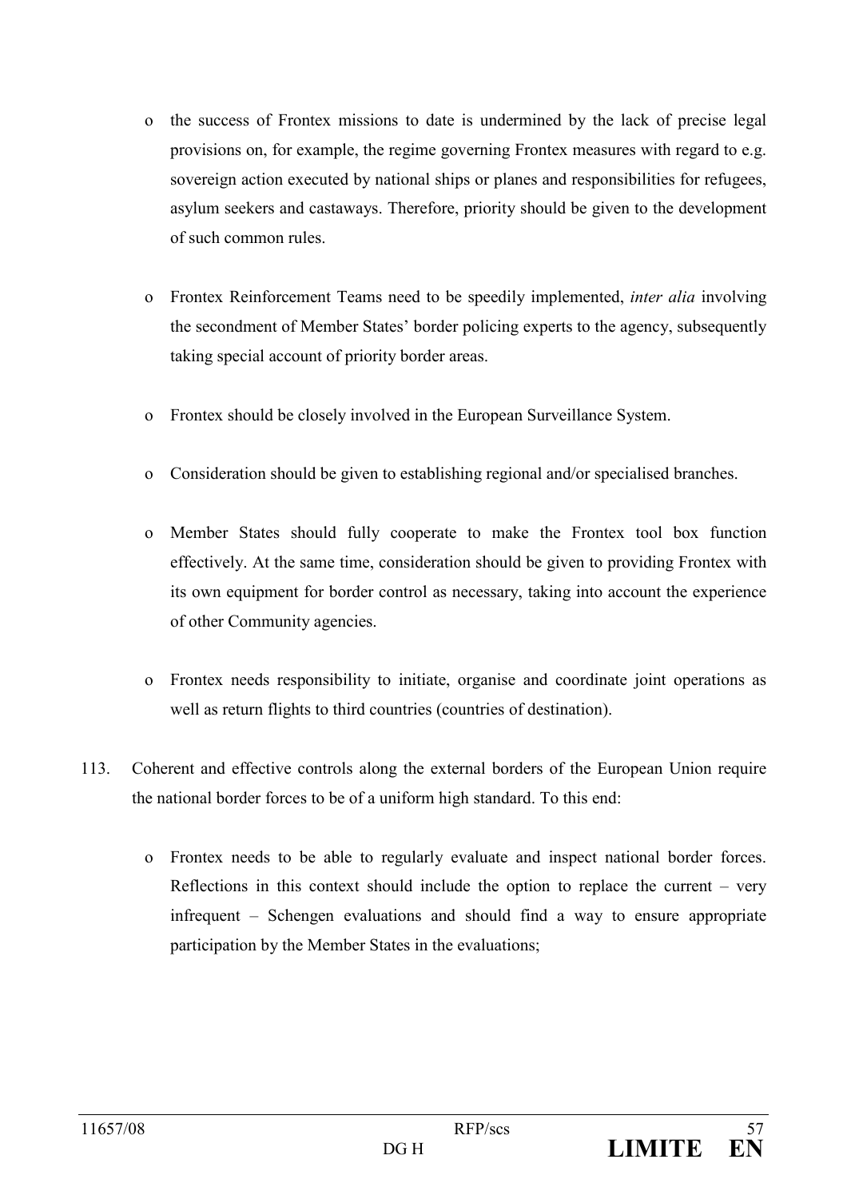- the success of Frontex missions to date is undermined by the lack of precise legal provisions on, for example, the regime governing Frontex measures with regard to e.g. sovereign action executed by national ships or planes and responsibilities for refugees, asylum seekers and castaways. Therefore, priority should be given to the development of such common rules.

- Frontex Reinforcement Teams need to be speedily implemented, *inter alia* involving the secondment of Member States' border policing experts to the agency, subsequently taking special account of priority border areas.

- Frontex should be closely involved in the European Surveillance System.

- Consideration should be given to establishing regional and/or specialised branches.

- Member States should fully cooperate to make the Frontex tool box function effectively. At the same time, consideration should be given to providing Frontex with its own equipment for border control as necessary, taking into account the experience of other Community agencies.

- Frontex needs responsibility to initiate, organise and coordinate joint operations as well as return flights to third countries (countries of destination).

113. Coherent and effective controls along the external borders of the European Union require the national border forces to be of a uniform high standard. To this end:

    - Frontex needs to be able to regularly evaluate and inspect national border forces. Reflections in this context should include the option to replace the current – very infrequent – Schengen evaluations and should find a way to ensure appropriate participation by the Member States in the evaluations;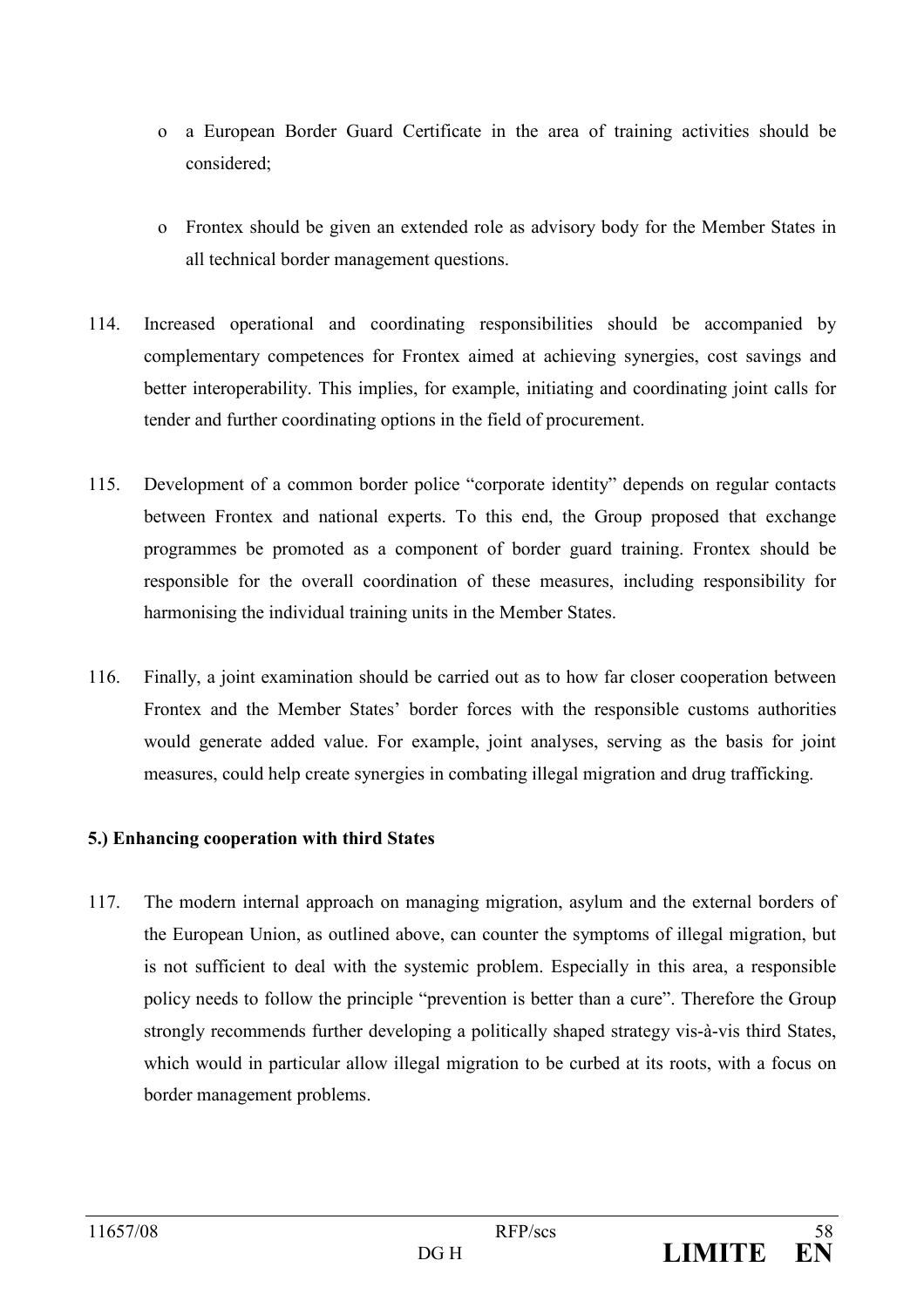- a European Border Guard Certificate in the area of training activities should be considered;
- Frontex should be given an extended role as advisory body for the Member States in all technical border management questions.

114. Increased operational and coordinating responsibilities should be accompanied by complementary competences for Frontex aimed at achieving synergies, cost savings and better interoperability. This implies, for example, initiating and coordinating joint calls for tender and further coordinating options in the field of procurement.

115. Development of a common border police "corporate identity" depends on regular contacts between Frontex and national experts. To this end, the Group proposed that exchange programmes be promoted as a component of border guard training. Frontex should be responsible for the overall coordination of these measures, including responsibility for harmonising the individual training units in the Member States.

116. Finally, a joint examination should be carried out as to how far closer cooperation between Frontex and the Member States' border forces with the responsible customs authorities would generate added value. For example, joint analyses, serving as the basis for joint measures, could help create synergies in combating illegal migration and drug trafficking.

**5.) Enhancing cooperation with third States**

117. The modern internal approach on managing migration, asylum and the external borders of the European Union, as outlined above, can counter the symptoms of illegal migration, but is not sufficient to deal with the systemic problem. Especially in this area, a responsible policy needs to follow the principle "prevention is better than a cure". Therefore the Group strongly recommends further developing a politically shaped strategy vis-à-vis third States, which would in particular allow illegal migration to be curbed at its roots, with a focus on border management problems.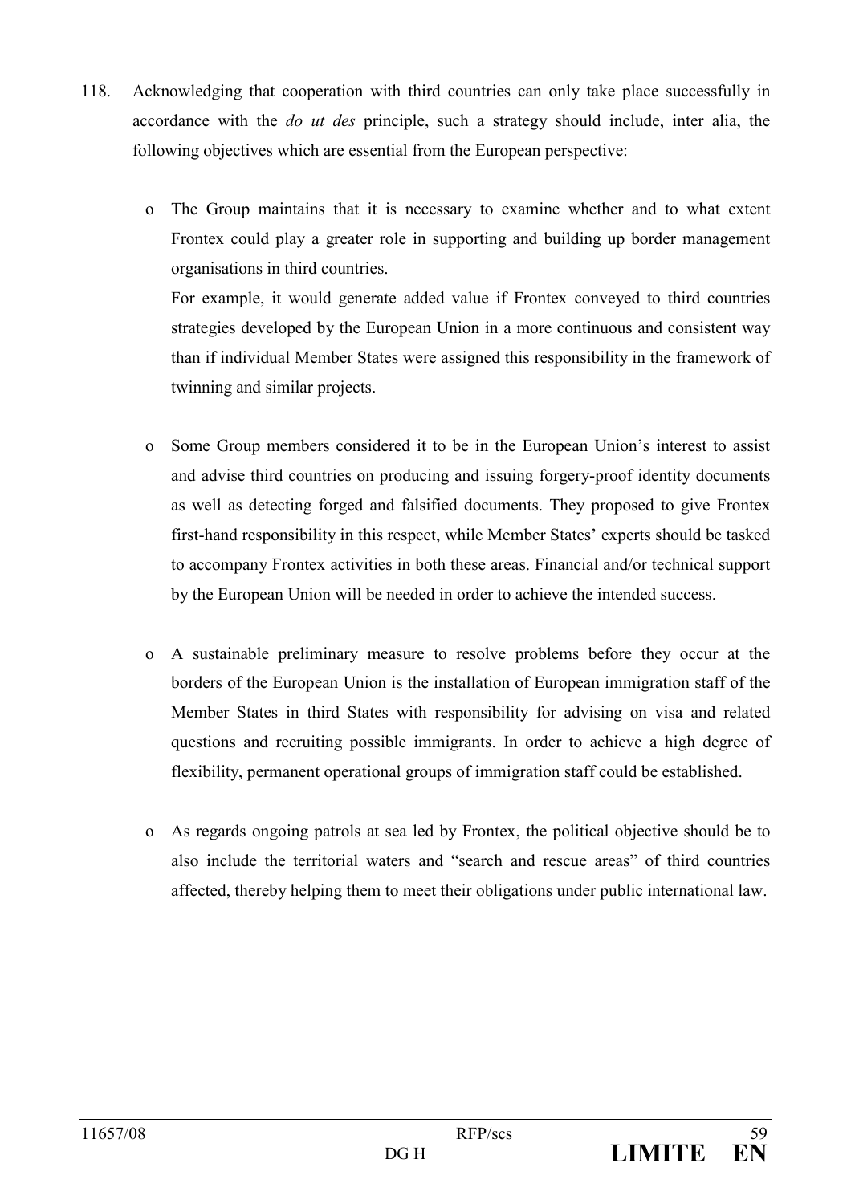118. Acknowledging that cooperation with third countries can only take place successfully in accordance with the *do ut des* principle, such a strategy should include, inter alia, the following objectives which are essential from the European perspective:

   - The Group maintains that it is necessary to examine whether and to what extent Frontex could play a greater role in supporting and building up border management organisations in third countries.
     For example, it would generate added value if Frontex conveyed to third countries strategies developed by the European Union in a more continuous and consistent way than if individual Member States were assigned this responsibility in the framework of twinning and similar projects.

   - Some Group members considered it to be in the European Union's interest to assist and advise third countries on producing and issuing forgery-proof identity documents as well as detecting forged and falsified documents. They proposed to give Frontex first-hand responsibility in this respect, while Member States' experts should be tasked to accompany Frontex activities in both these areas. Financial and/or technical support by the European Union will be needed in order to achieve the intended success.

   - A sustainable preliminary measure to resolve problems before they occur at the borders of the European Union is the installation of European immigration staff of the Member States in third States with responsibility for advising on visa and related questions and recruiting possible immigrants. In order to achieve a high degree of flexibility, permanent operational groups of immigration staff could be established.

   - As regards ongoing patrols at sea led by Frontex, the political objective should be to also include the territorial waters and "search and rescue areas" of third countries affected, thereby helping them to meet their obligations under public international law.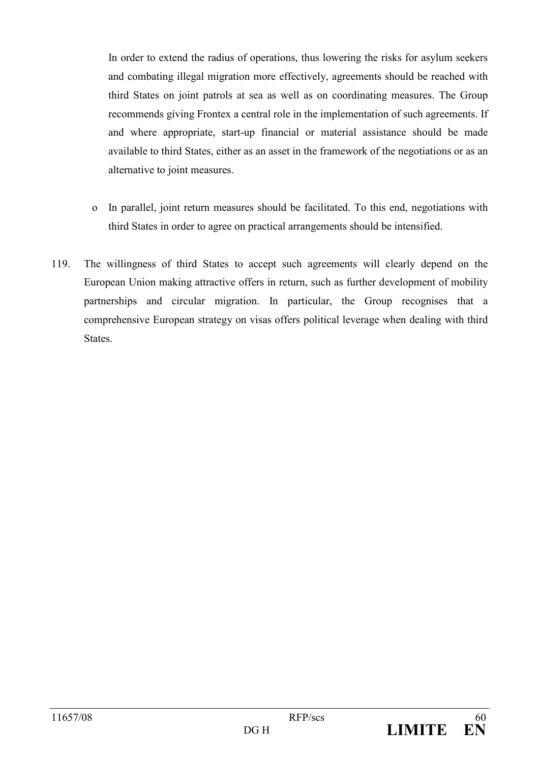In order to extend the radius of operations, thus lowering the risks for asylum seekers and combating illegal migration more effectively, agreements should be reached with third States on joint patrols at sea as well as on coordinating measures. The Group recommends giving Frontex a central role in the implementation of such agreements. If and where appropriate, start-up financial or material assistance should be made available to third States, either as an asset in the framework of the negotiations or as an alternative to joint measures.

- In parallel, joint return measures should be facilitated. To this end, negotiations with third States in order to agree on practical arrangements should be intensified.

119. The willingness of third States to accept such agreements will clearly depend on the European Union making attractive offers in return, such as further development of mobility partnerships and circular migration. In particular, the Group recognises that a comprehensive European strategy on visas offers political leverage when dealing with third States.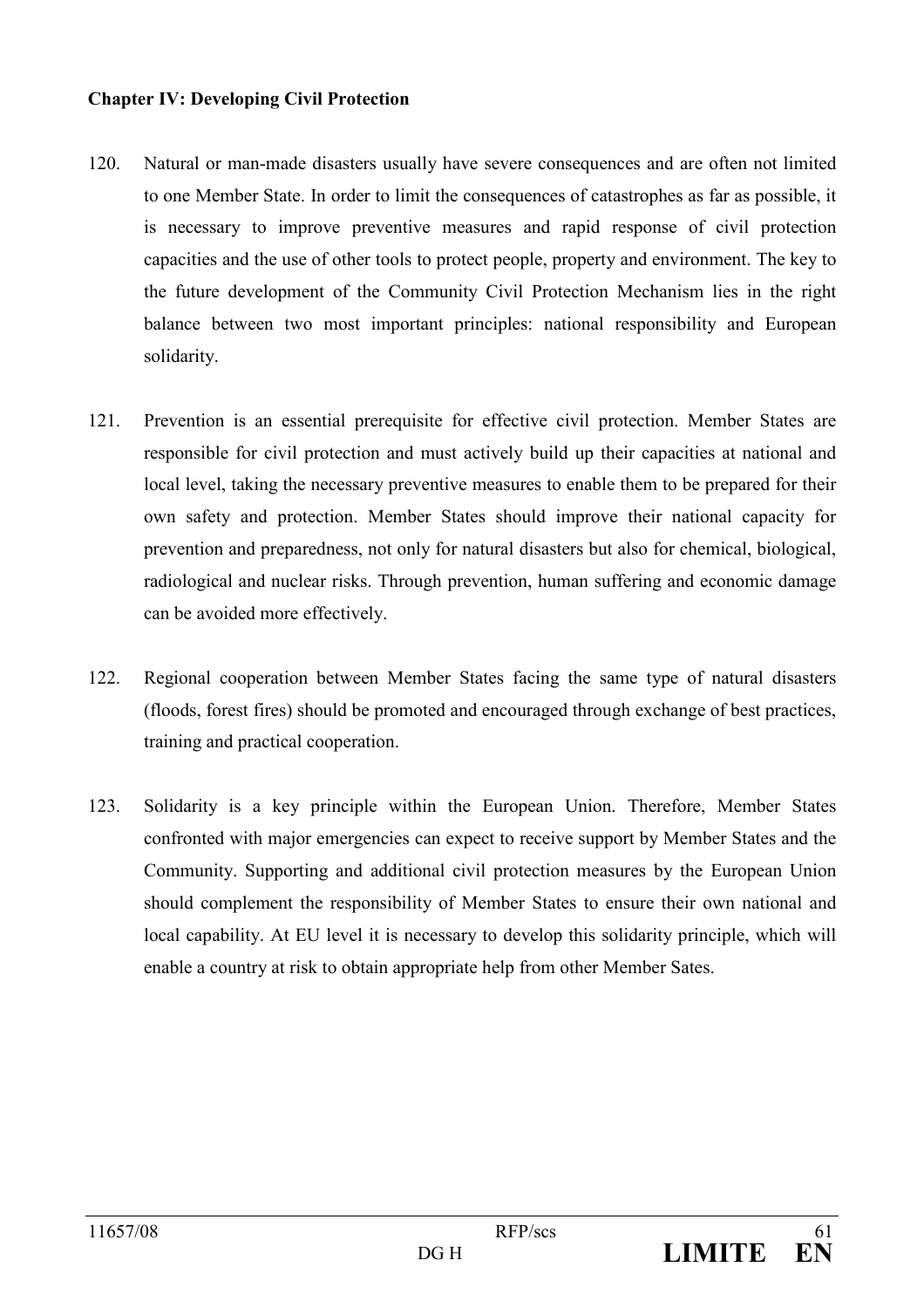**Chapter IV: Developing Civil Protection**

120. Natural or man-made disasters usually have severe consequences and are often not limited to one Member State. In order to limit the consequences of catastrophes as far as possible, it is necessary to improve preventive measures and rapid response of civil protection capacities and the use of other tools to protect people, property and environment. The key to the future development of the Community Civil Protection Mechanism lies in the right balance between two most important principles: national responsibility and European solidarity.

121. Prevention is an essential prerequisite for effective civil protection. Member States are responsible for civil protection and must actively build up their capacities at national and local level, taking the necessary preventive measures to enable them to be prepared for their own safety and protection. Member States should improve their national capacity for prevention and preparedness, not only for natural disasters but also for chemical, biological, radiological and nuclear risks. Through prevention, human suffering and economic damage can be avoided more effectively.

122. Regional cooperation between Member States facing the same type of natural disasters (floods, forest fires) should be promoted and encouraged through exchange of best practices, training and practical cooperation.

123. Solidarity is a key principle within the European Union. Therefore, Member States confronted with major emergencies can expect to receive support by Member States and the Community. Supporting and additional civil protection measures by the European Union should complement the responsibility of Member States to ensure their own national and local capability. At EU level it is necessary to develop this solidarity principle, which will enable a country at risk to obtain appropriate help from other Member Sates.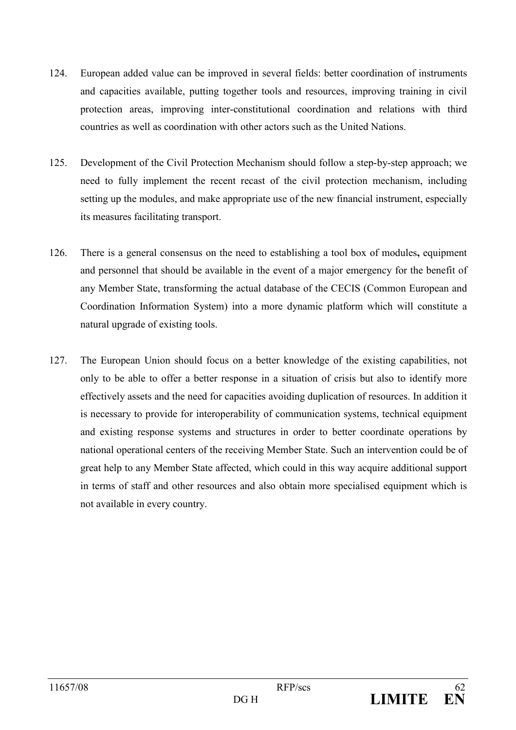124. European added value can be improved in several fields: better coordination of instruments and capacities available, putting together tools and resources, improving training in civil protection areas, improving inter-constitutional coordination and relations with third countries as well as coordination with other actors such as the United Nations.

125. Development of the Civil Protection Mechanism should follow a step-by-step approach; we need to fully implement the recent recast of the civil protection mechanism, including setting up the modules, and make appropriate use of the new financial instrument, especially its measures facilitating transport.

126. There is a general consensus on the need to establishing a tool box of modules**,** equipment and personnel that should be available in the event of a major emergency for the benefit of any Member State, transforming the actual database of the CECIS (Common European and Coordination Information System) into a more dynamic platform which will constitute a natural upgrade of existing tools.

127. The European Union should focus on a better knowledge of the existing capabilities, not only to be able to offer a better response in a situation of crisis but also to identify more effectively assets and the need for capacities avoiding duplication of resources. In addition it is necessary to provide for interoperability of communication systems, technical equipment and existing response systems and structures in order to better coordinate operations by national operational centers of the receiving Member State. Such an intervention could be of great help to any Member State affected, which could in this way acquire additional support in terms of staff and other resources and also obtain more specialised equipment which is not available in every country.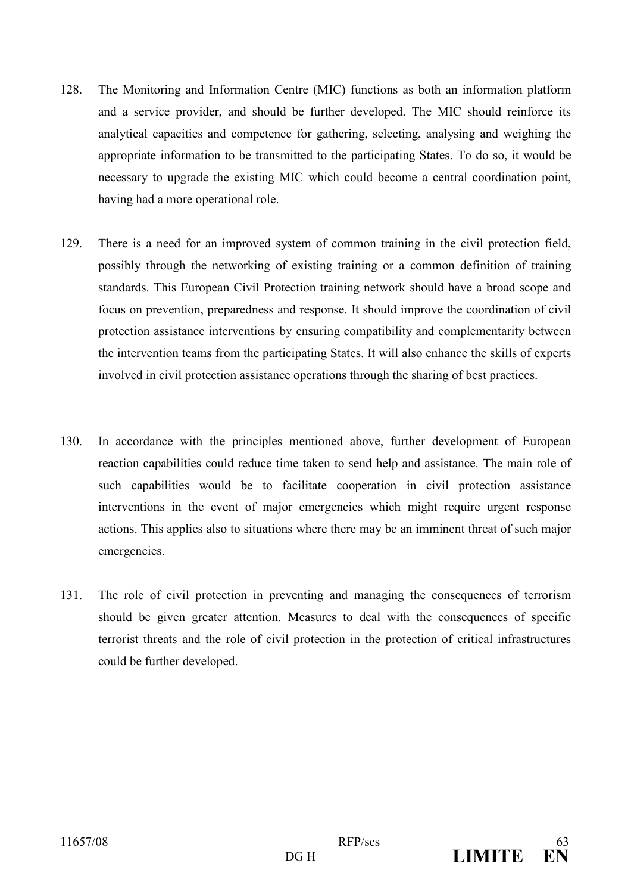128. The Monitoring and Information Centre (MIC) functions as both an information platform and a service provider, and should be further developed. The MIC should reinforce its analytical capacities and competence for gathering, selecting, analysing and weighing the appropriate information to be transmitted to the participating States. To do so, it would be necessary to upgrade the existing MIC which could become a central coordination point, having had a more operational role.

129. There is a need for an improved system of common training in the civil protection field, possibly through the networking of existing training or a common definition of training standards. This European Civil Protection training network should have a broad scope and focus on prevention, preparedness and response. It should improve the coordination of civil protection assistance interventions by ensuring compatibility and complementarity between the intervention teams from the participating States. It will also enhance the skills of experts involved in civil protection assistance operations through the sharing of best practices.

130. In accordance with the principles mentioned above, further development of European reaction capabilities could reduce time taken to send help and assistance. The main role of such capabilities would be to facilitate cooperation in civil protection assistance interventions in the event of major emergencies which might require urgent response actions. This applies also to situations where there may be an imminent threat of such major emergencies.

131. The role of civil protection in preventing and managing the consequences of terrorism should be given greater attention. Measures to deal with the consequences of specific terrorist threats and the role of civil protection in the protection of critical infrastructures could be further developed.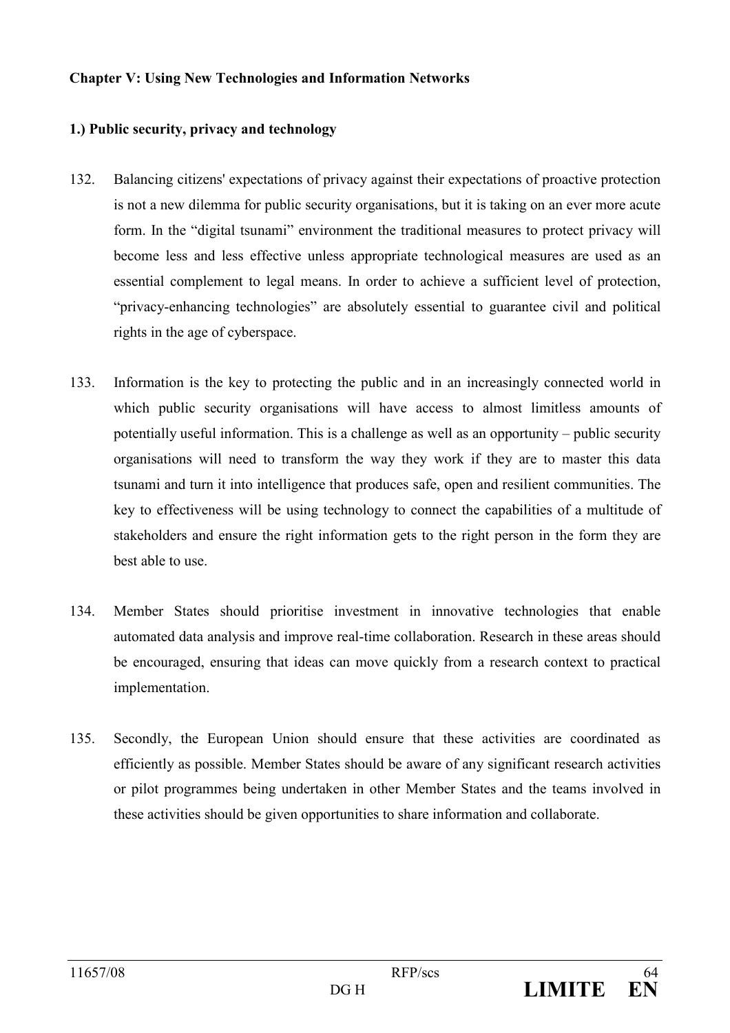**Chapter V: Using New Technologies and Information Networks**

**1.) Public security, privacy and technology**

132. Balancing citizens' expectations of privacy against their expectations of proactive protection is not a new dilemma for public security organisations, but it is taking on an ever more acute form. In the "digital tsunami" environment the traditional measures to protect privacy will become less and less effective unless appropriate technological measures are used as an essential complement to legal means. In order to achieve a sufficient level of protection, "privacy-enhancing technologies" are absolutely essential to guarantee civil and political rights in the age of cyberspace.

133. Information is the key to protecting the public and in an increasingly connected world in which public security organisations will have access to almost limitless amounts of potentially useful information. This is a challenge as well as an opportunity – public security organisations will need to transform the way they work if they are to master this data tsunami and turn it into intelligence that produces safe, open and resilient communities. The key to effectiveness will be using technology to connect the capabilities of a multitude of stakeholders and ensure the right information gets to the right person in the form they are best able to use.

134. Member States should prioritise investment in innovative technologies that enable automated data analysis and improve real-time collaboration. Research in these areas should be encouraged, ensuring that ideas can move quickly from a research context to practical implementation.

135. Secondly, the European Union should ensure that these activities are coordinated as efficiently as possible. Member States should be aware of any significant research activities or pilot programmes being undertaken in other Member States and the teams involved in these activities should be given opportunities to share information and collaborate.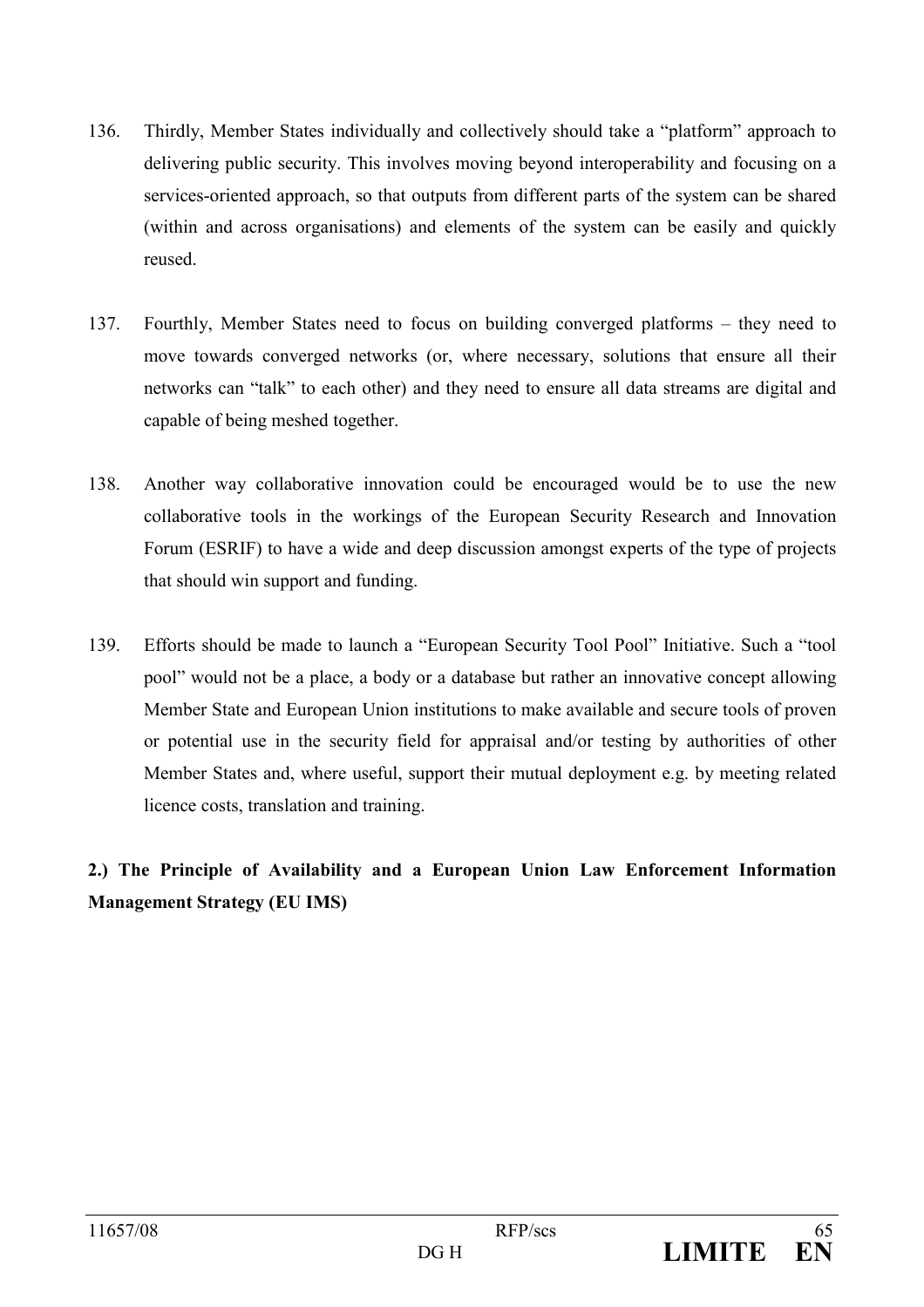136. Thirdly, Member States individually and collectively should take a "platform" approach to delivering public security. This involves moving beyond interoperability and focusing on a services-oriented approach, so that outputs from different parts of the system can be shared (within and across organisations) and elements of the system can be easily and quickly reused.

137. Fourthly, Member States need to focus on building converged platforms – they need to move towards converged networks (or, where necessary, solutions that ensure all their networks can "talk" to each other) and they need to ensure all data streams are digital and capable of being meshed together.

138. Another way collaborative innovation could be encouraged would be to use the new collaborative tools in the workings of the European Security Research and Innovation Forum (ESRIF) to have a wide and deep discussion amongst experts of the type of projects that should win support and funding.

139. Efforts should be made to launch a "European Security Tool Pool" Initiative. Such a "tool pool" would not be a place, a body or a database but rather an innovative concept allowing Member State and European Union institutions to make available and secure tools of proven or potential use in the security field for appraisal and/or testing by authorities of other Member States and, where useful, support their mutual deployment e.g. by meeting related licence costs, translation and training.

**2.) The Principle of Availability and a European Union Law Enforcement Information Management Strategy (EU IMS)**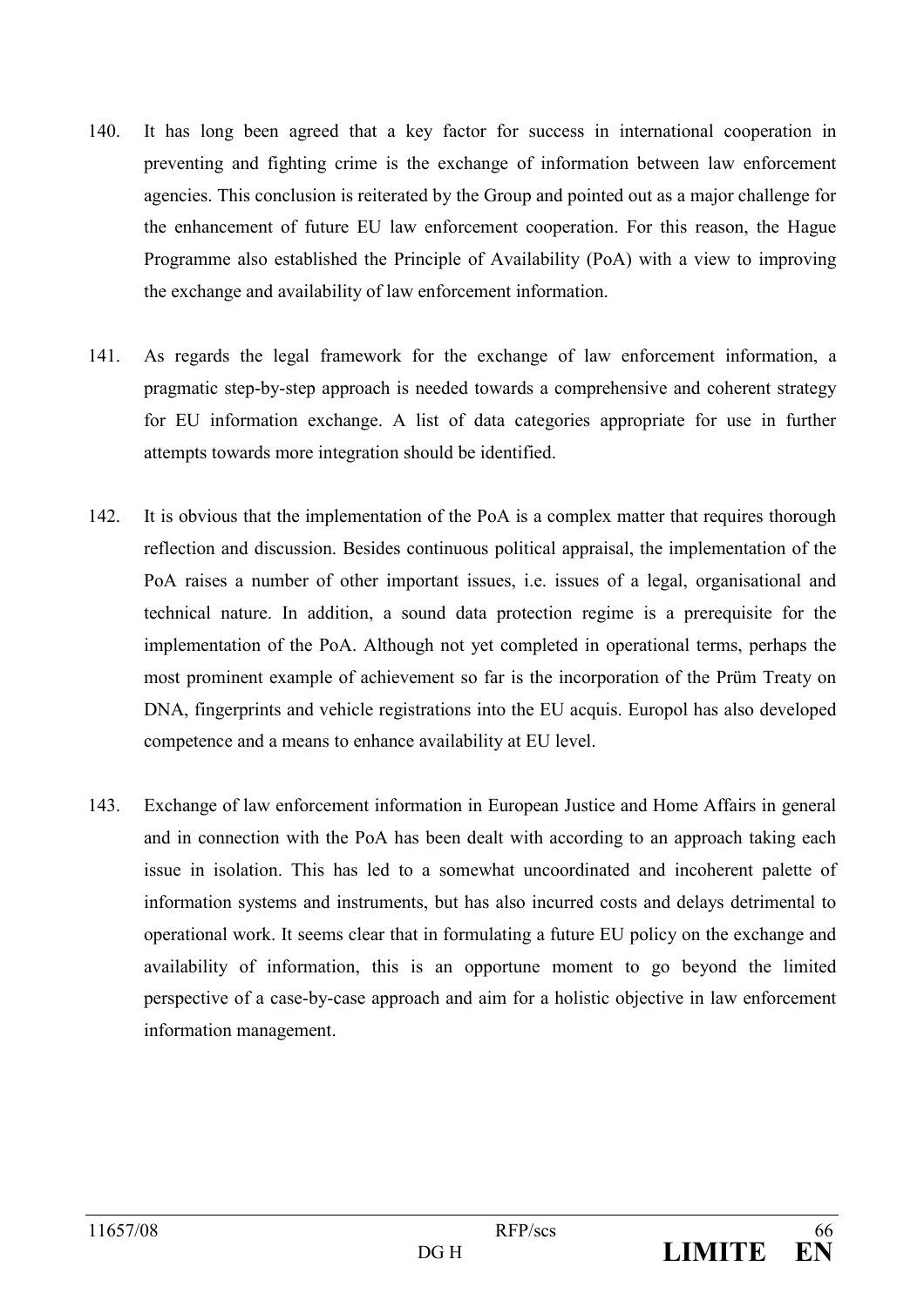140. It has long been agreed that a key factor for success in international cooperation in preventing and fighting crime is the exchange of information between law enforcement agencies. This conclusion is reiterated by the Group and pointed out as a major challenge for the enhancement of future EU law enforcement cooperation. For this reason, the Hague Programme also established the Principle of Availability (PoA) with a view to improving the exchange and availability of law enforcement information.

141. As regards the legal framework for the exchange of law enforcement information, a pragmatic step-by-step approach is needed towards a comprehensive and coherent strategy for EU information exchange. A list of data categories appropriate for use in further attempts towards more integration should be identified.

142. It is obvious that the implementation of the PoA is a complex matter that requires thorough reflection and discussion. Besides continuous political appraisal, the implementation of the PoA raises a number of other important issues, i.e. issues of a legal, organisational and technical nature. In addition, a sound data protection regime is a prerequisite for the implementation of the PoA. Although not yet completed in operational terms, perhaps the most prominent example of achievement so far is the incorporation of the Prüm Treaty on DNA, fingerprints and vehicle registrations into the EU acquis. Europol has also developed competence and a means to enhance availability at EU level.

143. Exchange of law enforcement information in European Justice and Home Affairs in general and in connection with the PoA has been dealt with according to an approach taking each issue in isolation. This has led to a somewhat uncoordinated and incoherent palette of information systems and instruments, but has also incurred costs and delays detrimental to operational work. It seems clear that in formulating a future EU policy on the exchange and availability of information, this is an opportune moment to go beyond the limited perspective of a case-by-case approach and aim for a holistic objective in law enforcement information management.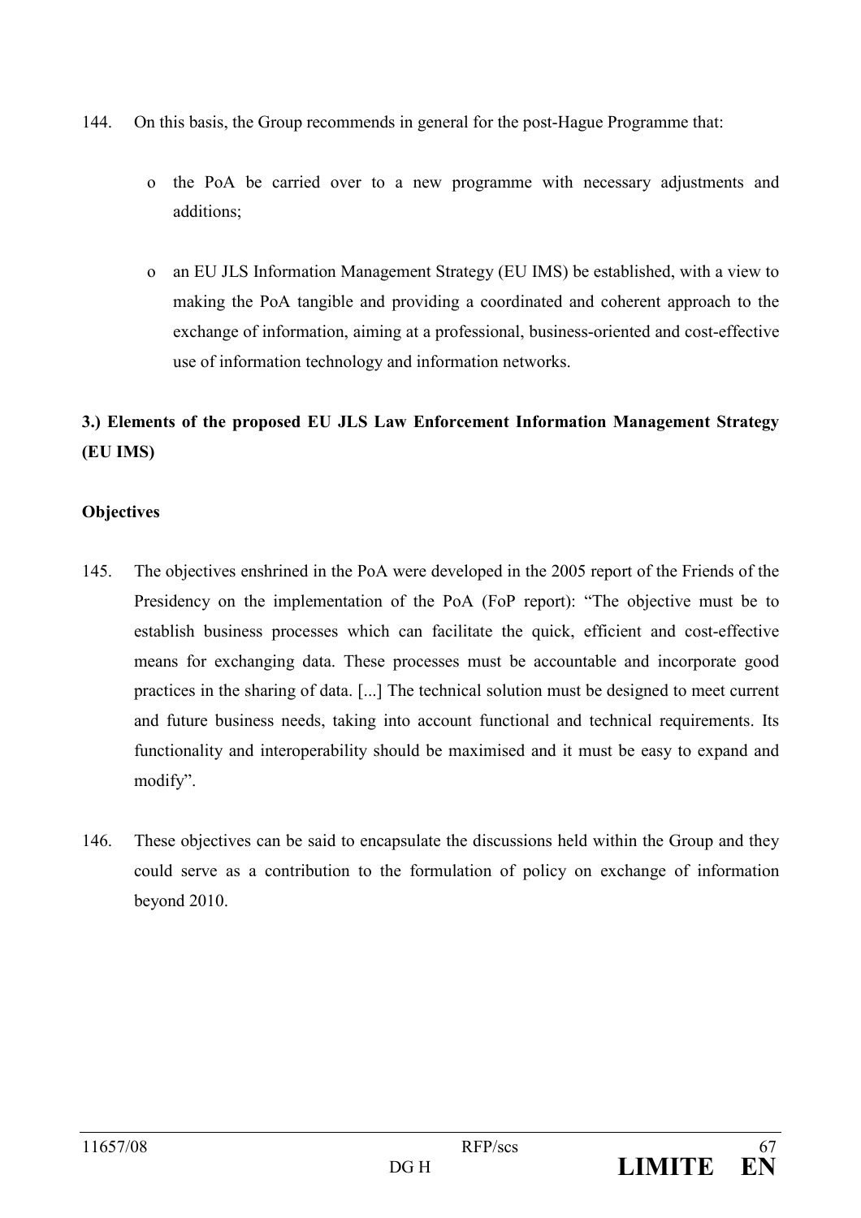144. On this basis, the Group recommends in general for the post-Hague Programme that:

   - the PoA be carried over to a new programme with necessary adjustments and additions;

   - an EU JLS Information Management Strategy (EU IMS) be established, with a view to making the PoA tangible and providing a coordinated and coherent approach to the exchange of information, aiming at a professional, business-oriented and cost-effective use of information technology and information networks.

### 3.) Elements of the proposed EU JLS Law Enforcement Information Management Strategy (EU IMS)

**Objectives**

145. The objectives enshrined in the PoA were developed in the 2005 report of the Friends of the Presidency on the implementation of the PoA (FoP report): "The objective must be to establish business processes which can facilitate the quick, efficient and cost-effective means for exchanging data. These processes must be accountable and incorporate good practices in the sharing of data. [...] The technical solution must be designed to meet current and future business needs, taking into account functional and technical requirements. Its functionality and interoperability should be maximised and it must be easy to expand and modify".

146. These objectives can be said to encapsulate the discussions held within the Group and they could serve as a contribution to the formulation of policy on exchange of information beyond 2010.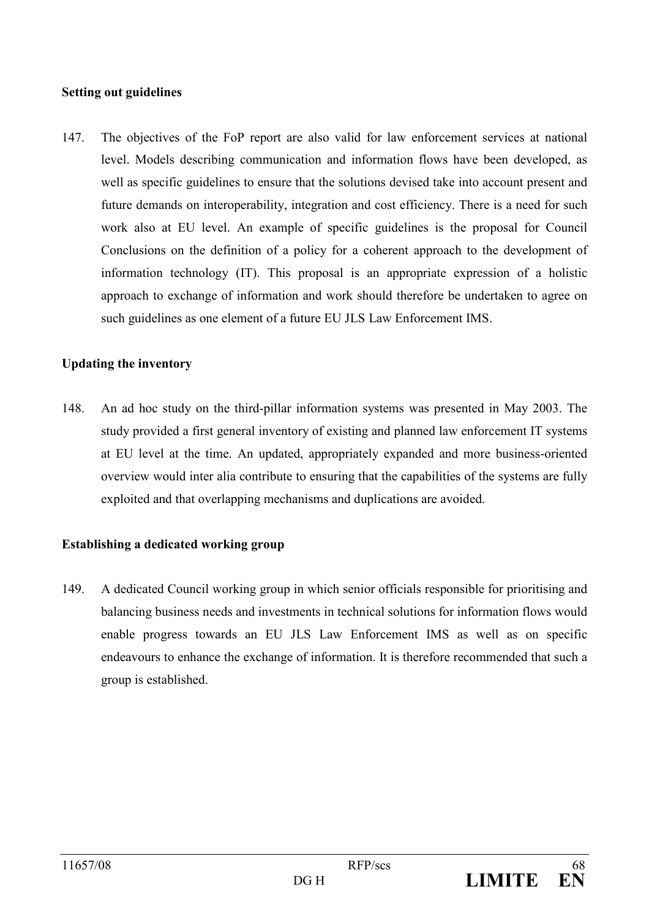**Setting out guidelines**

147. The objectives of the FoP report are also valid for law enforcement services at national level. Models describing communication and information flows have been developed, as well as specific guidelines to ensure that the solutions devised take into account present and future demands on interoperability, integration and cost efficiency. There is a need for such work also at EU level. An example of specific guidelines is the proposal for Council Conclusions on the definition of a policy for a coherent approach to the development of information technology (IT). This proposal is an appropriate expression of a holistic approach to exchange of information and work should therefore be undertaken to agree on such guidelines as one element of a future EU JLS Law Enforcement IMS.

**Updating the inventory**

148. An ad hoc study on the third-pillar information systems was presented in May 2003. The study provided a first general inventory of existing and planned law enforcement IT systems at EU level at the time. An updated, appropriately expanded and more business-oriented overview would inter alia contribute to ensuring that the capabilities of the systems are fully exploited and that overlapping mechanisms and duplications are avoided.

**Establishing a dedicated working group**

149. A dedicated Council working group in which senior officials responsible for prioritising and balancing business needs and investments in technical solutions for information flows would enable progress towards an EU JLS Law Enforcement IMS as well as on specific endeavours to enhance the exchange of information. It is therefore recommended that such a group is established.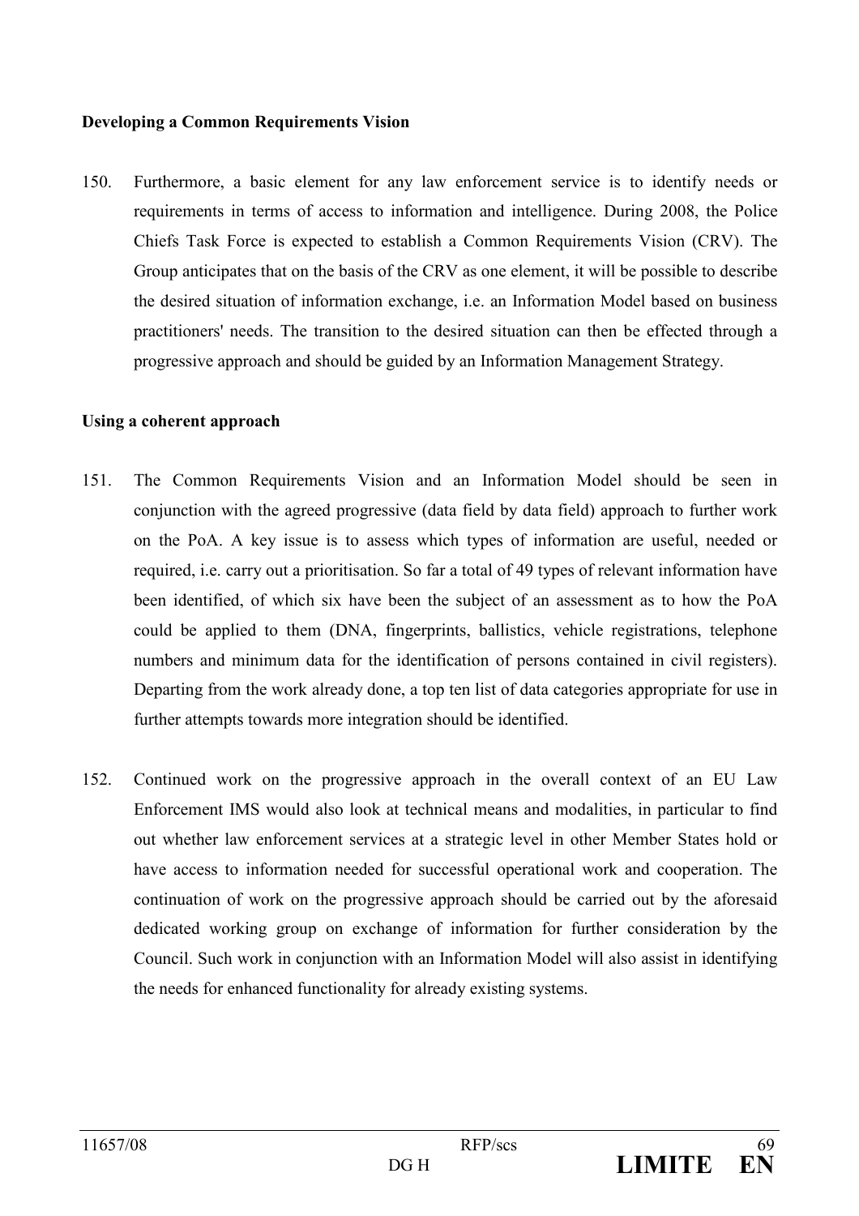**Developing a Common Requirements Vision**

150. Furthermore, a basic element for any law enforcement service is to identify needs or requirements in terms of access to information and intelligence. During 2008, the Police Chiefs Task Force is expected to establish a Common Requirements Vision (CRV). The Group anticipates that on the basis of the CRV as one element, it will be possible to describe the desired situation of information exchange, i.e. an Information Model based on business practitioners' needs. The transition to the desired situation can then be effected through a progressive approach and should be guided by an Information Management Strategy.

**Using a coherent approach**

151. The Common Requirements Vision and an Information Model should be seen in conjunction with the agreed progressive (data field by data field) approach to further work on the PoA. A key issue is to assess which types of information are useful, needed or required, i.e. carry out a prioritisation. So far a total of 49 types of relevant information have been identified, of which six have been the subject of an assessment as to how the PoA could be applied to them (DNA, fingerprints, ballistics, vehicle registrations, telephone numbers and minimum data for the identification of persons contained in civil registers). Departing from the work already done, a top ten list of data categories appropriate for use in further attempts towards more integration should be identified.

152. Continued work on the progressive approach in the overall context of an EU Law Enforcement IMS would also look at technical means and modalities, in particular to find out whether law enforcement services at a strategic level in other Member States hold or have access to information needed for successful operational work and cooperation. The continuation of work on the progressive approach should be carried out by the aforesaid dedicated working group on exchange of information for further consideration by the Council. Such work in conjunction with an Information Model will also assist in identifying the needs for enhanced functionality for already existing systems.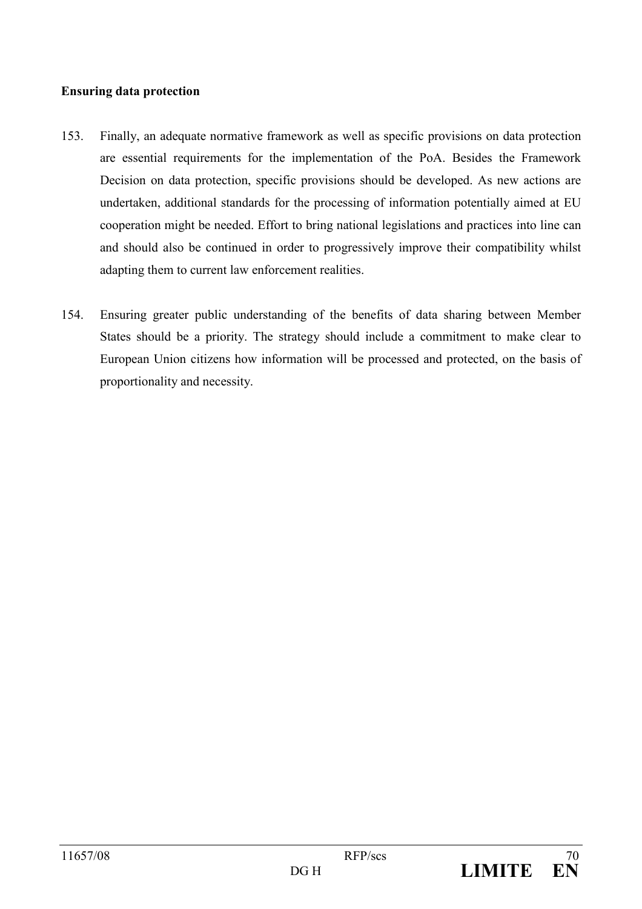**Ensuring data protection**

153. Finally, an adequate normative framework as well as specific provisions on data protection are essential requirements for the implementation of the PoA. Besides the Framework Decision on data protection, specific provisions should be developed. As new actions are undertaken, additional standards for the processing of information potentially aimed at EU cooperation might be needed. Effort to bring national legislations and practices into line can and should also be continued in order to progressively improve their compatibility whilst adapting them to current law enforcement realities.

154. Ensuring greater public understanding of the benefits of data sharing between Member States should be a priority. The strategy should include a commitment to make clear to European Union citizens how information will be processed and protected, on the basis of proportionality and necessity.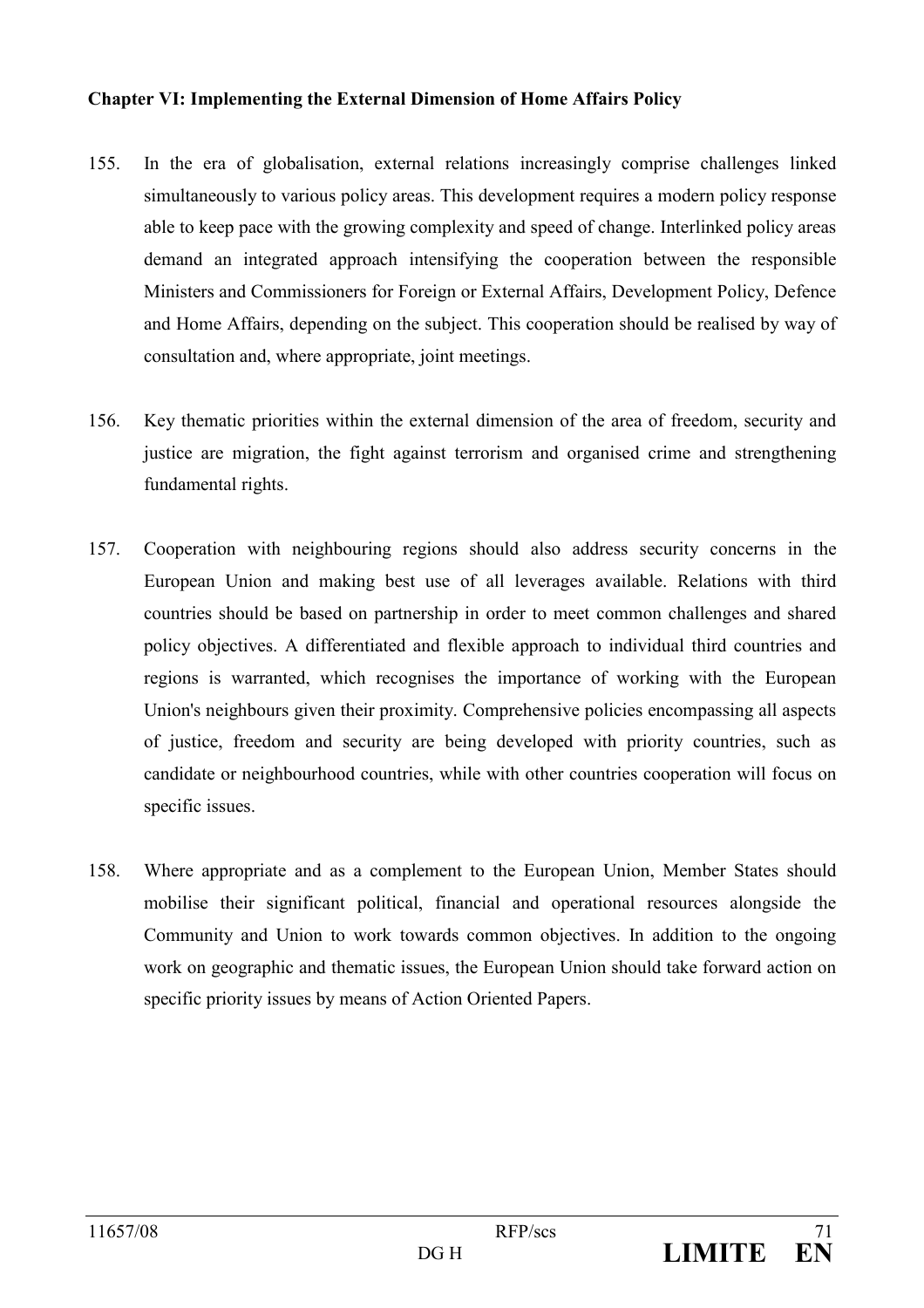**Chapter VI: Implementing the External Dimension of Home Affairs Policy**

155. In the era of globalisation, external relations increasingly comprise challenges linked simultaneously to various policy areas. This development requires a modern policy response able to keep pace with the growing complexity and speed of change. Interlinked policy areas demand an integrated approach intensifying the cooperation between the responsible Ministers and Commissioners for Foreign or External Affairs, Development Policy, Defence and Home Affairs, depending on the subject. This cooperation should be realised by way of consultation and, where appropriate, joint meetings.

156. Key thematic priorities within the external dimension of the area of freedom, security and justice are migration, the fight against terrorism and organised crime and strengthening fundamental rights.

157. Cooperation with neighbouring regions should also address security concerns in the European Union and making best use of all leverages available. Relations with third countries should be based on partnership in order to meet common challenges and shared policy objectives. A differentiated and flexible approach to individual third countries and regions is warranted, which recognises the importance of working with the European Union's neighbours given their proximity. Comprehensive policies encompassing all aspects of justice, freedom and security are being developed with priority countries, such as candidate or neighbourhood countries, while with other countries cooperation will focus on specific issues.

158. Where appropriate and as a complement to the European Union, Member States should mobilise their significant political, financial and operational resources alongside the Community and Union to work towards common objectives. In addition to the ongoing work on geographic and thematic issues, the European Union should take forward action on specific priority issues by means of Action Oriented Papers.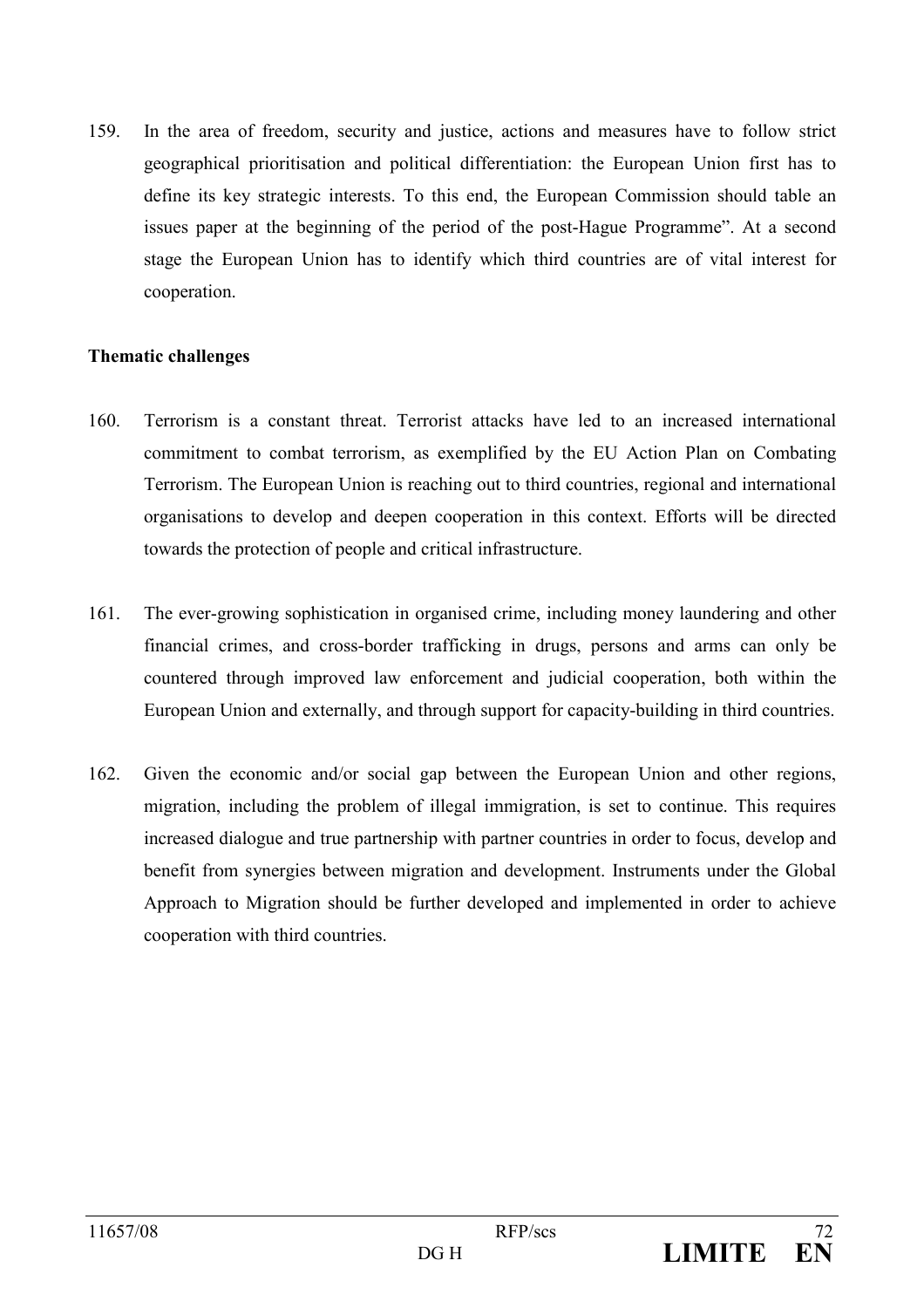159. In the area of freedom, security and justice, actions and measures have to follow strict geographical prioritisation and political differentiation: the European Union first has to define its key strategic interests. To this end, the European Commission should table an issues paper at the beginning of the period of the post-Hague Programme". At a second stage the European Union has to identify which third countries are of vital interest for cooperation.

**Thematic challenges**

160. Terrorism is a constant threat. Terrorist attacks have led to an increased international commitment to combat terrorism, as exemplified by the EU Action Plan on Combating Terrorism. The European Union is reaching out to third countries, regional and international organisations to develop and deepen cooperation in this context. Efforts will be directed towards the protection of people and critical infrastructure.

161. The ever-growing sophistication in organised crime, including money laundering and other financial crimes, and cross-border trafficking in drugs, persons and arms can only be countered through improved law enforcement and judicial cooperation, both within the European Union and externally, and through support for capacity-building in third countries.

162. Given the economic and/or social gap between the European Union and other regions, migration, including the problem of illegal immigration, is set to continue. This requires increased dialogue and true partnership with partner countries in order to focus, develop and benefit from synergies between migration and development. Instruments under the Global Approach to Migration should be further developed and implemented in order to achieve cooperation with third countries.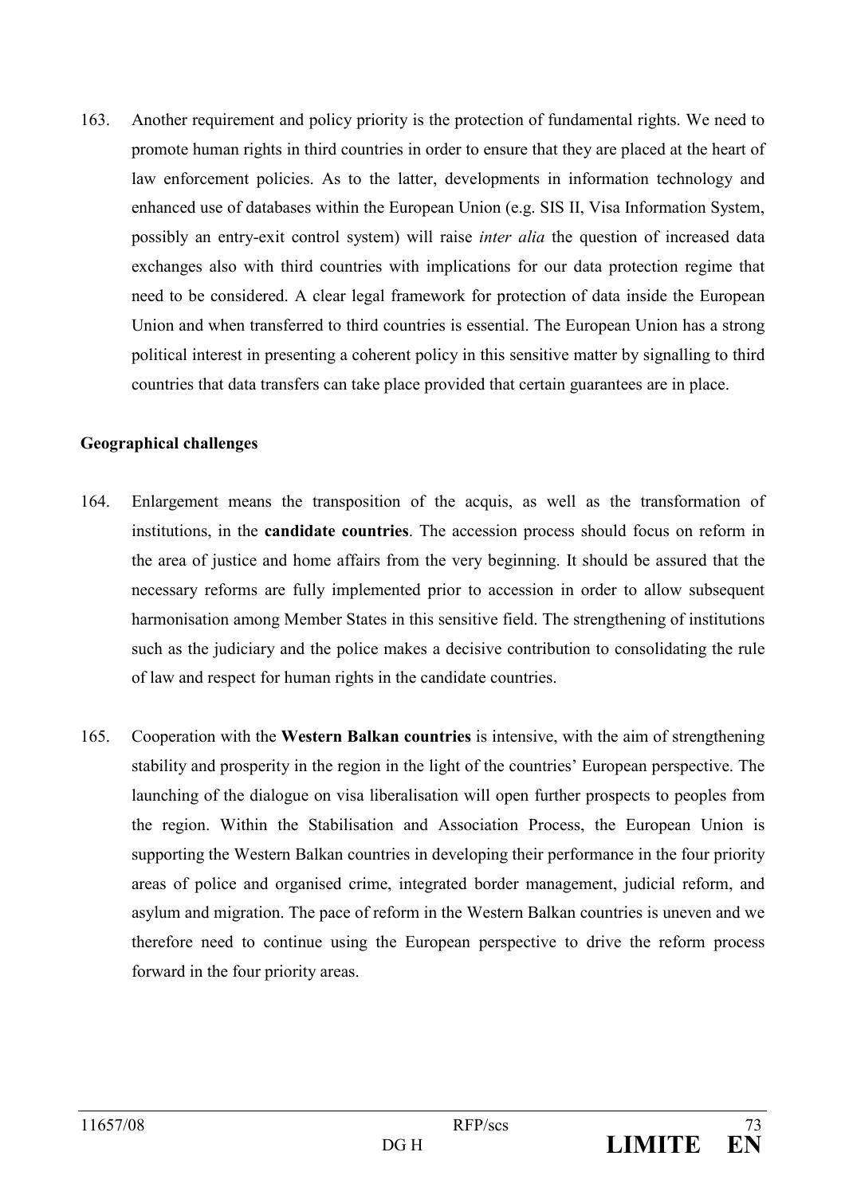163. Another requirement and policy priority is the protection of fundamental rights. We need to promote human rights in third countries in order to ensure that they are placed at the heart of law enforcement policies. As to the latter, developments in information technology and enhanced use of databases within the European Union (e.g. SIS II, Visa Information System, possibly an entry-exit control system) will raise *inter alia* the question of increased data exchanges also with third countries with implications for our data protection regime that need to be considered. A clear legal framework for protection of data inside the European Union and when transferred to third countries is essential. The European Union has a strong political interest in presenting a coherent policy in this sensitive matter by signalling to third countries that data transfers can take place provided that certain guarantees are in place.

**Geographical challenges**

164. Enlargement means the transposition of the acquis, as well as the transformation of institutions, in the **candidate countries**. The accession process should focus on reform in the area of justice and home affairs from the very beginning. It should be assured that the necessary reforms are fully implemented prior to accession in order to allow subsequent harmonisation among Member States in this sensitive field. The strengthening of institutions such as the judiciary and the police makes a decisive contribution to consolidating the rule of law and respect for human rights in the candidate countries.

165. Cooperation with the **Western Balkan countries** is intensive, with the aim of strengthening stability and prosperity in the region in the light of the countries' European perspective. The launching of the dialogue on visa liberalisation will open further prospects to peoples from the region. Within the Stabilisation and Association Process, the European Union is supporting the Western Balkan countries in developing their performance in the four priority areas of police and organised crime, integrated border management, judicial reform, and asylum and migration. The pace of reform in the Western Balkan countries is uneven and we therefore need to continue using the European perspective to drive the reform process forward in the four priority areas.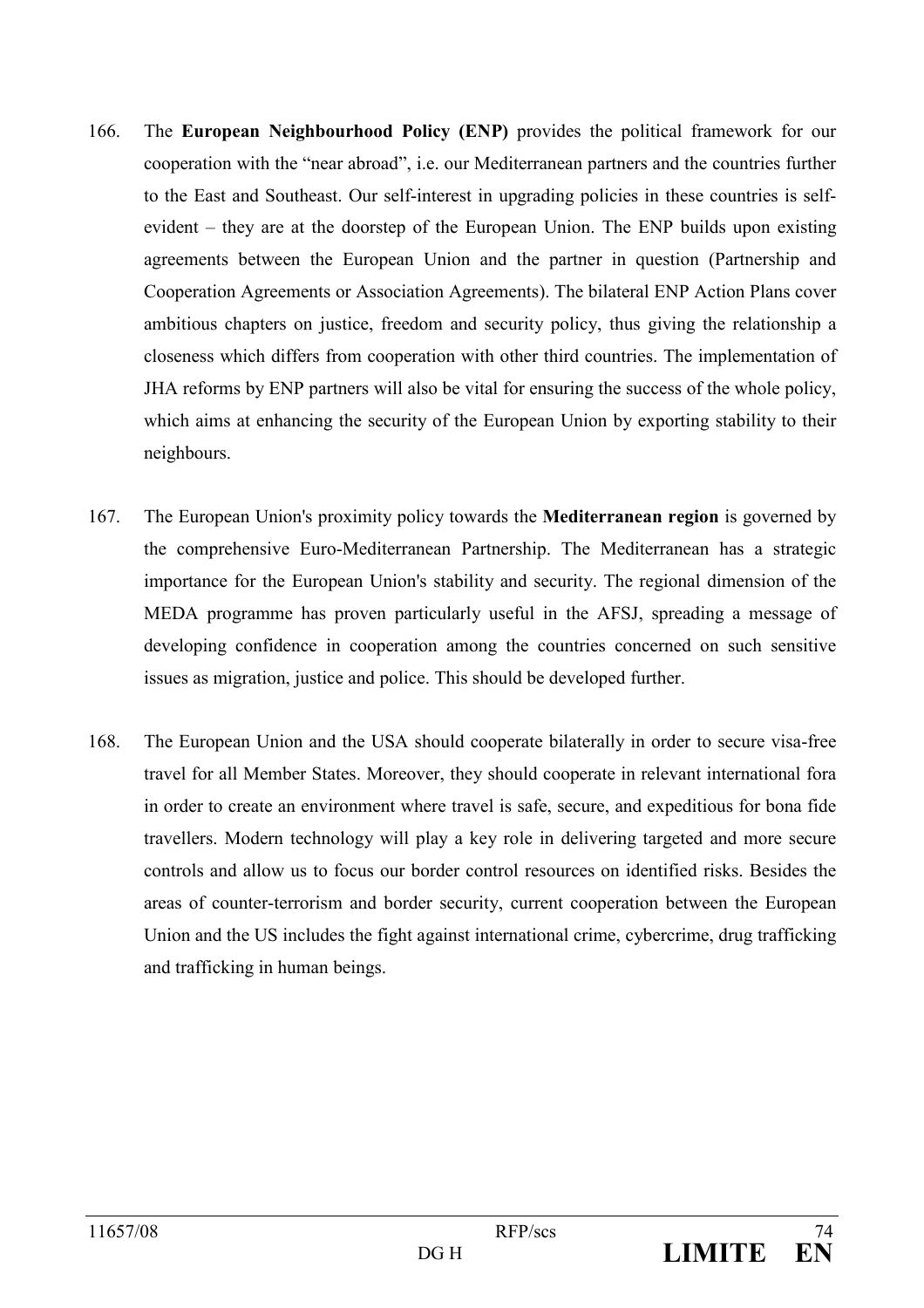166. The **European Neighbourhood Policy (ENP)** provides the political framework for our cooperation with the "near abroad", i.e. our Mediterranean partners and the countries further to the East and Southeast. Our self-interest in upgrading policies in these countries is self-evident – they are at the doorstep of the European Union. The ENP builds upon existing agreements between the European Union and the partner in question (Partnership and Cooperation Agreements or Association Agreements). The bilateral ENP Action Plans cover ambitious chapters on justice, freedom and security policy, thus giving the relationship a closeness which differs from cooperation with other third countries. The implementation of JHA reforms by ENP partners will also be vital for ensuring the success of the whole policy, which aims at enhancing the security of the European Union by exporting stability to their neighbours.

167. The European Union's proximity policy towards the **Mediterranean region** is governed by the comprehensive Euro-Mediterranean Partnership. The Mediterranean has a strategic importance for the European Union's stability and security. The regional dimension of the MEDA programme has proven particularly useful in the AFSJ, spreading a message of developing confidence in cooperation among the countries concerned on such sensitive issues as migration, justice and police. This should be developed further.

168. The European Union and the USA should cooperate bilaterally in order to secure visa-free travel for all Member States. Moreover, they should cooperate in relevant international fora in order to create an environment where travel is safe, secure, and expeditious for bona fide travellers. Modern technology will play a key role in delivering targeted and more secure controls and allow us to focus our border control resources on identified risks. Besides the areas of counter-terrorism and border security, current cooperation between the European Union and the US includes the fight against international crime, cybercrime, drug trafficking and trafficking in human beings.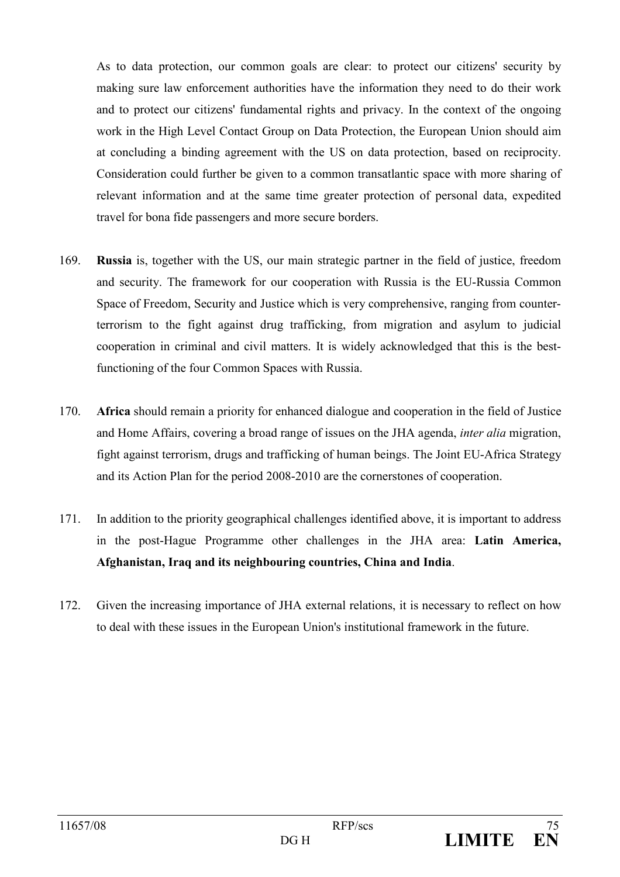As to data protection, our common goals are clear: to protect our citizens' security by making sure law enforcement authorities have the information they need to do their work and to protect our citizens' fundamental rights and privacy. In the context of the ongoing work in the High Level Contact Group on Data Protection, the European Union should aim at concluding a binding agreement with the US on data protection, based on reciprocity. Consideration could further be given to a common transatlantic space with more sharing of relevant information and at the same time greater protection of personal data, expedited travel for bona fide passengers and more secure borders.

169. **Russia** is, together with the US, our main strategic partner in the field of justice, freedom and security. The framework for our cooperation with Russia is the EU-Russia Common Space of Freedom, Security and Justice which is very comprehensive, ranging from counter-terrorism to the fight against drug trafficking, from migration and asylum to judicial cooperation in criminal and civil matters. It is widely acknowledged that this is the best-functioning of the four Common Spaces with Russia.

170. **Africa** should remain a priority for enhanced dialogue and cooperation in the field of Justice and Home Affairs, covering a broad range of issues on the JHA agenda, *inter alia* migration, fight against terrorism, drugs and trafficking of human beings. The Joint EU-Africa Strategy and its Action Plan for the period 2008-2010 are the cornerstones of cooperation.

171. In addition to the priority geographical challenges identified above, it is important to address in the post-Hague Programme other challenges in the JHA area: **Latin America, Afghanistan, Iraq and its neighbouring countries, China and India**.

172. Given the increasing importance of JHA external relations, it is necessary to reflect on how to deal with these issues in the European Union's institutional framework in the future.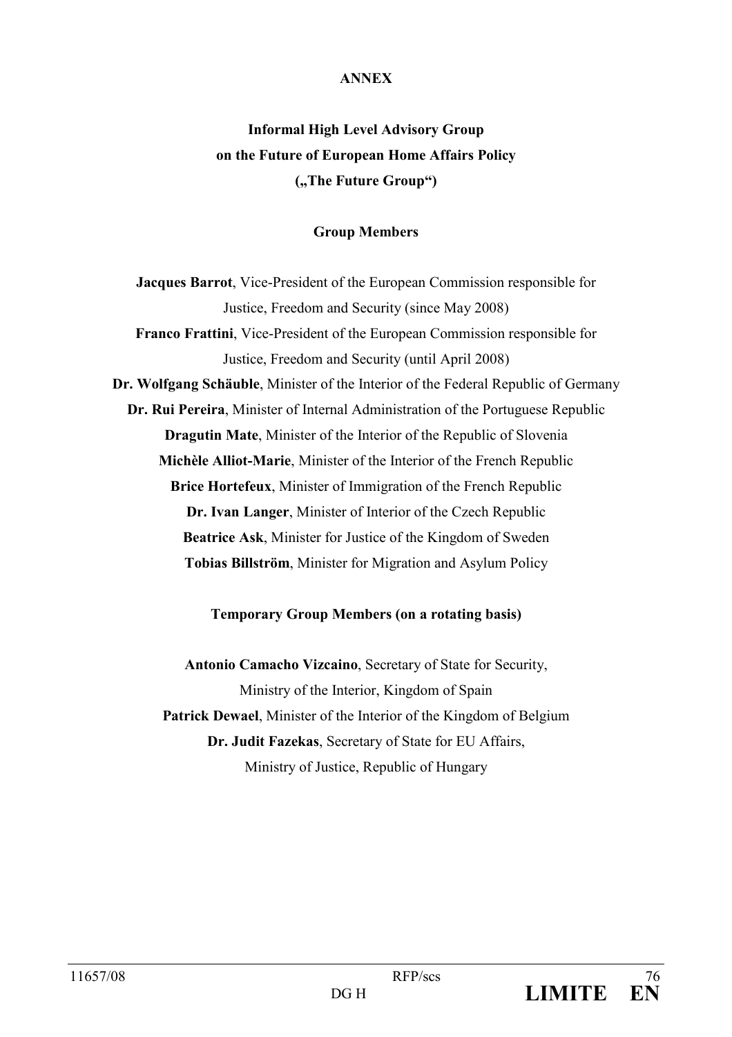**ANNEX**

# Informal High Level Advisory Group on the Future of European Home Affairs Policy („The Future Group")

## Group Members

**Jacques Barrot**, Vice-President of the European Commission responsible for Justice, Freedom and Security (since May 2008)

**Franco Frattini**, Vice-President of the European Commission responsible for Justice, Freedom and Security (until April 2008)

**Dr. Wolfgang Schäuble**, Minister of the Interior of the Federal Republic of Germany

**Dr. Rui Pereira**, Minister of Internal Administration of the Portuguese Republic

**Dragutin Mate**, Minister of the Interior of the Republic of Slovenia

**Michèle Alliot-Marie**, Minister of the Interior of the French Republic

**Brice Hortefeux**, Minister of Immigration of the French Republic

**Dr. Ivan Langer**, Minister of Interior of the Czech Republic

**Beatrice Ask**, Minister for Justice of the Kingdom of Sweden

**Tobias Billström**, Minister for Migration and Asylum Policy

## Temporary Group Members (on a rotating basis)

**Antonio Camacho Vizcaino**, Secretary of State for Security, Ministry of the Interior, Kingdom of Spain

**Patrick Dewael**, Minister of the Interior of the Kingdom of Belgium

**Dr. Judit Fazekas**, Secretary of State for EU Affairs, Ministry of Justice, Republic of Hungary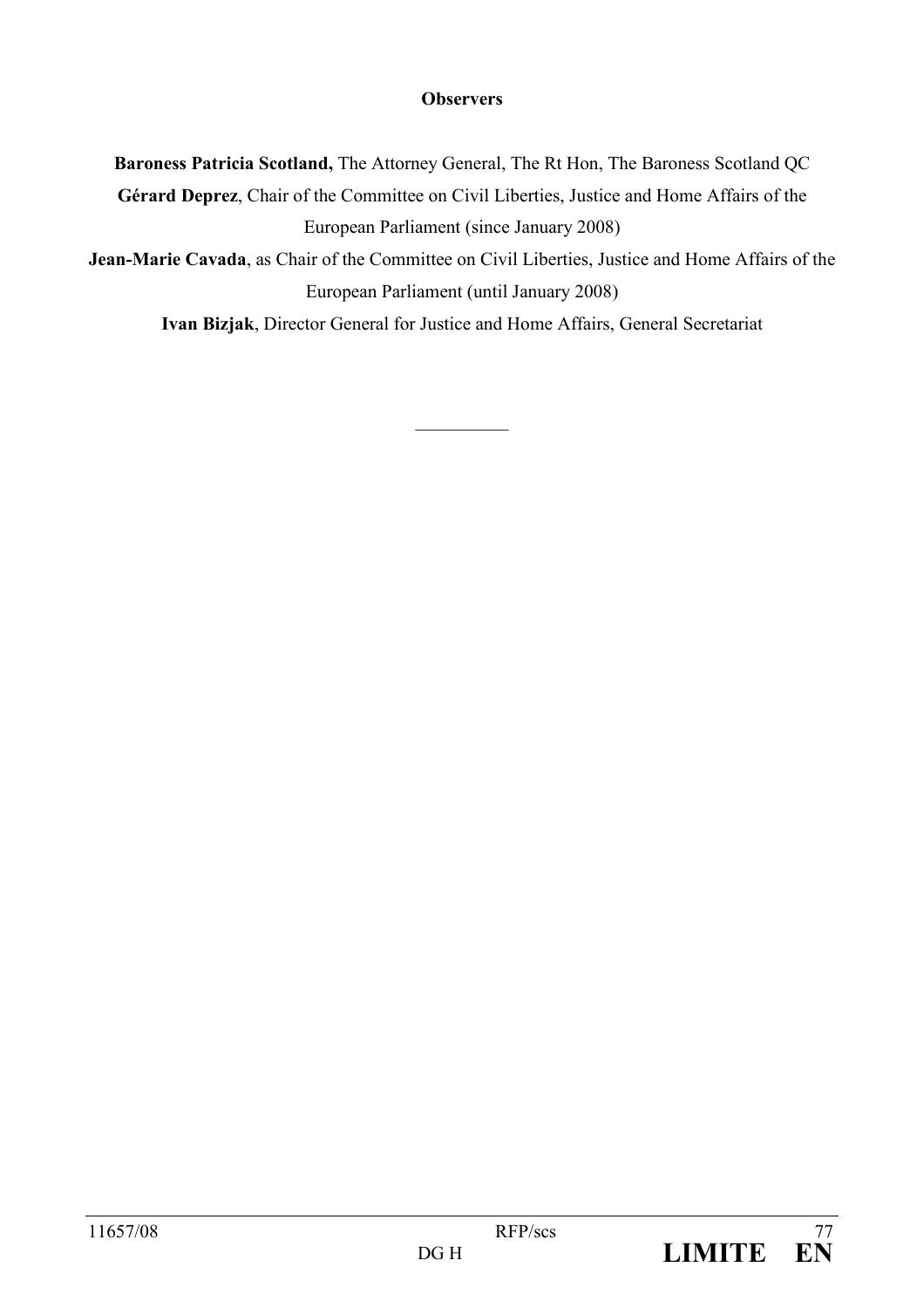**Observers**

**Baroness Patricia Scotland,** The Attorney General, The Rt Hon, The Baroness Scotland QC

**Gérard Deprez**, Chair of the Committee on Civil Liberties, Justice and Home Affairs of the European Parliament (since January 2008)

**Jean-Marie Cavada**, as Chair of the Committee on Civil Liberties, Justice and Home Affairs of the European Parliament (until January 2008)

**Ivan Bizjak**, Director General for Justice and Home Affairs, General Secretariat

\_\_\_\_\_\_\_\_\_\_\_\_